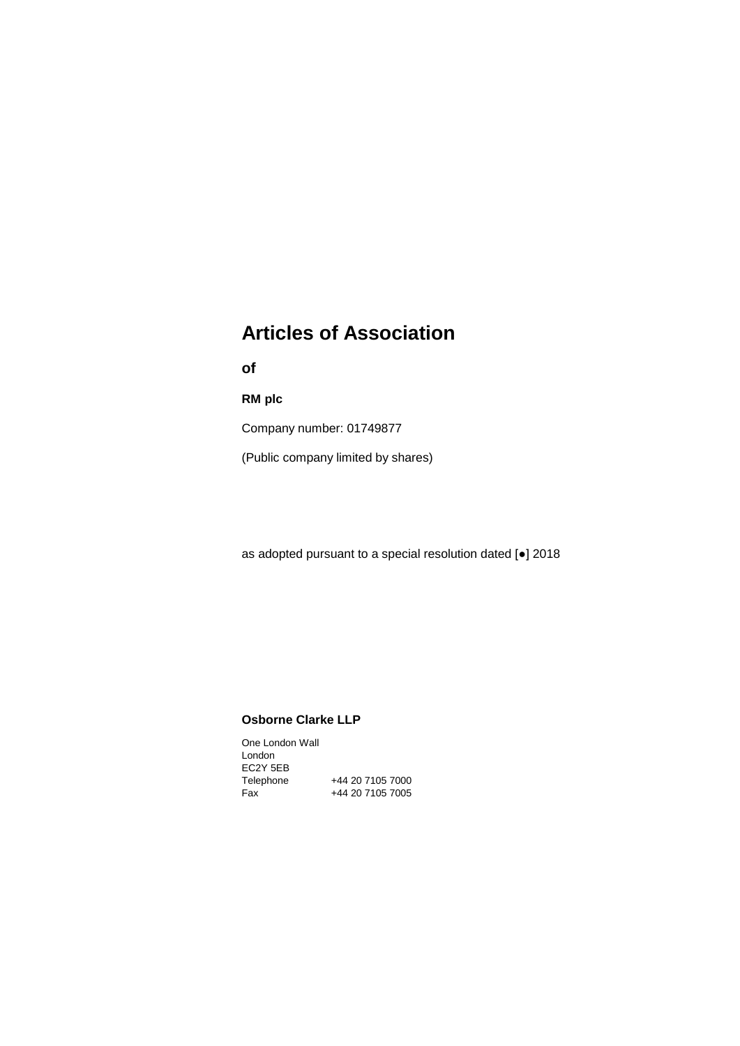# Articles of Association

**of**

**RM plc**

Company number: 01749877

(Public company limited by shares)

as adopted pursuant to a special resolution dated [●] 2018

**Osborne Clarke LLP**

One London Wall
London
EC2Y 5EB
Telephone +44 20 7105 7000
Fax +44 20 7105 7005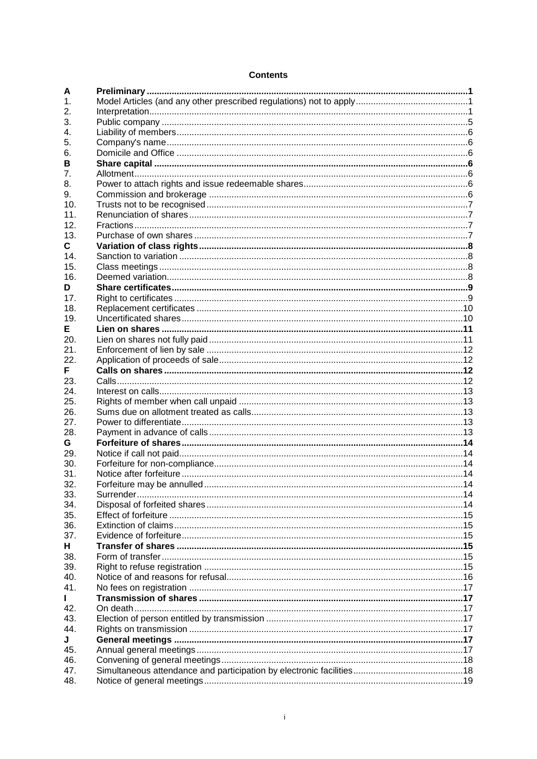# Contents

| | | |
|---|---|---|
| **A** | **Preliminary** | **1** |
| 1. | Model Articles (and any other prescribed regulations) not to apply | 1 |
| 2. | Interpretation | 1 |
| 3. | Public company | 5 |
| 4. | Liability of members | 6 |
| 5. | Company's name | 6 |
| 6. | Domicile and Office | 6 |
| **B** | **Share capital** | **6** |
| 7. | Allotment | 6 |
| 8. | Power to attach rights and issue redeemable shares | 6 |
| 9. | Commission and brokerage | 6 |
| 10. | Trusts not to be recognised | 7 |
| 11. | Renunciation of shares | 7 |
| 12. | Fractions | 7 |
| 13. | Purchase of own shares | 7 |
| **C** | **Variation of class rights** | **8** |
| 14. | Sanction to variation | 8 |
| 15. | Class meetings | 8 |
| 16. | Deemed variation | 8 |
| **D** | **Share certificates** | **9** |
| 17. | Right to certificates | 9 |
| 18. | Replacement certificates | 10 |
| 19. | Uncertificated shares | 10 |
| **E** | **Lien on shares** | **11** |
| 20. | Lien on shares not fully paid | 11 |
| 21. | Enforcement of lien by sale | 12 |
| 22. | Application of proceeds of sale | 12 |
| **F** | **Calls on shares** | **12** |
| 23. | Calls | 12 |
| 24. | Interest on calls | 13 |
| 25. | Rights of member when call unpaid | 13 |
| 26. | Sums due on allotment treated as calls | 13 |
| 27. | Power to differentiate | 13 |
| 28. | Payment in advance of calls | 13 |
| **G** | **Forfeiture of shares** | **14** |
| 29. | Notice if call not paid | 14 |
| 30. | Forfeiture for non-compliance | 14 |
| 31. | Notice after forfeiture | 14 |
| 32. | Forfeiture may be annulled | 14 |
| 33. | Surrender | 14 |
| 34. | Disposal of forfeited shares | 14 |
| 35. | Effect of forfeiture | 15 |
| 36. | Extinction of claims | 15 |
| 37. | Evidence of forfeiture | 15 |
| **H** | **Transfer of shares** | **15** |
| 38. | Form of transfer | 15 |
| 39. | Right to refuse registration | 15 |
| 40. | Notice of and reasons for refusal | 16 |
| 41. | No fees on registration | 17 |
| **I** | **Transmission of shares** | **17** |
| 42. | On death | 17 |
| 43. | Election of person entitled by transmission | 17 |
| 44. | Rights on transmission | 17 |
| **J** | **General meetings** | **17** |
| 45. | Annual general meetings | 17 |
| 46. | Convening of general meetings | 18 |
| 47. | Simultaneous attendance and participation by electronic facilities | 18 |
| 48. | Notice of general meetings | 19 |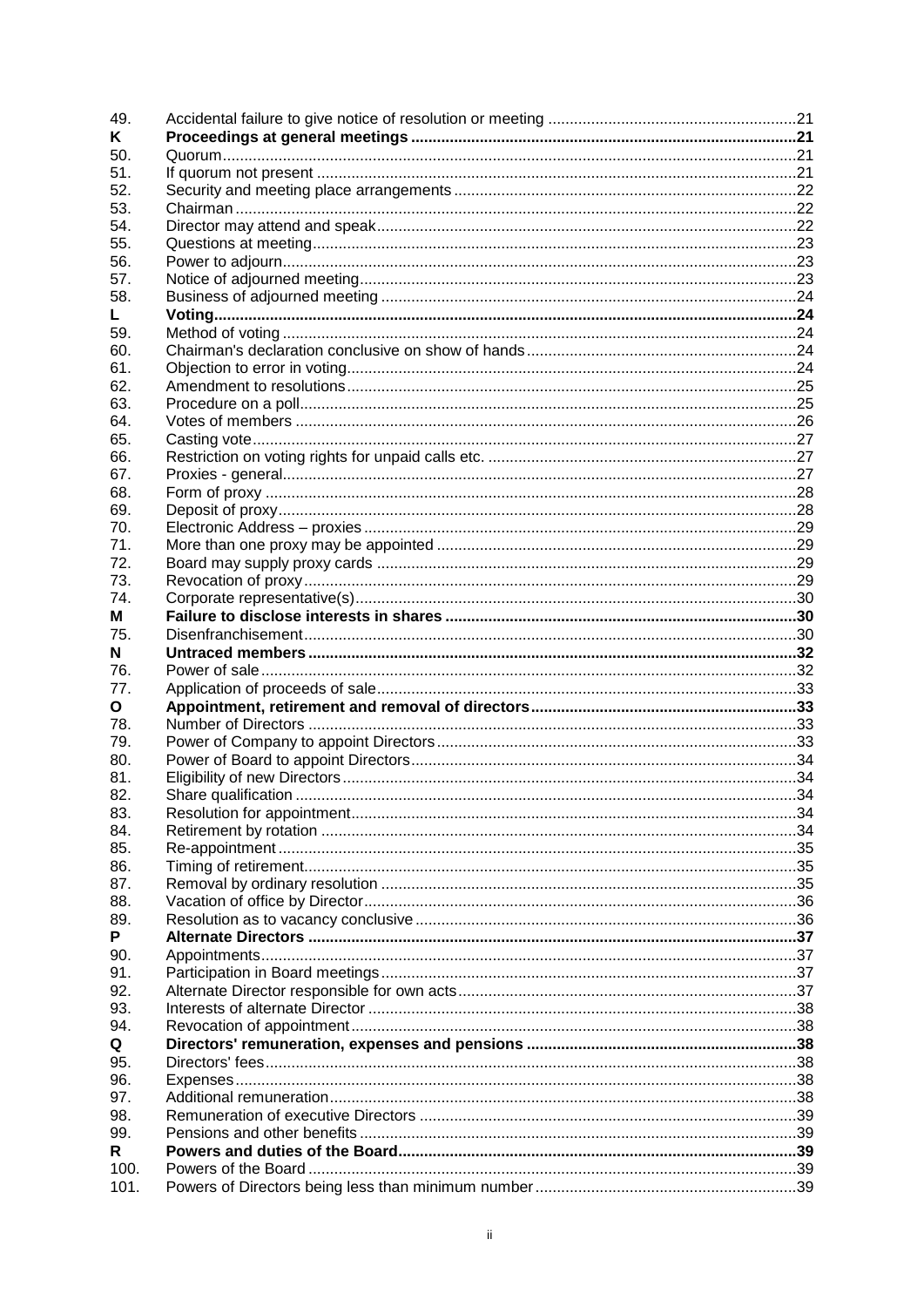| | | |
|---|---|---|
| 49. | Accidental failure to give notice of resolution or meeting | 21 |
| **K** | **Proceedings at general meetings** | **21** |
| 50. | Quorum | 21 |
| 51. | If quorum not present | 21 |
| 52. | Security and meeting place arrangements | 22 |
| 53. | Chairman | 22 |
| 54. | Director may attend and speak | 22 |
| 55. | Questions at meeting | 23 |
| 56. | Power to adjourn | 23 |
| 57. | Notice of adjourned meeting | 23 |
| 58. | Business of adjourned meeting | 24 |
| **L** | **Voting** | **24** |
| 59. | Method of voting | 24 |
| 60. | Chairman's declaration conclusive on show of hands | 24 |
| 61. | Objection to error in voting | 24 |
| 62. | Amendment to resolutions | 25 |
| 63. | Procedure on a poll | 25 |
| 64. | Votes of members | 26 |
| 65. | Casting vote | 27 |
| 66. | Restriction on voting rights for unpaid calls etc. | 27 |
| 67. | Proxies - general | 27 |
| 68. | Form of proxy | 28 |
| 69. | Deposit of proxy | 28 |
| 70. | Electronic Address – proxies | 29 |
| 71. | More than one proxy may be appointed | 29 |
| 72. | Board may supply proxy cards | 29 |
| 73. | Revocation of proxy | 29 |
| 74. | Corporate representative(s) | 30 |
| **M** | **Failure to disclose interests in shares** | **30** |
| 75. | Disenfranchisement | 30 |
| **N** | **Untraced members** | **32** |
| 76. | Power of sale | 32 |
| 77. | Application of proceeds of sale | 33 |
| **O** | **Appointment, retirement and removal of directors** | **33** |
| 78. | Number of Directors | 33 |
| 79. | Power of Company to appoint Directors | 33 |
| 80. | Power of Board to appoint Directors | 34 |
| 81. | Eligibility of new Directors | 34 |
| 82. | Share qualification | 34 |
| 83. | Resolution for appointment | 34 |
| 84. | Retirement by rotation | 34 |
| 85. | Re-appointment | 35 |
| 86. | Timing of retirement | 35 |
| 87. | Removal by ordinary resolution | 35 |
| 88. | Vacation of office by Director | 36 |
| 89. | Resolution as to vacancy conclusive | 36 |
| **P** | **Alternate Directors** | **37** |
| 90. | Appointments | 37 |
| 91. | Participation in Board meetings | 37 |
| 92. | Alternate Director responsible for own acts | 37 |
| 93. | Interests of alternate Director | 38 |
| 94. | Revocation of appointment | 38 |
| **Q** | **Directors' remuneration, expenses and pensions** | **38** |
| 95. | Directors' fees | 38 |
| 96. | Expenses | 38 |
| 97. | Additional remuneration | 38 |
| 98. | Remuneration of executive Directors | 39 |
| 99. | Pensions and other benefits | 39 |
| **R** | **Powers and duties of the Board** | **39** |
| 100. | Powers of the Board | 39 |
| 101. | Powers of Directors being less than minimum number | 39 |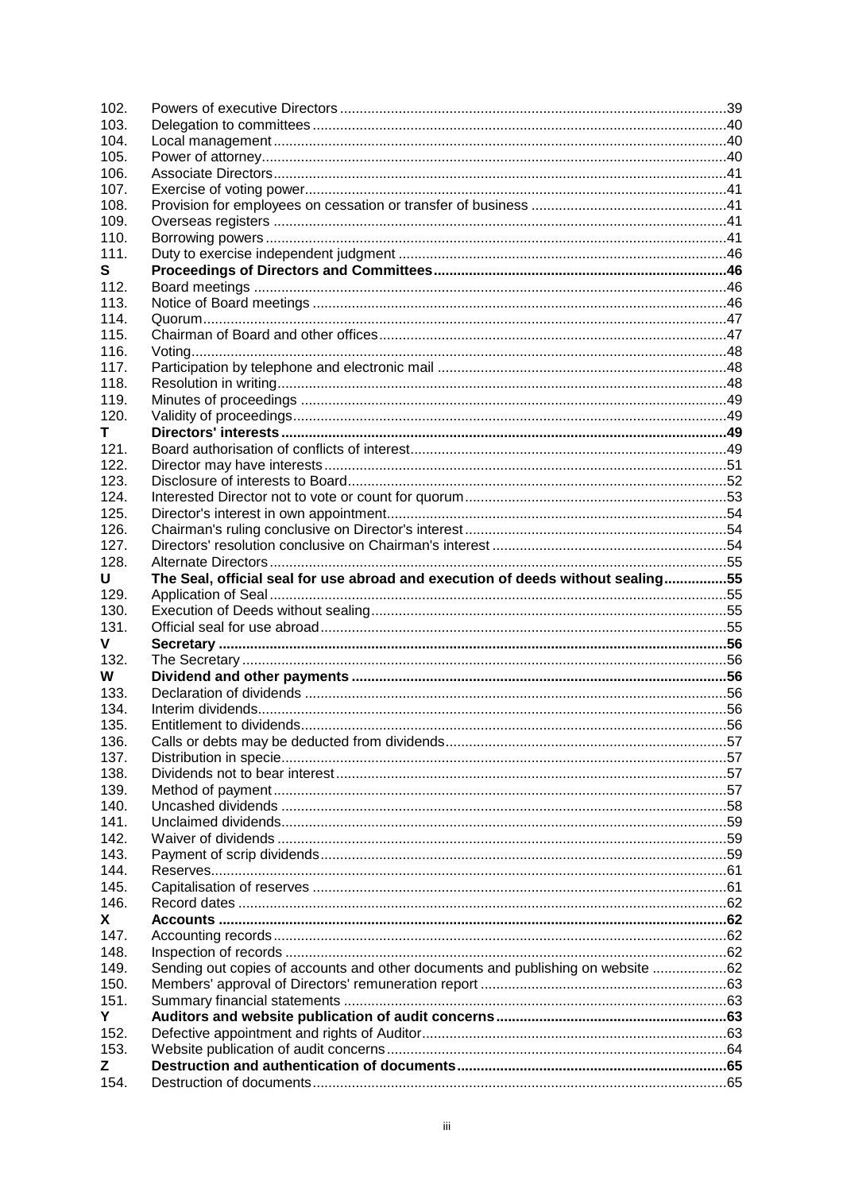| | | |
|---|---|---|
| 102. | Powers of executive Directors | 39 |
| 103. | Delegation to committees | 40 |
| 104. | Local management | 40 |
| 105. | Power of attorney | 40 |
| 106. | Associate Directors | 41 |
| 107. | Exercise of voting power | 41 |
| 108. | Provision for employees on cessation or transfer of business | 41 |
| 109. | Overseas registers | 41 |
| 110. | Borrowing powers | 41 |
| 111. | Duty to exercise independent judgment | 46 |
| **S** | **Proceedings of Directors and Committees** | **46** |
| 112. | Board meetings | 46 |
| 113. | Notice of Board meetings | 46 |
| 114. | Quorum | 47 |
| 115. | Chairman of Board and other offices | 47 |
| 116. | Voting | 48 |
| 117. | Participation by telephone and electronic mail | 48 |
| 118. | Resolution in writing | 48 |
| 119. | Minutes of proceedings | 49 |
| 120. | Validity of proceedings | 49 |
| **T** | **Directors' interests** | **49** |
| 121. | Board authorisation of conflicts of interest | 49 |
| 122. | Director may have interests | 51 |
| 123. | Disclosure of interests to Board | 52 |
| 124. | Interested Director not to vote or count for quorum | 53 |
| 125. | Director's interest in own appointment | 54 |
| 126. | Chairman's ruling conclusive on Director's interest | 54 |
| 127. | Directors' resolution conclusive on Chairman's interest | 54 |
| 128. | Alternate Directors | 55 |
| **U** | **The Seal, official seal for use abroad and execution of deeds without sealing** | **55** |
| 129. | Application of Seal | 55 |
| 130. | Execution of Deeds without sealing | 55 |
| 131. | Official seal for use abroad | 55 |
| **V** | **Secretary** | **56** |
| 132. | The Secretary | 56 |
| **W** | **Dividend and other payments** | **56** |
| 133. | Declaration of dividends | 56 |
| 134. | Interim dividends | 56 |
| 135. | Entitlement to dividends | 56 |
| 136. | Calls or debts may be deducted from dividends | 57 |
| 137. | Distribution in specie | 57 |
| 138. | Dividends not to bear interest | 57 |
| 139. | Method of payment | 57 |
| 140. | Uncashed dividends | 58 |
| 141. | Unclaimed dividends | 59 |
| 142. | Waiver of dividends | 59 |
| 143. | Payment of scrip dividends | 59 |
| 144. | Reserves | 61 |
| 145. | Capitalisation of reserves | 61 |
| 146. | Record dates | 62 |
| **X** | **Accounts** | **62** |
| 147. | Accounting records | 62 |
| 148. | Inspection of records | 62 |
| 149. | Sending out copies of accounts and other documents and publishing on website | 62 |
| 150. | Members' approval of Directors' remuneration report | 63 |
| 151. | Summary financial statements | 63 |
| **Y** | **Auditors and website publication of audit concerns** | **63** |
| 152. | Defective appointment and rights of Auditor | 63 |
| 153. | Website publication of audit concerns | 64 |
| **Z** | **Destruction and authentication of documents** | **65** |
| 154. | Destruction of documents | 65 |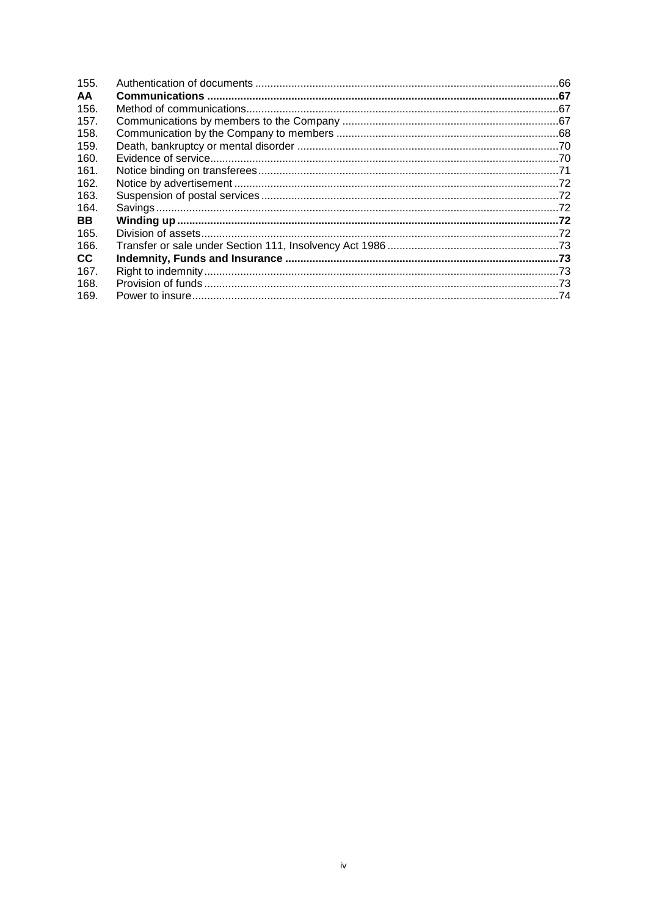| | | |
|---|---|---|
| 155. | Authentication of documents | 66 |
| **AA** | **Communications** | **67** |
| 156. | Method of communications | 67 |
| 157. | Communications by members to the Company | 67 |
| 158. | Communication by the Company to members | 68 |
| 159. | Death, bankruptcy or mental disorder | 70 |
| 160. | Evidence of service | 70 |
| 161. | Notice binding on transferees | 71 |
| 162. | Notice by advertisement | 72 |
| 163. | Suspension of postal services | 72 |
| 164. | Savings | 72 |
| **BB** | **Winding up** | **72** |
| 165. | Division of assets | 72 |
| 166. | Transfer or sale under Section 111, Insolvency Act 1986 | 73 |
| **CC** | **Indemnity, Funds and Insurance** | **73** |
| 167. | Right to indemnity | 73 |
| 168. | Provision of funds | 73 |
| 169. | Power to insure | 74 |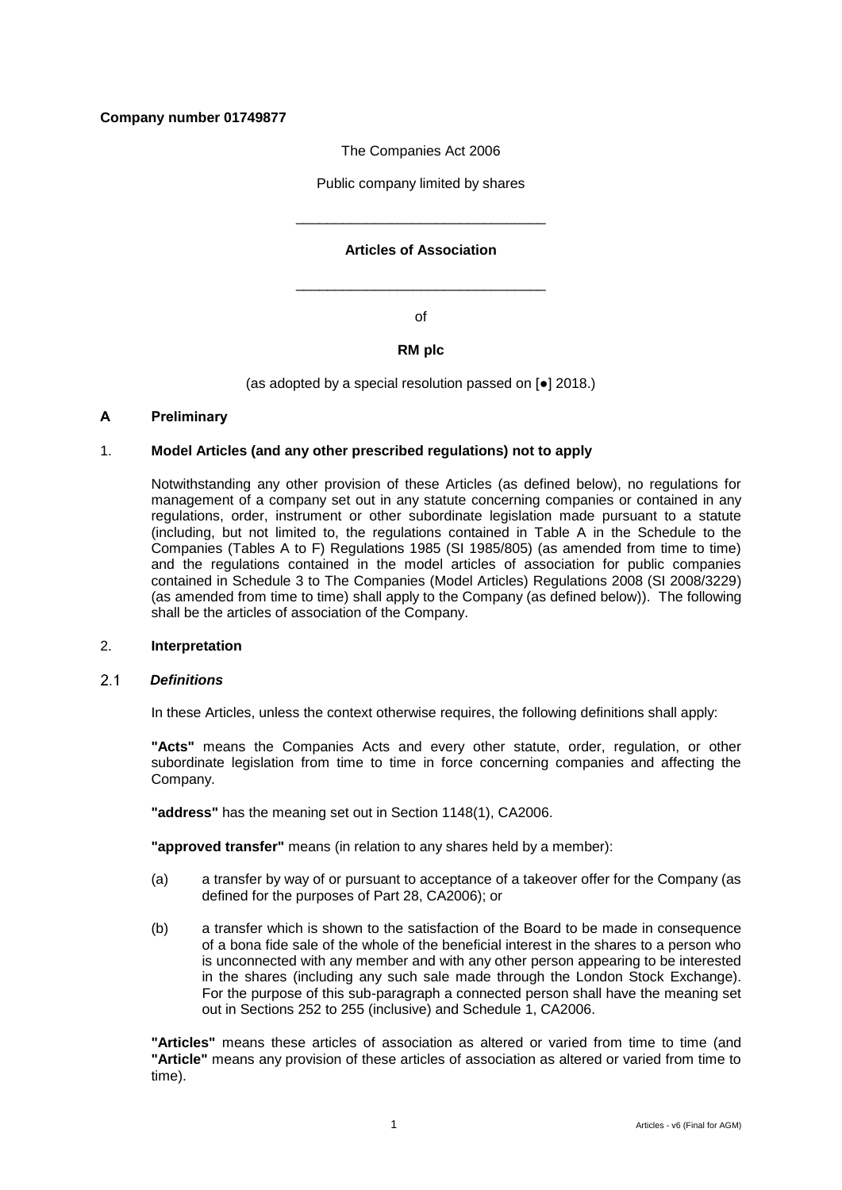**Company number 01749877**

The Companies Act 2006

Public company limited by shares

\_\_\_\_\_\_\_\_\_\_\_\_\_\_\_\_\_\_\_\_\_\_\_\_\_\_\_\_\_\_\_\_

**Articles of Association**

\_\_\_\_\_\_\_\_\_\_\_\_\_\_\_\_\_\_\_\_\_\_\_\_\_\_\_\_\_\_\_\_

of

**RM plc**

(as adopted by a special resolution passed on [●] 2018.)

## A Preliminary

### 1. Model Articles (and any other prescribed regulations) not to apply

Notwithstanding any other provision of these Articles (as defined below), no regulations for management of a company set out in any statute concerning companies or contained in any regulations, order, instrument or other subordinate legislation made pursuant to a statute (including, but not limited to, the regulations contained in Table A in the Schedule to the Companies (Tables A to F) Regulations 1985 (SI 1985/805) (as amended from time to time) and the regulations contained in the model articles of association for public companies contained in Schedule 3 to The Companies (Model Articles) Regulations 2008 (SI 2008/3229) (as amended from time to time) shall apply to the Company (as defined below)). The following shall be the articles of association of the Company.

### 2. Interpretation

#### 2.1 *Definitions*

In these Articles, unless the context otherwise requires, the following definitions shall apply:

**"Acts"** means the Companies Acts and every other statute, order, regulation, or other subordinate legislation from time to time in force concerning companies and affecting the Company.

**"address"** has the meaning set out in Section 1148(1), CA2006.

**"approved transfer"** means (in relation to any shares held by a member):

(a) a transfer by way of or pursuant to acceptance of a takeover offer for the Company (as defined for the purposes of Part 28, CA2006); or

(b) a transfer which is shown to the satisfaction of the Board to be made in consequence of a bona fide sale of the whole of the beneficial interest in the shares to a person who is unconnected with any member and with any other person appearing to be interested in the shares (including any such sale made through the London Stock Exchange). For the purpose of this sub-paragraph a connected person shall have the meaning set out in Sections 252 to 255 (inclusive) and Schedule 1, CA2006.

**"Articles"** means these articles of association as altered or varied from time to time (and **"Article"** means any provision of these articles of association as altered or varied from time to time).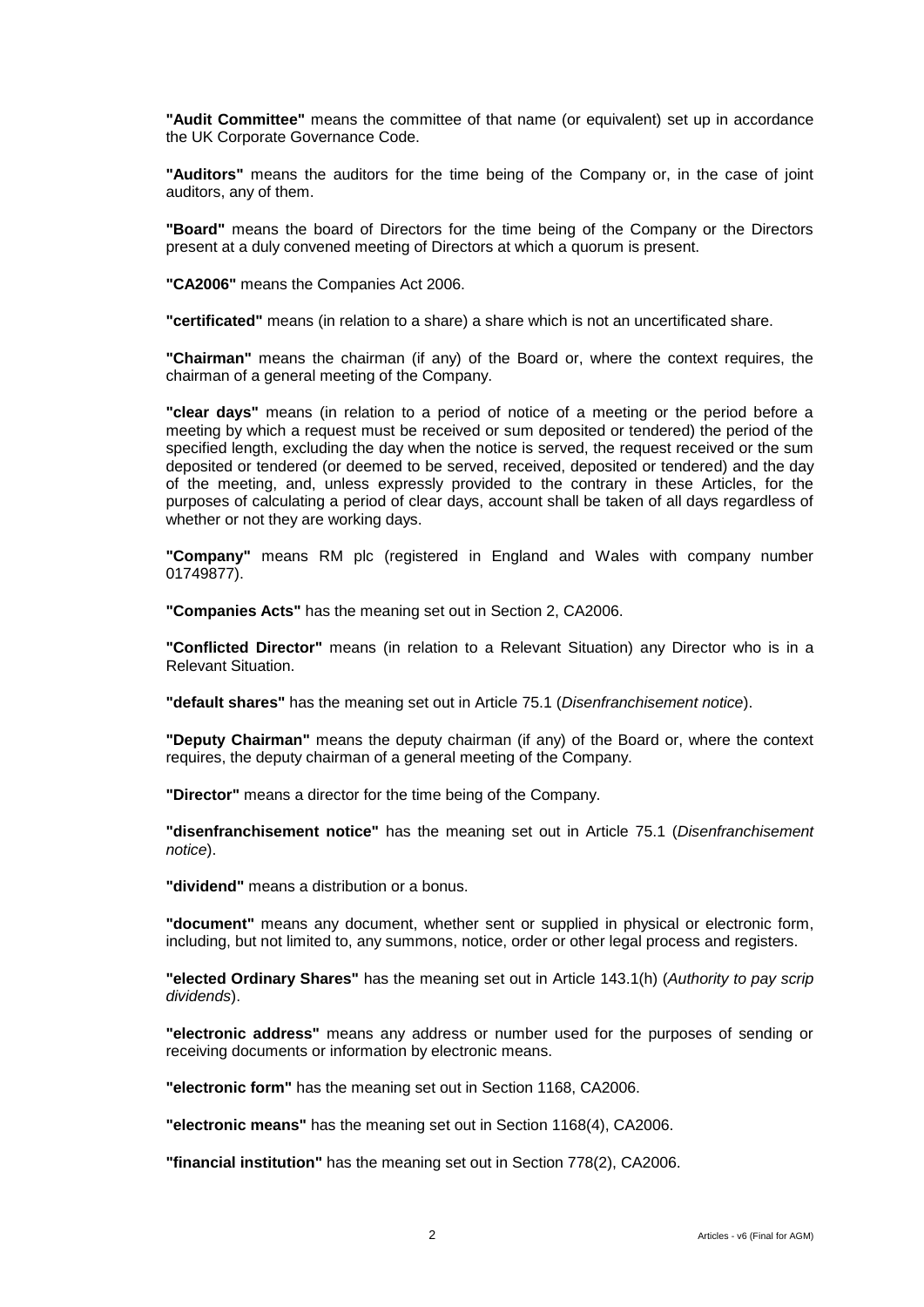**"Audit Committee"** means the committee of that name (or equivalent) set up in accordance the UK Corporate Governance Code.

**"Auditors"** means the auditors for the time being of the Company or, in the case of joint auditors, any of them.

**"Board"** means the board of Directors for the time being of the Company or the Directors present at a duly convened meeting of Directors at which a quorum is present.

**"CA2006"** means the Companies Act 2006.

**"certificated"** means (in relation to a share) a share which is not an uncertificated share.

**"Chairman"** means the chairman (if any) of the Board or, where the context requires, the chairman of a general meeting of the Company.

**"clear days"** means (in relation to a period of notice of a meeting or the period before a meeting by which a request must be received or sum deposited or tendered) the period of the specified length, excluding the day when the notice is served, the request received or the sum deposited or tendered (or deemed to be served, received, deposited or tendered) and the day of the meeting, and, unless expressly provided to the contrary in these Articles, for the purposes of calculating a period of clear days, account shall be taken of all days regardless of whether or not they are working days.

**"Company"** means RM plc (registered in England and Wales with company number 01749877).

**"Companies Acts"** has the meaning set out in Section 2, CA2006.

**"Conflicted Director"** means (in relation to a Relevant Situation) any Director who is in a Relevant Situation.

**"default shares"** has the meaning set out in Article 75.1 (*Disenfranchisement notice*).

**"Deputy Chairman"** means the deputy chairman (if any) of the Board or, where the context requires, the deputy chairman of a general meeting of the Company.

**"Director"** means a director for the time being of the Company.

**"disenfranchisement notice"** has the meaning set out in Article 75.1 (*Disenfranchisement notice*).

**"dividend"** means a distribution or a bonus.

**"document"** means any document, whether sent or supplied in physical or electronic form, including, but not limited to, any summons, notice, order or other legal process and registers.

**"elected Ordinary Shares"** has the meaning set out in Article 143.1(h) (*Authority to pay scrip dividends*).

**"electronic address"** means any address or number used for the purposes of sending or receiving documents or information by electronic means.

**"electronic form"** has the meaning set out in Section 1168, CA2006.

**"electronic means"** has the meaning set out in Section 1168(4), CA2006.

**"financial institution"** has the meaning set out in Section 778(2), CA2006.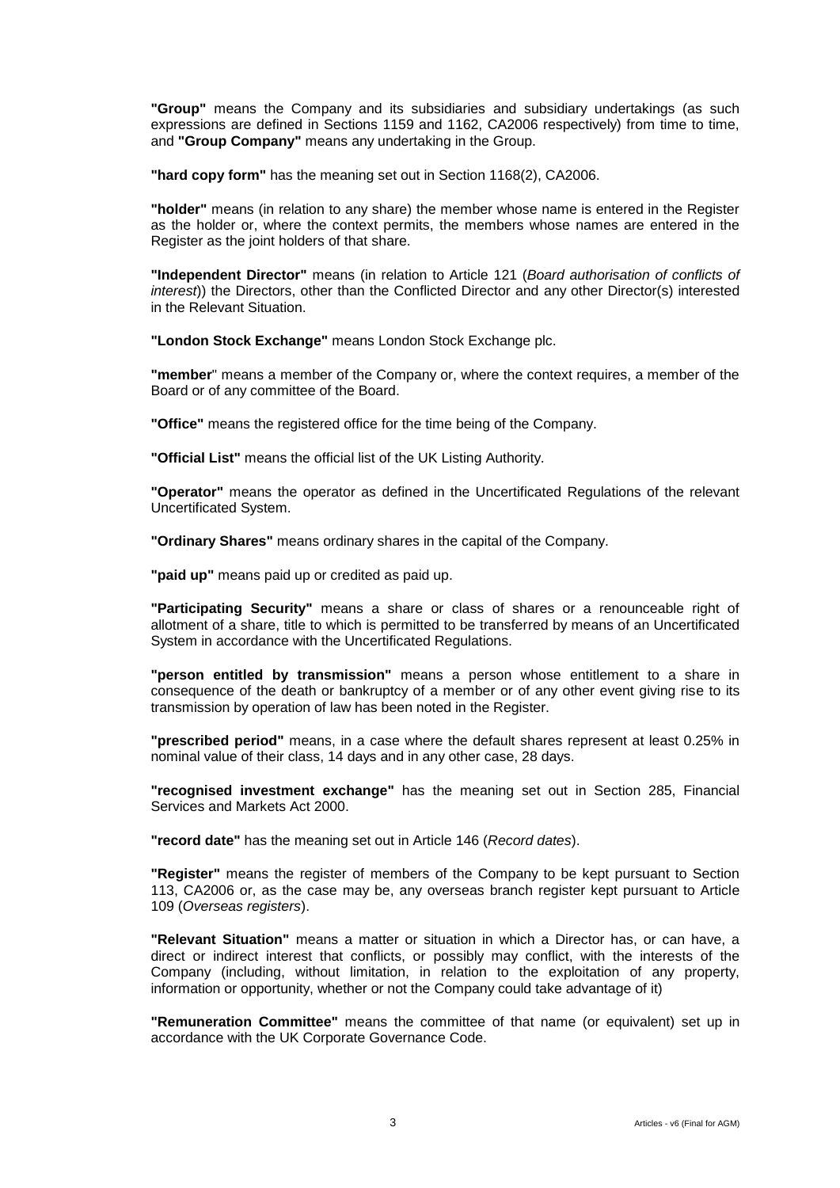**"Group"** means the Company and its subsidiaries and subsidiary undertakings (as such expressions are defined in Sections 1159 and 1162, CA2006 respectively) from time to time, and **"Group Company"** means any undertaking in the Group.

**"hard copy form"** has the meaning set out in Section 1168(2), CA2006.

**"holder"** means (in relation to any share) the member whose name is entered in the Register as the holder or, where the context permits, the members whose names are entered in the Register as the joint holders of that share.

**"Independent Director"** means (in relation to Article 121 (*Board authorisation of conflicts of interest*)) the Directors, other than the Conflicted Director and any other Director(s) interested in the Relevant Situation.

**"London Stock Exchange"** means London Stock Exchange plc.

**"member**" means a member of the Company or, where the context requires, a member of the Board or of any committee of the Board.

**"Office"** means the registered office for the time being of the Company.

**"Official List"** means the official list of the UK Listing Authority.

**"Operator"** means the operator as defined in the Uncertificated Regulations of the relevant Uncertificated System.

**"Ordinary Shares"** means ordinary shares in the capital of the Company.

**"paid up"** means paid up or credited as paid up.

**"Participating Security"** means a share or class of shares or a renounceable right of allotment of a share, title to which is permitted to be transferred by means of an Uncertificated System in accordance with the Uncertificated Regulations.

**"person entitled by transmission"** means a person whose entitlement to a share in consequence of the death or bankruptcy of a member or of any other event giving rise to its transmission by operation of law has been noted in the Register.

**"prescribed period"** means, in a case where the default shares represent at least 0.25% in nominal value of their class, 14 days and in any other case, 28 days.

**"recognised investment exchange"** has the meaning set out in Section 285, Financial Services and Markets Act 2000.

**"record date"** has the meaning set out in Article 146 (*Record dates*).

**"Register"** means the register of members of the Company to be kept pursuant to Section 113, CA2006 or, as the case may be, any overseas branch register kept pursuant to Article 109 (*Overseas registers*).

**"Relevant Situation"** means a matter or situation in which a Director has, or can have, a direct or indirect interest that conflicts, or possibly may conflict, with the interests of the Company (including, without limitation, in relation to the exploitation of any property, information or opportunity, whether or not the Company could take advantage of it)

**"Remuneration Committee"** means the committee of that name (or equivalent) set up in accordance with the UK Corporate Governance Code.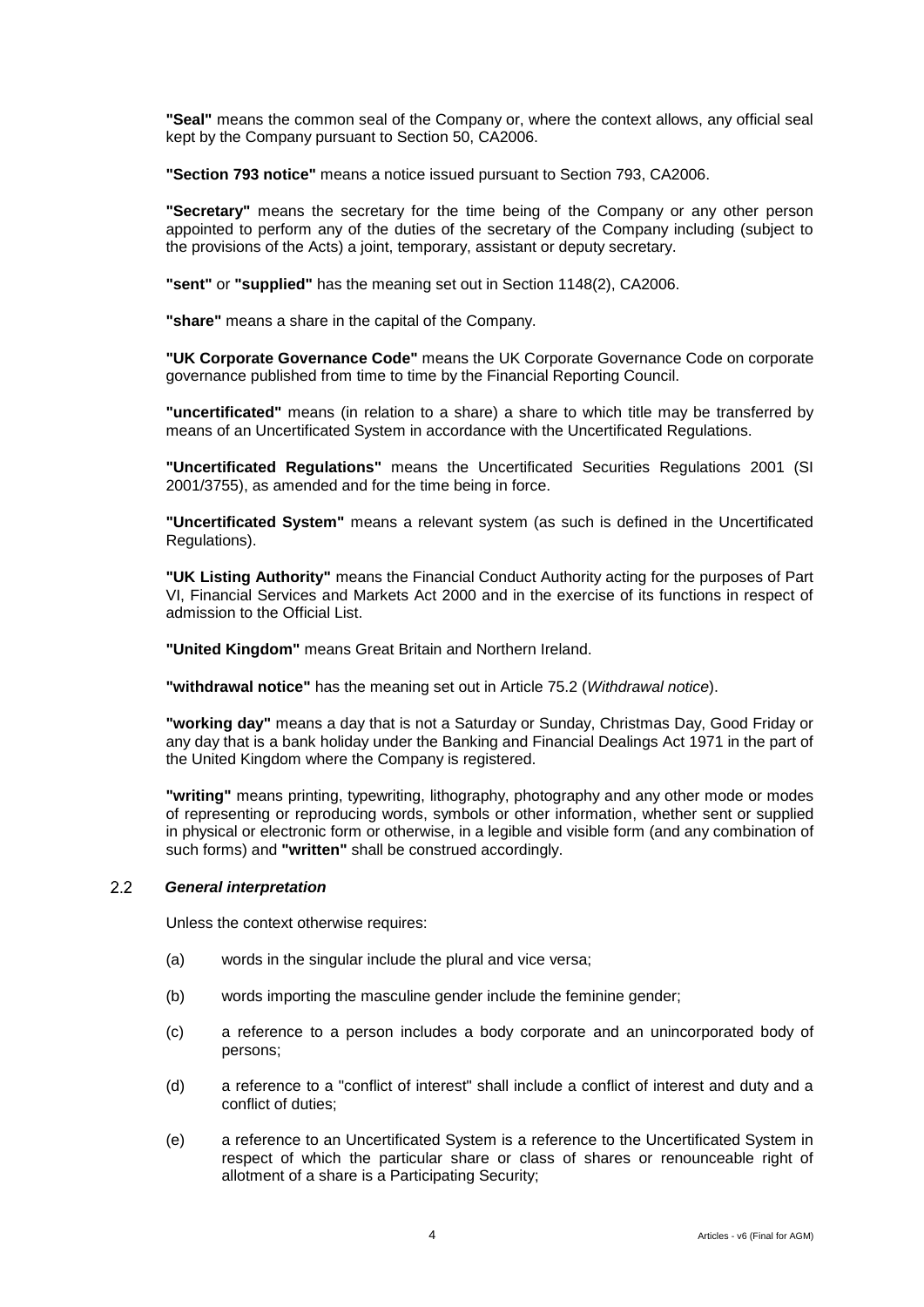**"Seal"** means the common seal of the Company or, where the context allows, any official seal kept by the Company pursuant to Section 50, CA2006.

**"Section 793 notice"** means a notice issued pursuant to Section 793, CA2006.

**"Secretary"** means the secretary for the time being of the Company or any other person appointed to perform any of the duties of the secretary of the Company including (subject to the provisions of the Acts) a joint, temporary, assistant or deputy secretary.

**"sent"** or **"supplied"** has the meaning set out in Section 1148(2), CA2006.

**"share"** means a share in the capital of the Company.

**"UK Corporate Governance Code"** means the UK Corporate Governance Code on corporate governance published from time to time by the Financial Reporting Council.

**"uncertificated"** means (in relation to a share) a share to which title may be transferred by means of an Uncertificated System in accordance with the Uncertificated Regulations.

**"Uncertificated Regulations"** means the Uncertificated Securities Regulations 2001 (SI 2001/3755), as amended and for the time being in force.

**"Uncertificated System"** means a relevant system (as such is defined in the Uncertificated Regulations).

**"UK Listing Authority"** means the Financial Conduct Authority acting for the purposes of Part VI, Financial Services and Markets Act 2000 and in the exercise of its functions in respect of admission to the Official List.

**"United Kingdom"** means Great Britain and Northern Ireland.

**"withdrawal notice"** has the meaning set out in Article 75.2 (*Withdrawal notice*).

**"working day"** means a day that is not a Saturday or Sunday, Christmas Day, Good Friday or any day that is a bank holiday under the Banking and Financial Dealings Act 1971 in the part of the United Kingdom where the Company is registered.

**"writing"** means printing, typewriting, lithography, photography and any other mode or modes of representing or reproducing words, symbols or other information, whether sent or supplied in physical or electronic form or otherwise, in a legible and visible form (and any combination of such forms) and **"written"** shall be construed accordingly.

### 2.2 *General interpretation*

Unless the context otherwise requires:

(a) words in the singular include the plural and vice versa;

(b) words importing the masculine gender include the feminine gender;

(c) a reference to a person includes a body corporate and an unincorporated body of persons;

(d) a reference to a "conflict of interest" shall include a conflict of interest and duty and a conflict of duties;

(e) a reference to an Uncertificated System is a reference to the Uncertificated System in respect of which the particular share or class of shares or renounceable right of allotment of a share is a Participating Security;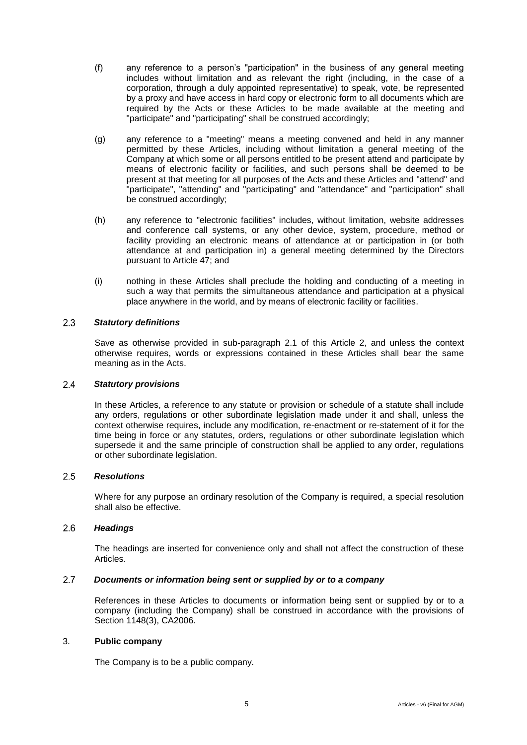(f) any reference to a person's "participation" in the business of any general meeting includes without limitation and as relevant the right (including, in the case of a corporation, through a duly appointed representative) to speak, vote, be represented by a proxy and have access in hard copy or electronic form to all documents which are required by the Acts or these Articles to be made available at the meeting and "participate" and "participating" shall be construed accordingly;

(g) any reference to a "meeting" means a meeting convened and held in any manner permitted by these Articles, including without limitation a general meeting of the Company at which some or all persons entitled to be present attend and participate by means of electronic facility or facilities, and such persons shall be deemed to be present at that meeting for all purposes of the Acts and these Articles and "attend" and "participate", "attending" and "participating" and "attendance" and "participation" shall be construed accordingly;

(h) any reference to "electronic facilities" includes, without limitation, website addresses and conference call systems, or any other device, system, procedure, method or facility providing an electronic means of attendance at or participation in (or both attendance at and participation in) a general meeting determined by the Directors pursuant to Article 47; and

(i) nothing in these Articles shall preclude the holding and conducting of a meeting in such a way that permits the simultaneous attendance and participation at a physical place anywhere in the world, and by means of electronic facility or facilities.

2.3 ***Statutory definitions***

Save as otherwise provided in sub-paragraph 2.1 of this Article 2, and unless the context otherwise requires, words or expressions contained in these Articles shall bear the same meaning as in the Acts.

2.4 ***Statutory provisions***

In these Articles, a reference to any statute or provision or schedule of a statute shall include any orders, regulations or other subordinate legislation made under it and shall, unless the context otherwise requires, include any modification, re-enactment or re-statement of it for the time being in force or any statutes, orders, regulations or other subordinate legislation which supersede it and the same principle of construction shall be applied to any order, regulations or other subordinate legislation.

2.5 ***Resolutions***

Where for any purpose an ordinary resolution of the Company is required, a special resolution shall also be effective.

2.6 ***Headings***

The headings are inserted for convenience only and shall not affect the construction of these Articles.

2.7 ***Documents or information being sent or supplied by or to a company***

References in these Articles to documents or information being sent or supplied by or to a company (including the Company) shall be construed in accordance with the provisions of Section 1148(3), CA2006.

3. **Public company**

The Company is to be a public company.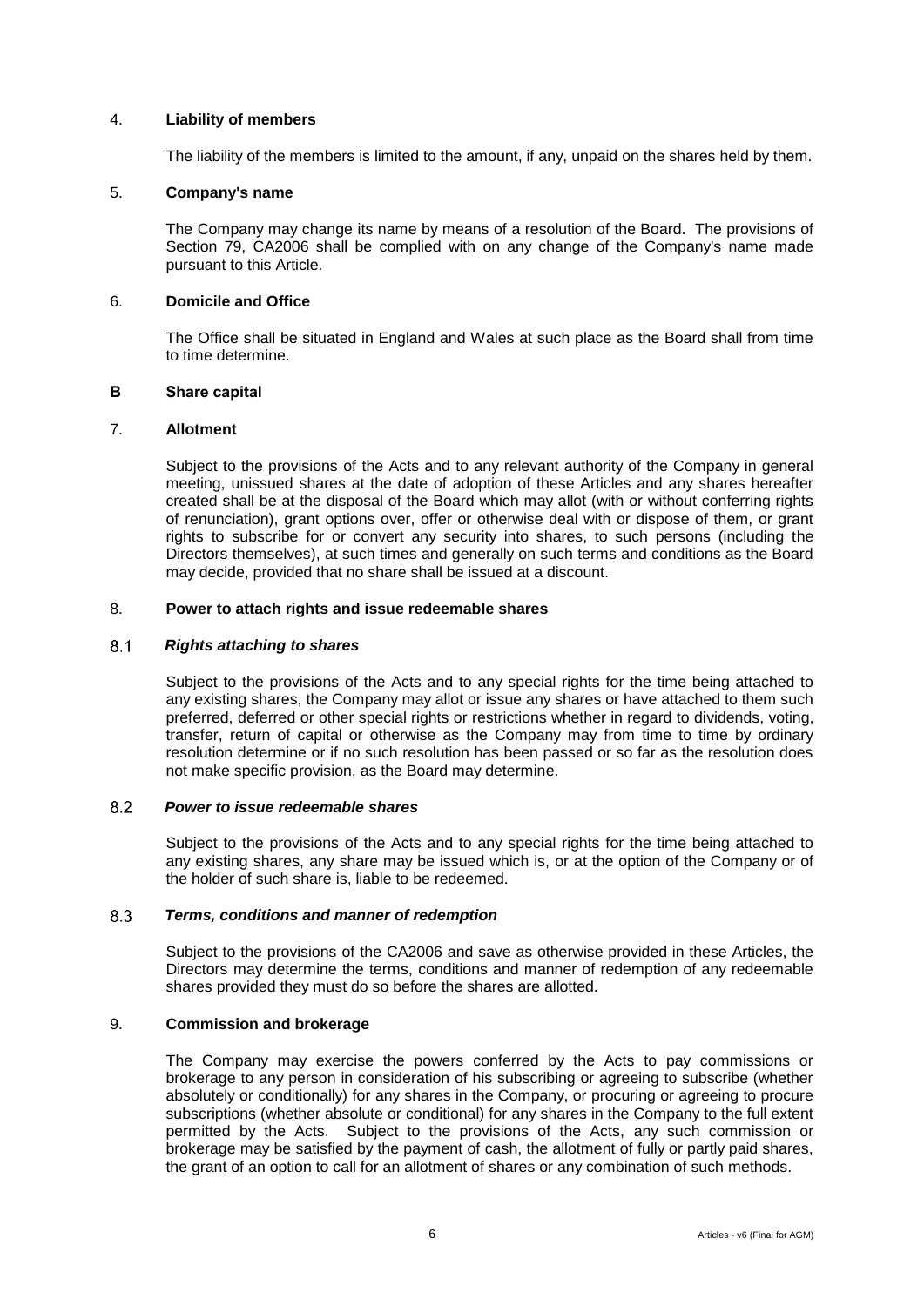## 4. **Liability of members**

The liability of the members is limited to the amount, if any, unpaid on the shares held by them.

## 5. **Company's name**

The Company may change its name by means of a resolution of the Board. The provisions of Section 79, CA2006 shall be complied with on any change of the Company's name made pursuant to this Article.

## 6. **Domicile and Office**

The Office shall be situated in England and Wales at such place as the Board shall from time to time determine.

# **B Share capital**

## 7. **Allotment**

Subject to the provisions of the Acts and to any relevant authority of the Company in general meeting, unissued shares at the date of adoption of these Articles and any shares hereafter created shall be at the disposal of the Board which may allot (with or without conferring rights of renunciation), grant options over, offer or otherwise deal with or dispose of them, or grant rights to subscribe for or convert any security into shares, to such persons (including the Directors themselves), at such times and generally on such terms and conditions as the Board may decide, provided that no share shall be issued at a discount.

## 8. **Power to attach rights and issue redeemable shares**

### 8.1 ***Rights attaching to shares***

Subject to the provisions of the Acts and to any special rights for the time being attached to any existing shares, the Company may allot or issue any shares or have attached to them such preferred, deferred or other special rights or restrictions whether in regard to dividends, voting, transfer, return of capital or otherwise as the Company may from time to time by ordinary resolution determine or if no such resolution has been passed or so far as the resolution does not make specific provision, as the Board may determine.

### 8.2 ***Power to issue redeemable shares***

Subject to the provisions of the Acts and to any special rights for the time being attached to any existing shares, any share may be issued which is, or at the option of the Company or of the holder of such share is, liable to be redeemed.

### 8.3 ***Terms, conditions and manner of redemption***

Subject to the provisions of the CA2006 and save as otherwise provided in these Articles, the Directors may determine the terms, conditions and manner of redemption of any redeemable shares provided they must do so before the shares are allotted.

## 9. **Commission and brokerage**

The Company may exercise the powers conferred by the Acts to pay commissions or brokerage to any person in consideration of his subscribing or agreeing to subscribe (whether absolutely or conditionally) for any shares in the Company, or procuring or agreeing to procure subscriptions (whether absolute or conditional) for any shares in the Company to the full extent permitted by the Acts. Subject to the provisions of the Acts, any such commission or brokerage may be satisfied by the payment of cash, the allotment of fully or partly paid shares, the grant of an option to call for an allotment of shares or any combination of such methods.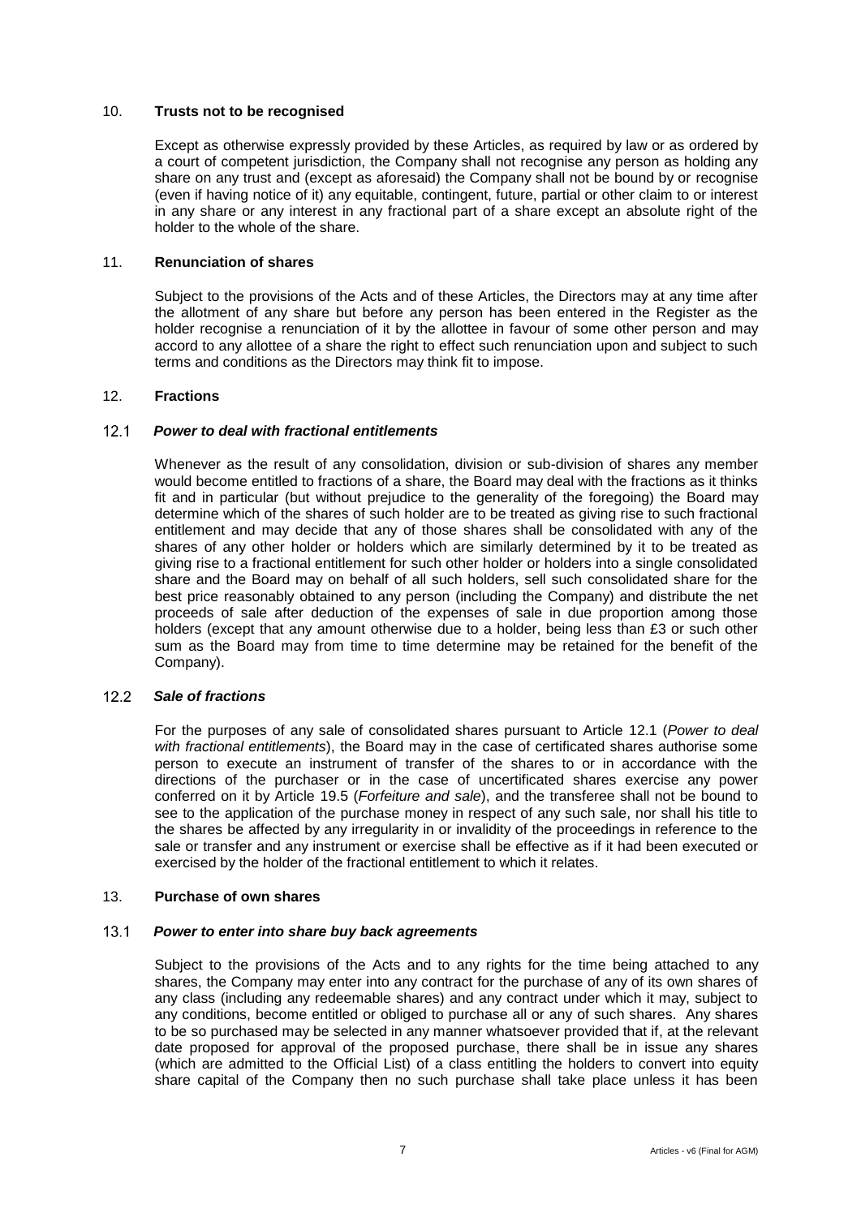## 10. **Trusts not to be recognised**

Except as otherwise expressly provided by these Articles, as required by law or as ordered by a court of competent jurisdiction, the Company shall not recognise any person as holding any share on any trust and (except as aforesaid) the Company shall not be bound by or recognise (even if having notice of it) any equitable, contingent, future, partial or other claim to or interest in any share or any interest in any fractional part of a share except an absolute right of the holder to the whole of the share.

## 11. **Renunciation of shares**

Subject to the provisions of the Acts and of these Articles, the Directors may at any time after the allotment of any share but before any person has been entered in the Register as the holder recognise a renunciation of it by the allottee in favour of some other person and may accord to any allottee of a share the right to effect such renunciation upon and subject to such terms and conditions as the Directors may think fit to impose.

## 12. **Fractions**

### 12.1 ***Power to deal with fractional entitlements***

Whenever as the result of any consolidation, division or sub-division of shares any member would become entitled to fractions of a share, the Board may deal with the fractions as it thinks fit and in particular (but without prejudice to the generality of the foregoing) the Board may determine which of the shares of such holder are to be treated as giving rise to such fractional entitlement and may decide that any of those shares shall be consolidated with any of the shares of any other holder or holders which are similarly determined by it to be treated as giving rise to a fractional entitlement for such other holder or holders into a single consolidated share and the Board may on behalf of all such holders, sell such consolidated share for the best price reasonably obtained to any person (including the Company) and distribute the net proceeds of sale after deduction of the expenses of sale in due proportion among those holders (except that any amount otherwise due to a holder, being less than £3 or such other sum as the Board may from time to time determine may be retained for the benefit of the Company).

### 12.2 ***Sale of fractions***

For the purposes of any sale of consolidated shares pursuant to Article 12.1 (*Power to deal with fractional entitlements*), the Board may in the case of certificated shares authorise some person to execute an instrument of transfer of the shares to or in accordance with the directions of the purchaser or in the case of uncertificated shares exercise any power conferred on it by Article 19.5 (*Forfeiture and sale*), and the transferee shall not be bound to see to the application of the purchase money in respect of any such sale, nor shall his title to the shares be affected by any irregularity in or invalidity of the proceedings in reference to the sale or transfer and any instrument or exercise shall be effective as if it had been executed or exercised by the holder of the fractional entitlement to which it relates.

## 13. **Purchase of own shares**

### 13.1 ***Power to enter into share buy back agreements***

Subject to the provisions of the Acts and to any rights for the time being attached to any shares, the Company may enter into any contract for the purchase of any of its own shares of any class (including any redeemable shares) and any contract under which it may, subject to any conditions, become entitled or obliged to purchase all or any of such shares. Any shares to be so purchased may be selected in any manner whatsoever provided that if, at the relevant date proposed for approval of the proposed purchase, there shall be in issue any shares (which are admitted to the Official List) of a class entitling the holders to convert into equity share capital of the Company then no such purchase shall take place unless it has been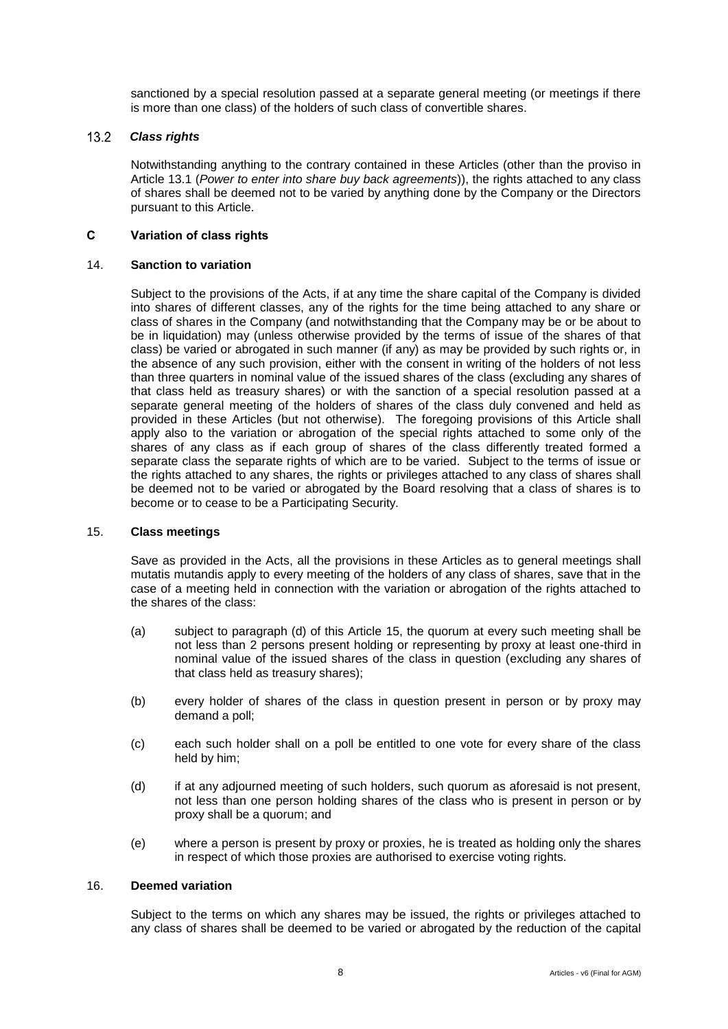sanctioned by a special resolution passed at a separate general meeting (or meetings if there is more than one class) of the holders of such class of convertible shares.

### 13.2 *Class rights*

Notwithstanding anything to the contrary contained in these Articles (other than the proviso in Article 13.1 (*Power to enter into share buy back agreements*)), the rights attached to any class of shares shall be deemed not to be varied by anything done by the Company or the Directors pursuant to this Article.

## C Variation of class rights

### 14. Sanction to variation

Subject to the provisions of the Acts, if at any time the share capital of the Company is divided into shares of different classes, any of the rights for the time being attached to any share or class of shares in the Company (and notwithstanding that the Company may be or be about to be in liquidation) may (unless otherwise provided by the terms of issue of the shares of that class) be varied or abrogated in such manner (if any) as may be provided by such rights or, in the absence of any such provision, either with the consent in writing of the holders of not less than three quarters in nominal value of the issued shares of the class (excluding any shares of that class held as treasury shares) or with the sanction of a special resolution passed at a separate general meeting of the holders of shares of the class duly convened and held as provided in these Articles (but not otherwise). The foregoing provisions of this Article shall apply also to the variation or abrogation of the special rights attached to some only of the shares of any class as if each group of shares of the class differently treated formed a separate class the separate rights of which are to be varied. Subject to the terms of issue or the rights attached to any shares, the rights or privileges attached to any class of shares shall be deemed not to be varied or abrogated by the Board resolving that a class of shares is to become or to cease to be a Participating Security.

### 15. Class meetings

Save as provided in the Acts, all the provisions in these Articles as to general meetings shall mutatis mutandis apply to every meeting of the holders of any class of shares, save that in the case of a meeting held in connection with the variation or abrogation of the rights attached to the shares of the class:

(a) subject to paragraph (d) of this Article 15, the quorum at every such meeting shall be not less than 2 persons present holding or representing by proxy at least one-third in nominal value of the issued shares of the class in question (excluding any shares of that class held as treasury shares);

(b) every holder of shares of the class in question present in person or by proxy may demand a poll;

(c) each such holder shall on a poll be entitled to one vote for every share of the class held by him;

(d) if at any adjourned meeting of such holders, such quorum as aforesaid is not present, not less than one person holding shares of the class who is present in person or by proxy shall be a quorum; and

(e) where a person is present by proxy or proxies, he is treated as holding only the shares in respect of which those proxies are authorised to exercise voting rights.

### 16. Deemed variation

Subject to the terms on which any shares may be issued, the rights or privileges attached to any class of shares shall be deemed to be varied or abrogated by the reduction of the capital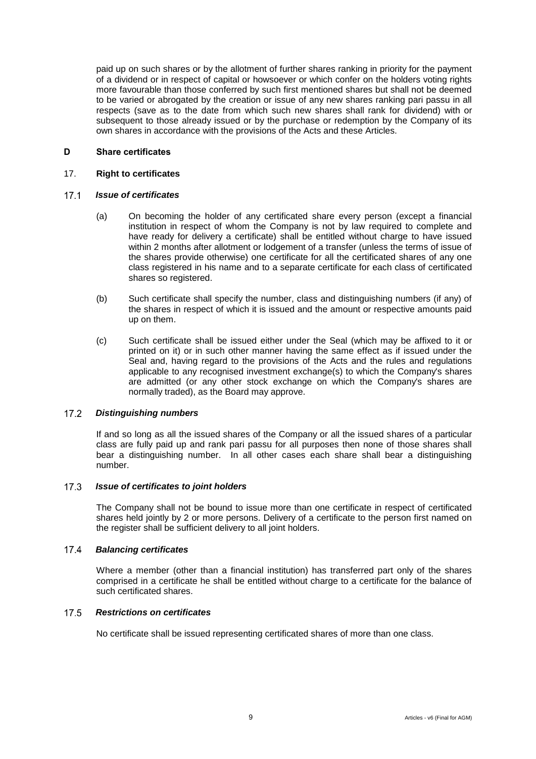paid up on such shares or by the allotment of further shares ranking in priority for the payment of a dividend or in respect of capital or howsoever or which confer on the holders voting rights more favourable than those conferred by such first mentioned shares but shall not be deemed to be varied or abrogated by the creation or issue of any new shares ranking pari passu in all respects (save as to the date from which such new shares shall rank for dividend) with or subsequent to those already issued or by the purchase or redemption by the Company of its own shares in accordance with the provisions of the Acts and these Articles.

## D Share certificates

### 17. Right to certificates

#### 17.1 *Issue of certificates*

(a) On becoming the holder of any certificated share every person (except a financial institution in respect of whom the Company is not by law required to complete and have ready for delivery a certificate) shall be entitled without charge to have issued within 2 months after allotment or lodgement of a transfer (unless the terms of issue of the shares provide otherwise) one certificate for all the certificated shares of any one class registered in his name and to a separate certificate for each class of certificated shares so registered.

(b) Such certificate shall specify the number, class and distinguishing numbers (if any) of the shares in respect of which it is issued and the amount or respective amounts paid up on them.

(c) Such certificate shall be issued either under the Seal (which may be affixed to it or printed on it) or in such other manner having the same effect as if issued under the Seal and, having regard to the provisions of the Acts and the rules and regulations applicable to any recognised investment exchange(s) to which the Company's shares are admitted (or any other stock exchange on which the Company's shares are normally traded), as the Board may approve.

#### 17.2 *Distinguishing numbers*

If and so long as all the issued shares of the Company or all the issued shares of a particular class are fully paid up and rank pari passu for all purposes then none of those shares shall bear a distinguishing number. In all other cases each share shall bear a distinguishing number.

#### 17.3 *Issue of certificates to joint holders*

The Company shall not be bound to issue more than one certificate in respect of certificated shares held jointly by 2 or more persons. Delivery of a certificate to the person first named on the register shall be sufficient delivery to all joint holders.

#### 17.4 *Balancing certificates*

Where a member (other than a financial institution) has transferred part only of the shares comprised in a certificate he shall be entitled without charge to a certificate for the balance of such certificated shares.

#### 17.5 *Restrictions on certificates*

No certificate shall be issued representing certificated shares of more than one class.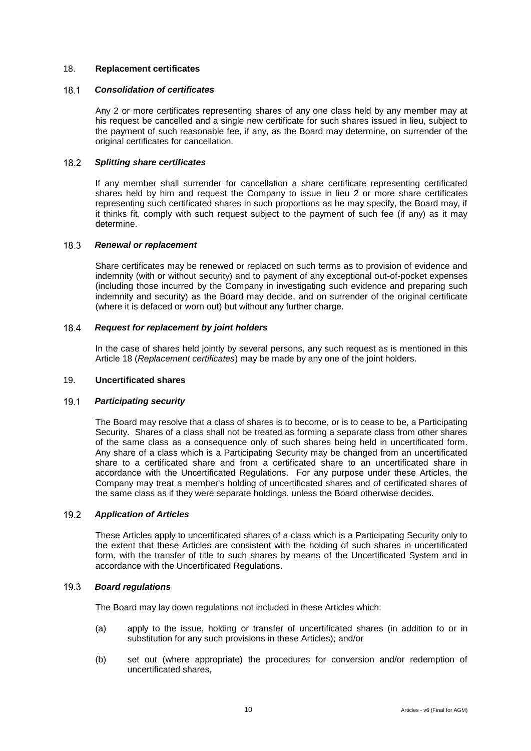## 18. Replacement certificates

### 18.1 *Consolidation of certificates*

Any 2 or more certificates representing shares of any one class held by any member may at his request be cancelled and a single new certificate for such shares issued in lieu, subject to the payment of such reasonable fee, if any, as the Board may determine, on surrender of the original certificates for cancellation.

### 18.2 *Splitting share certificates*

If any member shall surrender for cancellation a share certificate representing certificated shares held by him and request the Company to issue in lieu 2 or more share certificates representing such certificated shares in such proportions as he may specify, the Board may, if it thinks fit, comply with such request subject to the payment of such fee (if any) as it may determine.

### 18.3 *Renewal or replacement*

Share certificates may be renewed or replaced on such terms as to provision of evidence and indemnity (with or without security) and to payment of any exceptional out-of-pocket expenses (including those incurred by the Company in investigating such evidence and preparing such indemnity and security) as the Board may decide, and on surrender of the original certificate (where it is defaced or worn out) but without any further charge.

### 18.4 *Request for replacement by joint holders*

In the case of shares held jointly by several persons, any such request as is mentioned in this Article 18 (*Replacement certificates*) may be made by any one of the joint holders.

## 19. Uncertificated shares

### 19.1 *Participating security*

The Board may resolve that a class of shares is to become, or is to cease to be, a Participating Security. Shares of a class shall not be treated as forming a separate class from other shares of the same class as a consequence only of such shares being held in uncertificated form. Any share of a class which is a Participating Security may be changed from an uncertificated share to a certificated share and from a certificated share to an uncertificated share in accordance with the Uncertificated Regulations. For any purpose under these Articles, the Company may treat a member's holding of uncertificated shares and of certificated shares of the same class as if they were separate holdings, unless the Board otherwise decides.

### 19.2 *Application of Articles*

These Articles apply to uncertificated shares of a class which is a Participating Security only to the extent that these Articles are consistent with the holding of such shares in uncertificated form, with the transfer of title to such shares by means of the Uncertificated System and in accordance with the Uncertificated Regulations.

### 19.3 *Board regulations*

The Board may lay down regulations not included in these Articles which:

(a) apply to the issue, holding or transfer of uncertificated shares (in addition to or in substitution for any such provisions in these Articles); and/or

(b) set out (where appropriate) the procedures for conversion and/or redemption of uncertificated shares,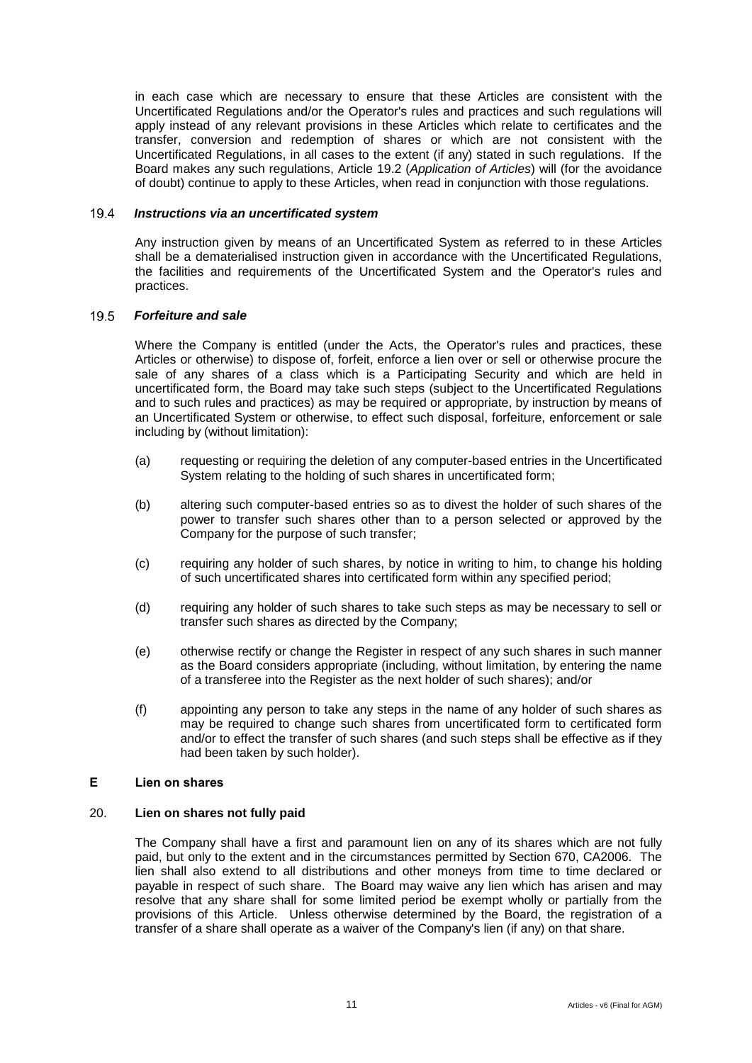in each case which are necessary to ensure that these Articles are consistent with the Uncertificated Regulations and/or the Operator's rules and practices and such regulations will apply instead of any relevant provisions in these Articles which relate to certificates and the transfer, conversion and redemption of shares or which are not consistent with the Uncertificated Regulations, in all cases to the extent (if any) stated in such regulations. If the Board makes any such regulations, Article 19.2 (*Application of Articles*) will (for the avoidance of doubt) continue to apply to these Articles, when read in conjunction with those regulations.

### 19.4 *Instructions via an uncertificated system*

Any instruction given by means of an Uncertificated System as referred to in these Articles shall be a dematerialised instruction given in accordance with the Uncertificated Regulations, the facilities and requirements of the Uncertificated System and the Operator's rules and practices.

### 19.5 *Forfeiture and sale*

Where the Company is entitled (under the Acts, the Operator's rules and practices, these Articles or otherwise) to dispose of, forfeit, enforce a lien over or sell or otherwise procure the sale of any shares of a class which is a Participating Security and which are held in uncertificated form, the Board may take such steps (subject to the Uncertificated Regulations and to such rules and practices) as may be required or appropriate, by instruction by means of an Uncertificated System or otherwise, to effect such disposal, forfeiture, enforcement or sale including by (without limitation):

(a) requesting or requiring the deletion of any computer-based entries in the Uncertificated System relating to the holding of such shares in uncertificated form;

(b) altering such computer-based entries so as to divest the holder of such shares of the power to transfer such shares other than to a person selected or approved by the Company for the purpose of such transfer;

(c) requiring any holder of such shares, by notice in writing to him, to change his holding of such uncertificated shares into certificated form within any specified period;

(d) requiring any holder of such shares to take such steps as may be necessary to sell or transfer such shares as directed by the Company;

(e) otherwise rectify or change the Register in respect of any such shares in such manner as the Board considers appropriate (including, without limitation, by entering the name of a transferee into the Register as the next holder of such shares); and/or

(f) appointing any person to take any steps in the name of any holder of such shares as may be required to change such shares from uncertificated form to certificated form and/or to effect the transfer of such shares (and such steps shall be effective as if they had been taken by such holder).

## E Lien on shares

### 20. Lien on shares not fully paid

The Company shall have a first and paramount lien on any of its shares which are not fully paid, but only to the extent and in the circumstances permitted by Section 670, CA2006. The lien shall also extend to all distributions and other moneys from time to time declared or payable in respect of such share. The Board may waive any lien which has arisen and may resolve that any share shall for some limited period be exempt wholly or partially from the provisions of this Article. Unless otherwise determined by the Board, the registration of a transfer of a share shall operate as a waiver of the Company's lien (if any) on that share.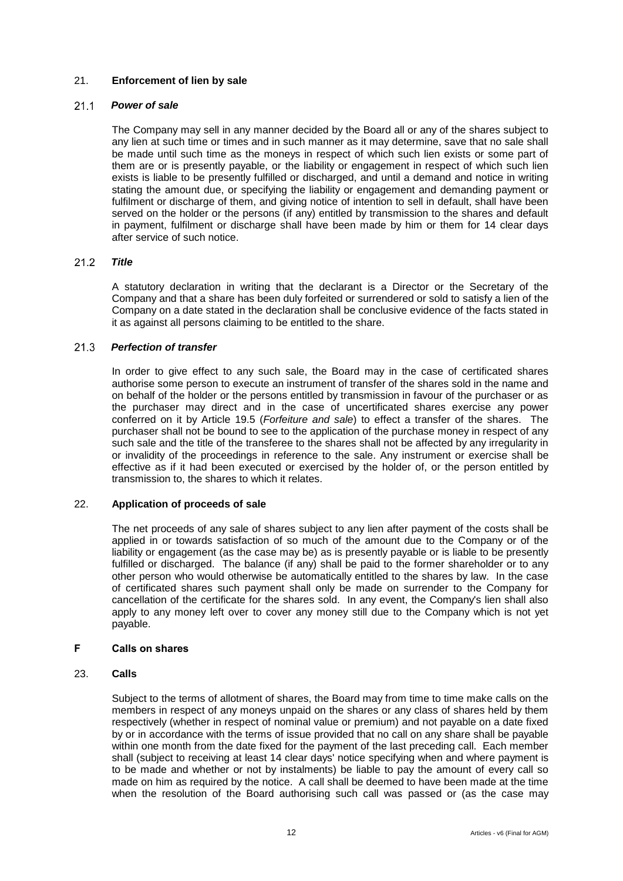## 21. Enforcement of lien by sale

### 21.1 *Power of sale*

The Company may sell in any manner decided by the Board all or any of the shares subject to any lien at such time or times and in such manner as it may determine, save that no sale shall be made until such time as the moneys in respect of which such lien exists or some part of them are or is presently payable, or the liability or engagement in respect of which such lien exists is liable to be presently fulfilled or discharged, and until a demand and notice in writing stating the amount due, or specifying the liability or engagement and demanding payment or fulfilment or discharge of them, and giving notice of intention to sell in default, shall have been served on the holder or the persons (if any) entitled by transmission to the shares and default in payment, fulfilment or discharge shall have been made by him or them for 14 clear days after service of such notice.

### 21.2 *Title*

A statutory declaration in writing that the declarant is a Director or the Secretary of the Company and that a share has been duly forfeited or surrendered or sold to satisfy a lien of the Company on a date stated in the declaration shall be conclusive evidence of the facts stated in it as against all persons claiming to be entitled to the share.

### 21.3 *Perfection of transfer*

In order to give effect to any such sale, the Board may in the case of certificated shares authorise some person to execute an instrument of transfer of the shares sold in the name and on behalf of the holder or the persons entitled by transmission in favour of the purchaser or as the purchaser may direct and in the case of uncertificated shares exercise any power conferred on it by Article 19.5 (*Forfeiture and sale*) to effect a transfer of the shares. The purchaser shall not be bound to see to the application of the purchase money in respect of any such sale and the title of the transferee to the shares shall not be affected by any irregularity in or invalidity of the proceedings in reference to the sale. Any instrument or exercise shall be effective as if it had been executed or exercised by the holder of, or the person entitled by transmission to, the shares to which it relates.

## 22. Application of proceeds of sale

The net proceeds of any sale of shares subject to any lien after payment of the costs shall be applied in or towards satisfaction of so much of the amount due to the Company or of the liability or engagement (as the case may be) as is presently payable or is liable to be presently fulfilled or discharged. The balance (if any) shall be paid to the former shareholder or to any other person who would otherwise be automatically entitled to the shares by law. In the case of certificated shares such payment shall only be made on surrender to the Company for cancellation of the certificate for the shares sold. In any event, the Company's lien shall also apply to any money left over to cover any money still due to the Company which is not yet payable.

# F Calls on shares

## 23. Calls

Subject to the terms of allotment of shares, the Board may from time to time make calls on the members in respect of any moneys unpaid on the shares or any class of shares held by them respectively (whether in respect of nominal value or premium) and not payable on a date fixed by or in accordance with the terms of issue provided that no call on any share shall be payable within one month from the date fixed for the payment of the last preceding call. Each member shall (subject to receiving at least 14 clear days' notice specifying when and where payment is to be made and whether or not by instalments) be liable to pay the amount of every call so made on him as required by the notice. A call shall be deemed to have been made at the time when the resolution of the Board authorising such call was passed or (as the case may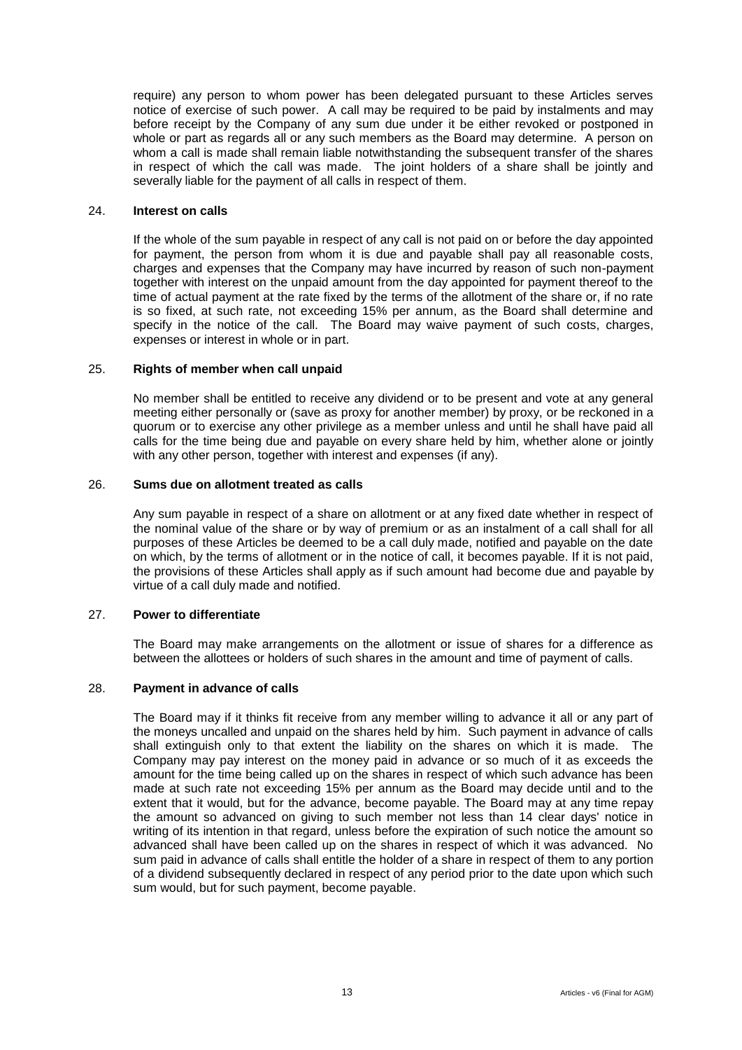require) any person to whom power has been delegated pursuant to these Articles serves notice of exercise of such power. A call may be required to be paid by instalments and may before receipt by the Company of any sum due under it be either revoked or postponed in whole or part as regards all or any such members as the Board may determine. A person on whom a call is made shall remain liable notwithstanding the subsequent transfer of the shares in respect of which the call was made. The joint holders of a share shall be jointly and severally liable for the payment of all calls in respect of them.

## 24. **Interest on calls**

If the whole of the sum payable in respect of any call is not paid on or before the day appointed for payment, the person from whom it is due and payable shall pay all reasonable costs, charges and expenses that the Company may have incurred by reason of such non-payment together with interest on the unpaid amount from the day appointed for payment thereof to the time of actual payment at the rate fixed by the terms of the allotment of the share or, if no rate is so fixed, at such rate, not exceeding 15% per annum, as the Board shall determine and specify in the notice of the call. The Board may waive payment of such costs, charges, expenses or interest in whole or in part.

## 25. **Rights of member when call unpaid**

No member shall be entitled to receive any dividend or to be present and vote at any general meeting either personally or (save as proxy for another member) by proxy, or be reckoned in a quorum or to exercise any other privilege as a member unless and until he shall have paid all calls for the time being due and payable on every share held by him, whether alone or jointly with any other person, together with interest and expenses (if any).

## 26. **Sums due on allotment treated as calls**

Any sum payable in respect of a share on allotment or at any fixed date whether in respect of the nominal value of the share or by way of premium or as an instalment of a call shall for all purposes of these Articles be deemed to be a call duly made, notified and payable on the date on which, by the terms of allotment or in the notice of call, it becomes payable. If it is not paid, the provisions of these Articles shall apply as if such amount had become due and payable by virtue of a call duly made and notified.

## 27. **Power to differentiate**

The Board may make arrangements on the allotment or issue of shares for a difference as between the allottees or holders of such shares in the amount and time of payment of calls.

## 28. **Payment in advance of calls**

The Board may if it thinks fit receive from any member willing to advance it all or any part of the moneys uncalled and unpaid on the shares held by him. Such payment in advance of calls shall extinguish only to that extent the liability on the shares on which it is made. The Company may pay interest on the money paid in advance or so much of it as exceeds the amount for the time being called up on the shares in respect of which such advance has been made at such rate not exceeding 15% per annum as the Board may decide until and to the extent that it would, but for the advance, become payable. The Board may at any time repay the amount so advanced on giving to such member not less than 14 clear days' notice in writing of its intention in that regard, unless before the expiration of such notice the amount so advanced shall have been called up on the shares in respect of which it was advanced. No sum paid in advance of calls shall entitle the holder of a share in respect of them to any portion of a dividend subsequently declared in respect of any period prior to the date upon which such sum would, but for such payment, become payable.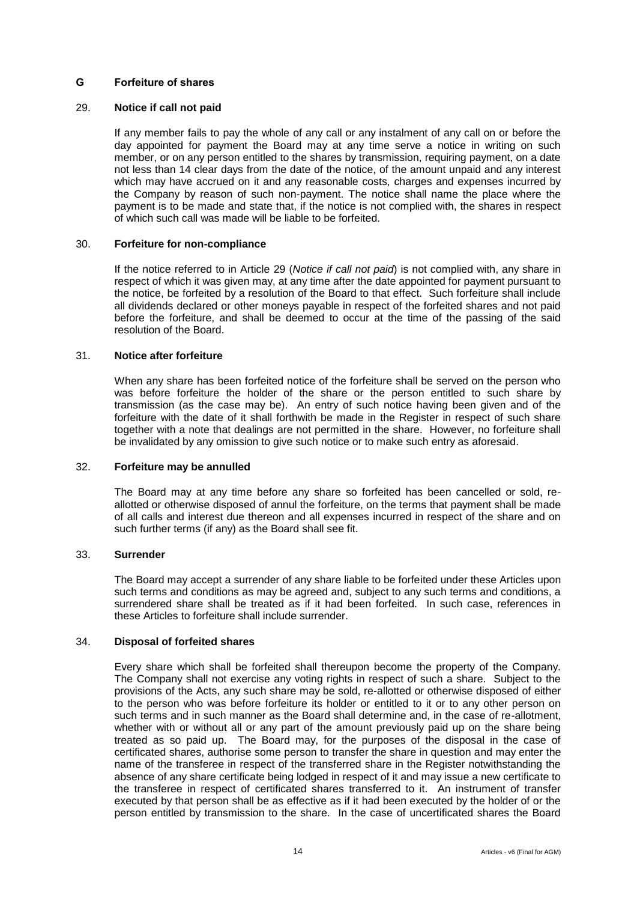## G Forfeiture of shares

### 29. Notice if call not paid

If any member fails to pay the whole of any call or any instalment of any call on or before the day appointed for payment the Board may at any time serve a notice in writing on such member, or on any person entitled to the shares by transmission, requiring payment, on a date not less than 14 clear days from the date of the notice, of the amount unpaid and any interest which may have accrued on it and any reasonable costs, charges and expenses incurred by the Company by reason of such non-payment. The notice shall name the place where the payment is to be made and state that, if the notice is not complied with, the shares in respect of which such call was made will be liable to be forfeited.

### 30. Forfeiture for non-compliance

If the notice referred to in Article 29 (*Notice if call not paid*) is not complied with, any share in respect of which it was given may, at any time after the date appointed for payment pursuant to the notice, be forfeited by a resolution of the Board to that effect. Such forfeiture shall include all dividends declared or other moneys payable in respect of the forfeited shares and not paid before the forfeiture, and shall be deemed to occur at the time of the passing of the said resolution of the Board.

### 31. Notice after forfeiture

When any share has been forfeited notice of the forfeiture shall be served on the person who was before forfeiture the holder of the share or the person entitled to such share by transmission (as the case may be). An entry of such notice having been given and of the forfeiture with the date of it shall forthwith be made in the Register in respect of such share together with a note that dealings are not permitted in the share. However, no forfeiture shall be invalidated by any omission to give such notice or to make such entry as aforesaid.

### 32. Forfeiture may be annulled

The Board may at any time before any share so forfeited has been cancelled or sold, re-allotted or otherwise disposed of annul the forfeiture, on the terms that payment shall be made of all calls and interest due thereon and all expenses incurred in respect of the share and on such further terms (if any) as the Board shall see fit.

### 33. Surrender

The Board may accept a surrender of any share liable to be forfeited under these Articles upon such terms and conditions as may be agreed and, subject to any such terms and conditions, a surrendered share shall be treated as if it had been forfeited. In such case, references in these Articles to forfeiture shall include surrender.

### 34. Disposal of forfeited shares

Every share which shall be forfeited shall thereupon become the property of the Company. The Company shall not exercise any voting rights in respect of such a share. Subject to the provisions of the Acts, any such share may be sold, re-allotted or otherwise disposed of either to the person who was before forfeiture its holder or entitled to it or to any other person on such terms and in such manner as the Board shall determine and, in the case of re-allotment, whether with or without all or any part of the amount previously paid up on the share being treated as so paid up. The Board may, for the purposes of the disposal in the case of certificated shares, authorise some person to transfer the share in question and may enter the name of the transferee in respect of the transferred share in the Register notwithstanding the absence of any share certificate being lodged in respect of it and may issue a new certificate to the transferee in respect of certificated shares transferred to it. An instrument of transfer executed by that person shall be as effective as if it had been executed by the holder of or the person entitled by transmission to the share. In the case of uncertificated shares the Board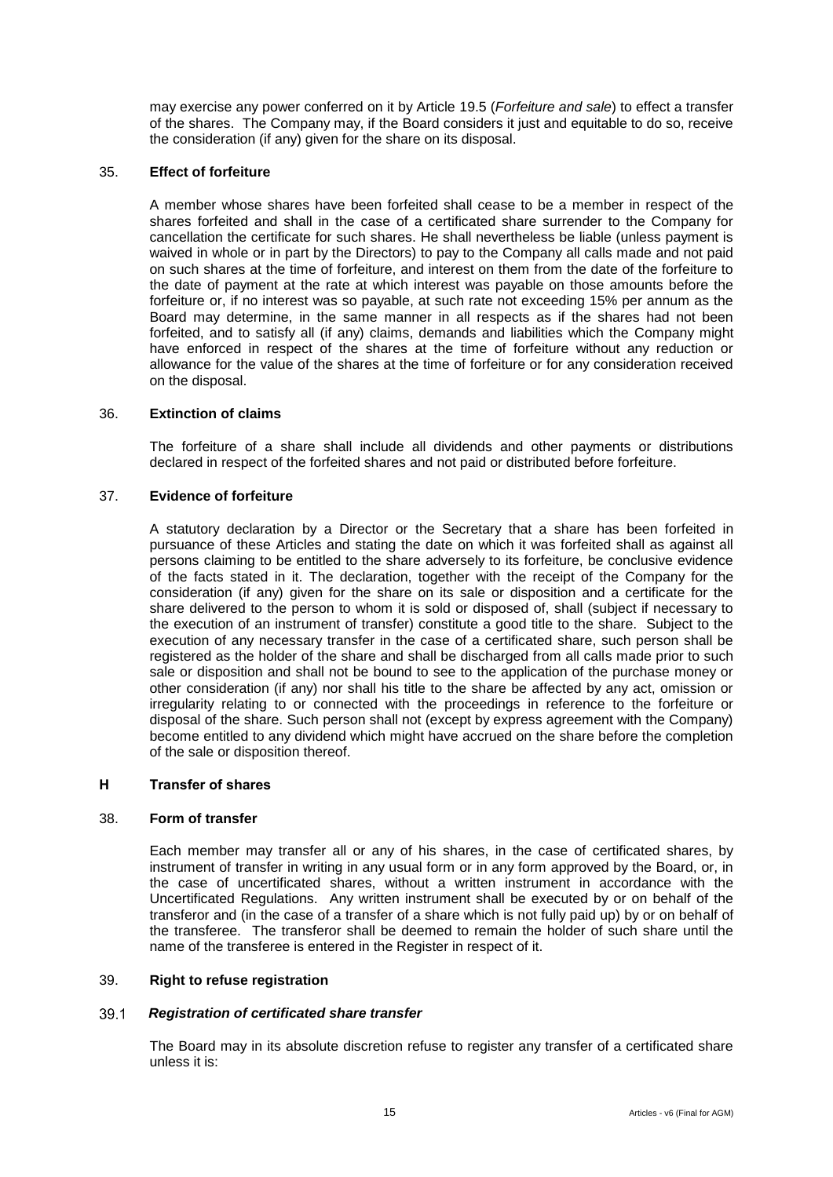may exercise any power conferred on it by Article 19.5 (*Forfeiture and sale*) to effect a transfer of the shares. The Company may, if the Board considers it just and equitable to do so, receive the consideration (if any) given for the share on its disposal.

### 35. **Effect of forfeiture**

A member whose shares have been forfeited shall cease to be a member in respect of the shares forfeited and shall in the case of a certificated share surrender to the Company for cancellation the certificate for such shares. He shall nevertheless be liable (unless payment is waived in whole or in part by the Directors) to pay to the Company all calls made and not paid on such shares at the time of forfeiture, and interest on them from the date of the forfeiture to the date of payment at the rate at which interest was payable on those amounts before the forfeiture or, if no interest was so payable, at such rate not exceeding 15% per annum as the Board may determine, in the same manner in all respects as if the shares had not been forfeited, and to satisfy all (if any) claims, demands and liabilities which the Company might have enforced in respect of the shares at the time of forfeiture without any reduction or allowance for the value of the shares at the time of forfeiture or for any consideration received on the disposal.

### 36. **Extinction of claims**

The forfeiture of a share shall include all dividends and other payments or distributions declared in respect of the forfeited shares and not paid or distributed before forfeiture.

### 37. **Evidence of forfeiture**

A statutory declaration by a Director or the Secretary that a share has been forfeited in pursuance of these Articles and stating the date on which it was forfeited shall as against all persons claiming to be entitled to the share adversely to its forfeiture, be conclusive evidence of the facts stated in it. The declaration, together with the receipt of the Company for the consideration (if any) given for the share on its sale or disposition and a certificate for the share delivered to the person to whom it is sold or disposed of, shall (subject if necessary to the execution of an instrument of transfer) constitute a good title to the share. Subject to the execution of any necessary transfer in the case of a certificated share, such person shall be registered as the holder of the share and shall be discharged from all calls made prior to such sale or disposition and shall not be bound to see to the application of the purchase money or other consideration (if any) nor shall his title to the share be affected by any act, omission or irregularity relating to or connected with the proceedings in reference to the forfeiture or disposal of the share. Such person shall not (except by express agreement with the Company) become entitled to any dividend which might have accrued on the share before the completion of the sale or disposition thereof.

## H **Transfer of shares**

### 38. **Form of transfer**

Each member may transfer all or any of his shares, in the case of certificated shares, by instrument of transfer in writing in any usual form or in any form approved by the Board, or, in the case of uncertificated shares, without a written instrument in accordance with the Uncertificated Regulations. Any written instrument shall be executed by or on behalf of the transferor and (in the case of a transfer of a share which is not fully paid up) by or on behalf of the transferee. The transferor shall be deemed to remain the holder of such share until the name of the transferee is entered in the Register in respect of it.

### 39. **Right to refuse registration**

#### 39.1 ***Registration of certificated share transfer***

The Board may in its absolute discretion refuse to register any transfer of a certificated share unless it is: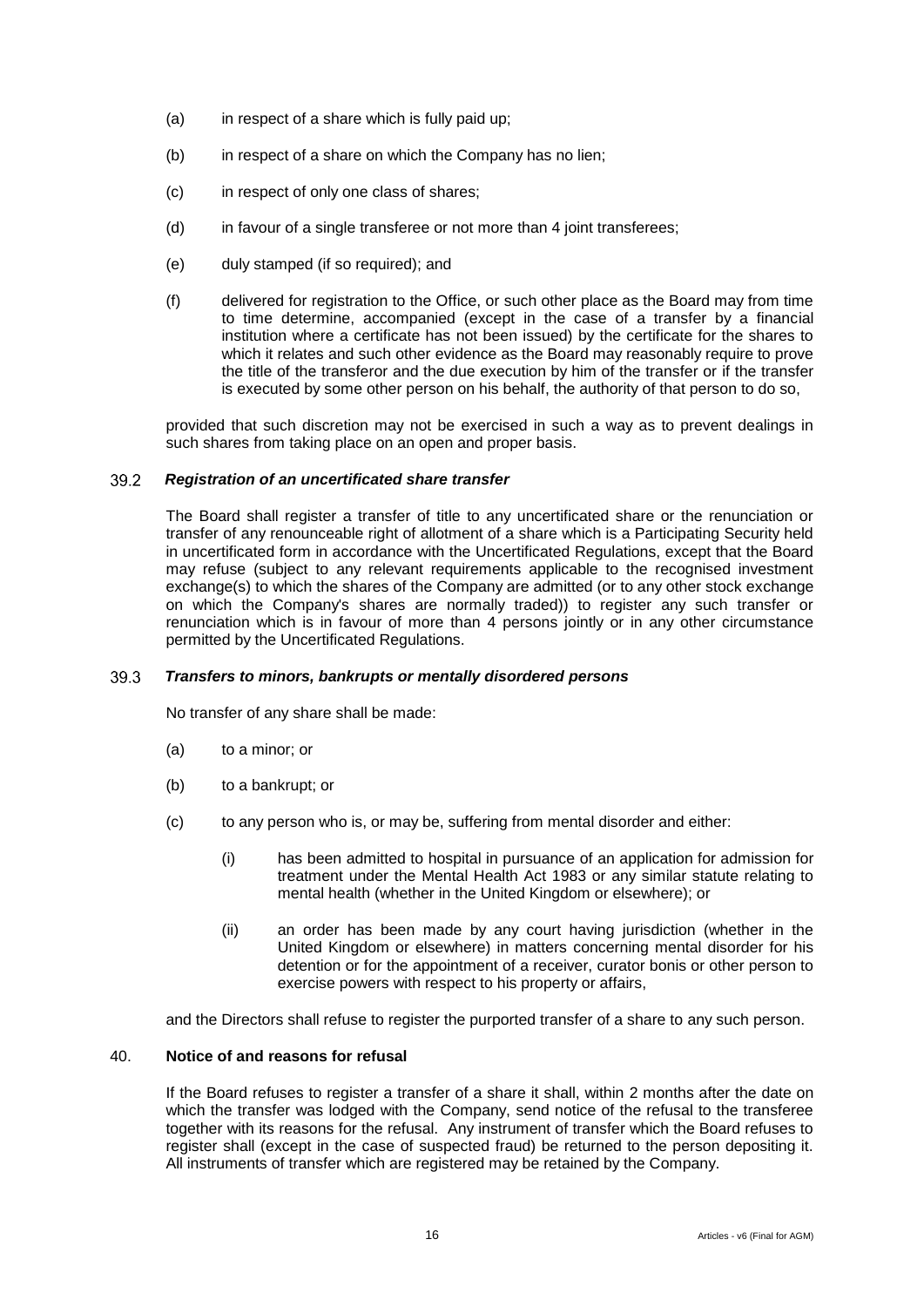(a) in respect of a share which is fully paid up;

(b) in respect of a share on which the Company has no lien;

(c) in respect of only one class of shares;

(d) in favour of a single transferee or not more than 4 joint transferees;

(e) duly stamped (if so required); and

(f) delivered for registration to the Office, or such other place as the Board may from time to time determine, accompanied (except in the case of a transfer by a financial institution where a certificate has not been issued) by the certificate for the shares to which it relates and such other evidence as the Board may reasonably require to prove the title of the transferor and the due execution by him of the transfer or if the transfer is executed by some other person on his behalf, the authority of that person to do so,

provided that such discretion may not be exercised in such a way as to prevent dealings in such shares from taking place on an open and proper basis.

### 39.2 *Registration of an uncertificated share transfer*

The Board shall register a transfer of title to any uncertificated share or the renunciation or transfer of any renounceable right of allotment of a share which is a Participating Security held in uncertificated form in accordance with the Uncertificated Regulations, except that the Board may refuse (subject to any relevant requirements applicable to the recognised investment exchange(s) to which the shares of the Company are admitted (or to any other stock exchange on which the Company's shares are normally traded)) to register any such transfer or renunciation which is in favour of more than 4 persons jointly or in any other circumstance permitted by the Uncertificated Regulations.

### 39.3 *Transfers to minors, bankrupts or mentally disordered persons*

No transfer of any share shall be made:

(a) to a minor; or

(b) to a bankrupt; or

(c) to any person who is, or may be, suffering from mental disorder and either:

  (i) has been admitted to hospital in pursuance of an application for admission for treatment under the Mental Health Act 1983 or any similar statute relating to mental health (whether in the United Kingdom or elsewhere); or

  (ii) an order has been made by any court having jurisdiction (whether in the United Kingdom or elsewhere) in matters concerning mental disorder for his detention or for the appointment of a receiver, curator bonis or other person to exercise powers with respect to his property or affairs,

and the Directors shall refuse to register the purported transfer of a share to any such person.

## 40. **Notice of and reasons for refusal**

If the Board refuses to register a transfer of a share it shall, within 2 months after the date on which the transfer was lodged with the Company, send notice of the refusal to the transferee together with its reasons for the refusal. Any instrument of transfer which the Board refuses to register shall (except in the case of suspected fraud) be returned to the person depositing it. All instruments of transfer which are registered may be retained by the Company.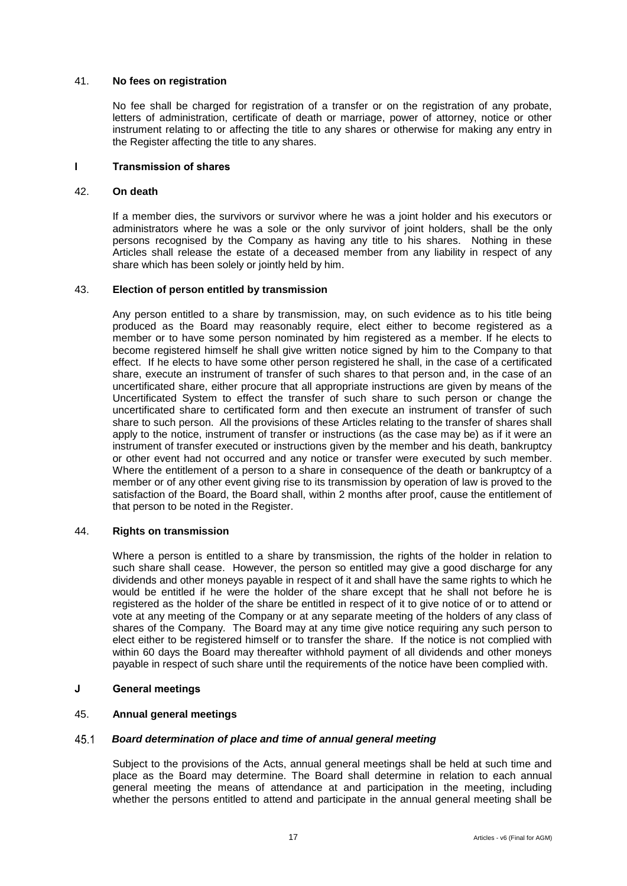### 41. No fees on registration

No fee shall be charged for registration of a transfer or on the registration of any probate, letters of administration, certificate of death or marriage, power of attorney, notice or other instrument relating to or affecting the title to any shares or otherwise for making any entry in the Register affecting the title to any shares.

## I Transmission of shares

### 42. On death

If a member dies, the survivors or survivor where he was a joint holder and his executors or administrators where he was a sole or the only survivor of joint holders, shall be the only persons recognised by the Company as having any title to his shares. Nothing in these Articles shall release the estate of a deceased member from any liability in respect of any share which has been solely or jointly held by him.

### 43. Election of person entitled by transmission

Any person entitled to a share by transmission, may, on such evidence as to his title being produced as the Board may reasonably require, elect either to become registered as a member or to have some person nominated by him registered as a member. If he elects to become registered himself he shall give written notice signed by him to the Company to that effect. If he elects to have some other person registered he shall, in the case of a certificated share, execute an instrument of transfer of such shares to that person and, in the case of an uncertificated share, either procure that all appropriate instructions are given by means of the Uncertificated System to effect the transfer of such share to such person or change the uncertificated share to certificated form and then execute an instrument of transfer of such share to such person. All the provisions of these Articles relating to the transfer of shares shall apply to the notice, instrument of transfer or instructions (as the case may be) as if it were an instrument of transfer executed or instructions given by the member and his death, bankruptcy or other event had not occurred and any notice or transfer were executed by such member. Where the entitlement of a person to a share in consequence of the death or bankruptcy of a member or of any other event giving rise to its transmission by operation of law is proved to the satisfaction of the Board, the Board shall, within 2 months after proof, cause the entitlement of that person to be noted in the Register.

### 44. Rights on transmission

Where a person is entitled to a share by transmission, the rights of the holder in relation to such share shall cease. However, the person so entitled may give a good discharge for any dividends and other moneys payable in respect of it and shall have the same rights to which he would be entitled if he were the holder of the share except that he shall not before he is registered as the holder of the share be entitled in respect of it to give notice of or to attend or vote at any meeting of the Company or at any separate meeting of the holders of any class of shares of the Company. The Board may at any time give notice requiring any such person to elect either to be registered himself or to transfer the share. If the notice is not complied with within 60 days the Board may thereafter withhold payment of all dividends and other moneys payable in respect of such share until the requirements of the notice have been complied with.

## J General meetings

### 45. Annual general meetings

#### 45.1 *Board determination of place and time of annual general meeting*

Subject to the provisions of the Acts, annual general meetings shall be held at such time and place as the Board may determine. The Board shall determine in relation to each annual general meeting the means of attendance at and participation in the meeting, including whether the persons entitled to attend and participate in the annual general meeting shall be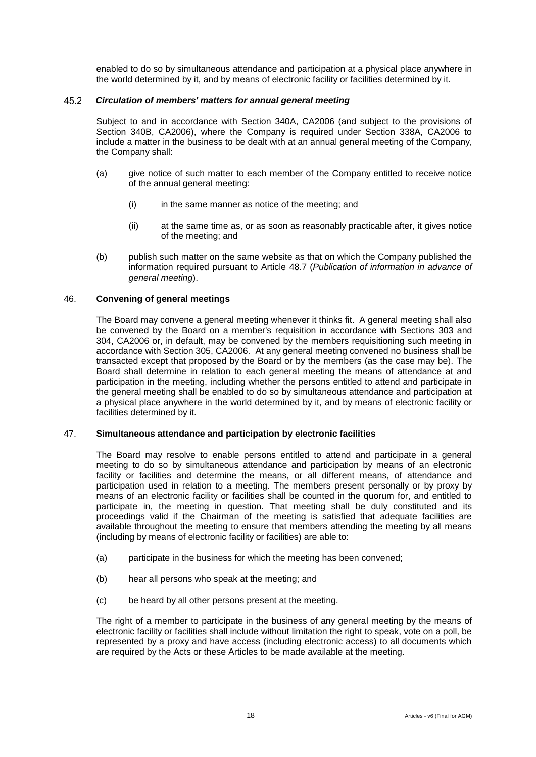enabled to do so by simultaneous attendance and participation at a physical place anywhere in the world determined by it, and by means of electronic facility or facilities determined by it.

### 45.2 *Circulation of members' matters for annual general meeting*

Subject to and in accordance with Section 340A, CA2006 (and subject to the provisions of Section 340B, CA2006), where the Company is required under Section 338A, CA2006 to include a matter in the business to be dealt with at an annual general meeting of the Company, the Company shall:

(a) give notice of such matter to each member of the Company entitled to receive notice of the annual general meeting:

  (i) in the same manner as notice of the meeting; and

  (ii) at the same time as, or as soon as reasonably practicable after, it gives notice of the meeting; and

(b) publish such matter on the same website as that on which the Company published the information required pursuant to Article 48.7 (*Publication of information in advance of general meeting*).

### 46. **Convening of general meetings**

The Board may convene a general meeting whenever it thinks fit. A general meeting shall also be convened by the Board on a member's requisition in accordance with Sections 303 and 304, CA2006 or, in default, may be convened by the members requisitioning such meeting in accordance with Section 305, CA2006. At any general meeting convened no business shall be transacted except that proposed by the Board or by the members (as the case may be). The Board shall determine in relation to each general meeting the means of attendance at and participation in the meeting, including whether the persons entitled to attend and participate in the general meeting shall be enabled to do so by simultaneous attendance and participation at a physical place anywhere in the world determined by it, and by means of electronic facility or facilities determined by it.

### 47. **Simultaneous attendance and participation by electronic facilities**

The Board may resolve to enable persons entitled to attend and participate in a general meeting to do so by simultaneous attendance and participation by means of an electronic facility or facilities and determine the means, or all different means, of attendance and participation used in relation to a meeting. The members present personally or by proxy by means of an electronic facility or facilities shall be counted in the quorum for, and entitled to participate in, the meeting in question. That meeting shall be duly constituted and its proceedings valid if the Chairman of the meeting is satisfied that adequate facilities are available throughout the meeting to ensure that members attending the meeting by all means (including by means of electronic facility or facilities) are able to:

(a) participate in the business for which the meeting has been convened;

(b) hear all persons who speak at the meeting; and

(c) be heard by all other persons present at the meeting.

The right of a member to participate in the business of any general meeting by the means of electronic facility or facilities shall include without limitation the right to speak, vote on a poll, be represented by a proxy and have access (including electronic access) to all documents which are required by the Acts or these Articles to be made available at the meeting.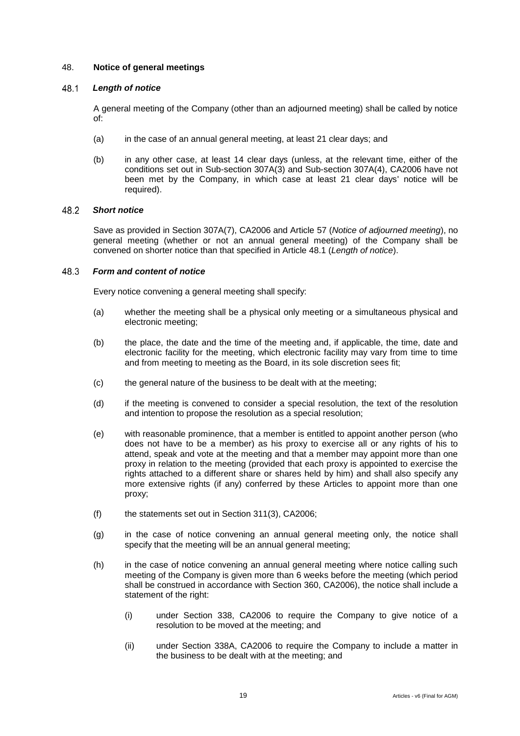## 48. Notice of general meetings

### 48.1 *Length of notice*

A general meeting of the Company (other than an adjourned meeting) shall be called by notice of:

(a) in the case of an annual general meeting, at least 21 clear days; and

(b) in any other case, at least 14 clear days (unless, at the relevant time, either of the conditions set out in Sub-section 307A(3) and Sub-section 307A(4), CA2006 have not been met by the Company, in which case at least 21 clear days' notice will be required).

### 48.2 *Short notice*

Save as provided in Section 307A(7), CA2006 and Article 57 (*Notice of adjourned meeting*), no general meeting (whether or not an annual general meeting) of the Company shall be convened on shorter notice than that specified in Article 48.1 (*Length of notice*).

### 48.3 *Form and content of notice*

Every notice convening a general meeting shall specify:

(a) whether the meeting shall be a physical only meeting or a simultaneous physical and electronic meeting;

(b) the place, the date and the time of the meeting and, if applicable, the time, date and electronic facility for the meeting, which electronic facility may vary from time to time and from meeting to meeting as the Board, in its sole discretion sees fit;

(c) the general nature of the business to be dealt with at the meeting;

(d) if the meeting is convened to consider a special resolution, the text of the resolution and intention to propose the resolution as a special resolution;

(e) with reasonable prominence, that a member is entitled to appoint another person (who does not have to be a member) as his proxy to exercise all or any rights of his to attend, speak and vote at the meeting and that a member may appoint more than one proxy in relation to the meeting (provided that each proxy is appointed to exercise the rights attached to a different share or shares held by him) and shall also specify any more extensive rights (if any) conferred by these Articles to appoint more than one proxy;

(f) the statements set out in Section 311(3), CA2006;

(g) in the case of notice convening an annual general meeting only, the notice shall specify that the meeting will be an annual general meeting;

(h) in the case of notice convening an annual general meeting where notice calling such meeting of the Company is given more than 6 weeks before the meeting (which period shall be construed in accordance with Section 360, CA2006), the notice shall include a statement of the right:

(i) under Section 338, CA2006 to require the Company to give notice of a resolution to be moved at the meeting; and

(ii) under Section 338A, CA2006 to require the Company to include a matter in the business to be dealt with at the meeting; and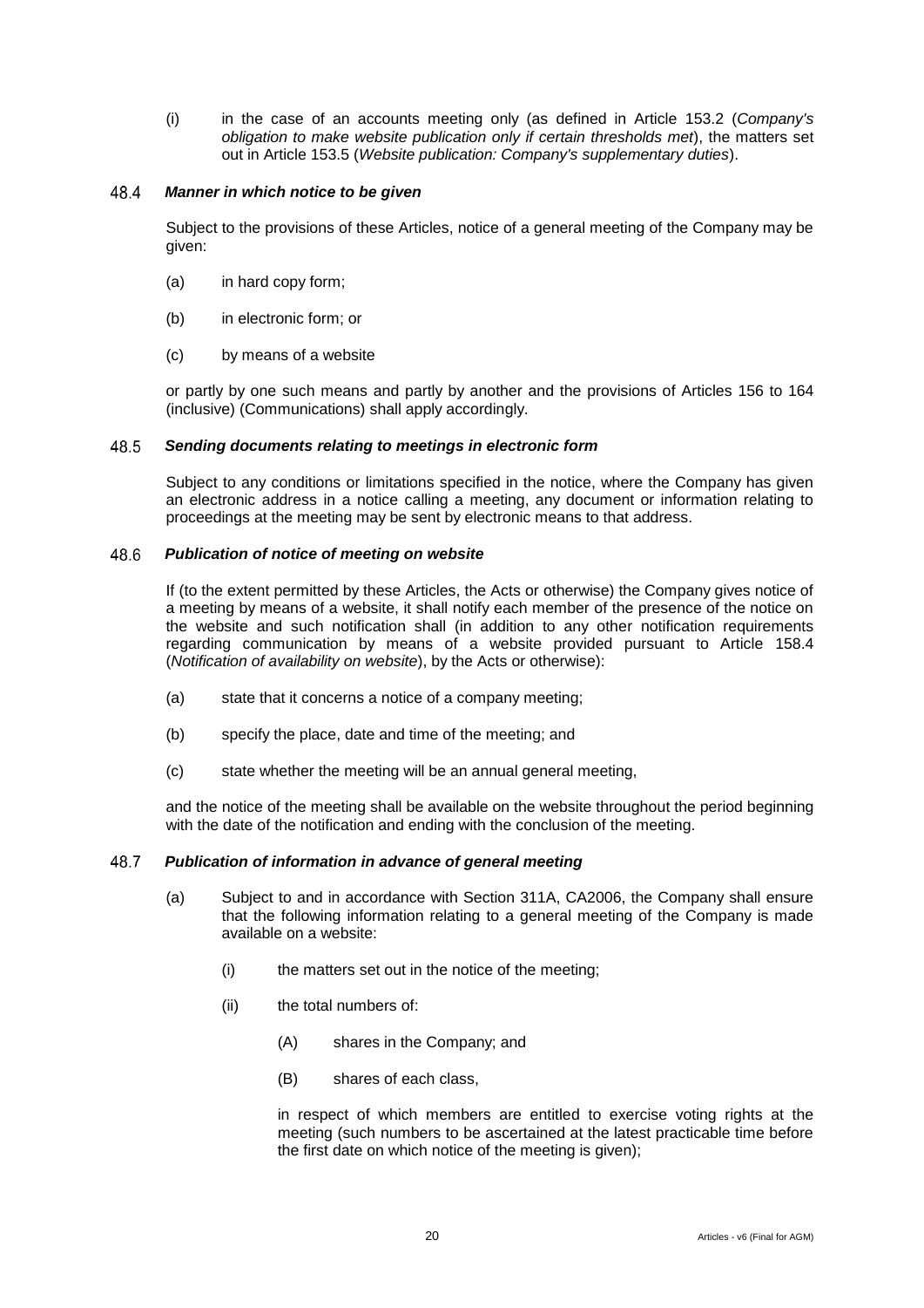(i) in the case of an accounts meeting only (as defined in Article 153.2 (*Company's obligation to make website publication only if certain thresholds met*), the matters set out in Article 153.5 (*Website publication: Company's supplementary duties*).

### 48.4 *Manner in which notice to be given*

Subject to the provisions of these Articles, notice of a general meeting of the Company may be given:

(a) in hard copy form;

(b) in electronic form; or

(c) by means of a website

or partly by one such means and partly by another and the provisions of Articles 156 to 164 (inclusive) (Communications) shall apply accordingly.

### 48.5 *Sending documents relating to meetings in electronic form*

Subject to any conditions or limitations specified in the notice, where the Company has given an electronic address in a notice calling a meeting, any document or information relating to proceedings at the meeting may be sent by electronic means to that address.

### 48.6 *Publication of notice of meeting on website*

If (to the extent permitted by these Articles, the Acts or otherwise) the Company gives notice of a meeting by means of a website, it shall notify each member of the presence of the notice on the website and such notification shall (in addition to any other notification requirements regarding communication by means of a website provided pursuant to Article 158.4 (*Notification of availability on website*), by the Acts or otherwise):

(a) state that it concerns a notice of a company meeting;

(b) specify the place, date and time of the meeting; and

(c) state whether the meeting will be an annual general meeting,

and the notice of the meeting shall be available on the website throughout the period beginning with the date of the notification and ending with the conclusion of the meeting.

### 48.7 *Publication of information in advance of general meeting*

(a) Subject to and in accordance with Section 311A, CA2006, the Company shall ensure that the following information relating to a general meeting of the Company is made available on a website:

(i) the matters set out in the notice of the meeting;

(ii) the total numbers of:

(A) shares in the Company; and

(B) shares of each class,

in respect of which members are entitled to exercise voting rights at the meeting (such numbers to be ascertained at the latest practicable time before the first date on which notice of the meeting is given);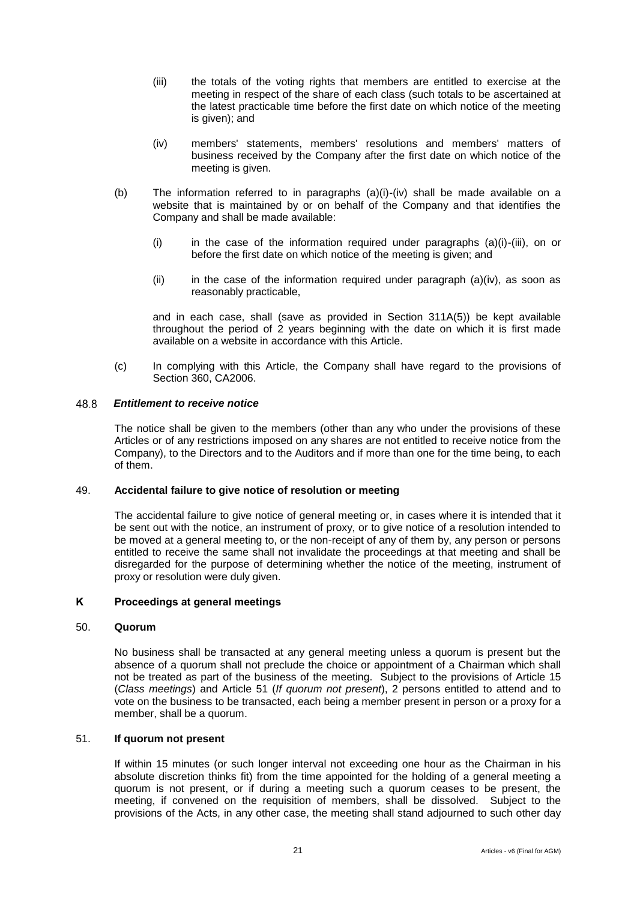(iii) the totals of the voting rights that members are entitled to exercise at the meeting in respect of the share of each class (such totals to be ascertained at the latest practicable time before the first date on which notice of the meeting is given); and

(iv) members' statements, members' resolutions and members' matters of business received by the Company after the first date on which notice of the meeting is given.

(b) The information referred to in paragraphs (a)(i)-(iv) shall be made available on a website that is maintained by or on behalf of the Company and that identifies the Company and shall be made available:

(i) in the case of the information required under paragraphs (a)(i)-(iii), on or before the first date on which notice of the meeting is given; and

(ii) in the case of the information required under paragraph (a)(iv), as soon as reasonably practicable,

and in each case, shall (save as provided in Section 311A(5)) be kept available throughout the period of 2 years beginning with the date on which it is first made available on a website in accordance with this Article.

(c) In complying with this Article, the Company shall have regard to the provisions of Section 360, CA2006.

48.8 ***Entitlement to receive notice***

The notice shall be given to the members (other than any who under the provisions of these Articles or of any restrictions imposed on any shares are not entitled to receive notice from the Company), to the Directors and to the Auditors and if more than one for the time being, to each of them.

49. **Accidental failure to give notice of resolution or meeting**

The accidental failure to give notice of general meeting or, in cases where it is intended that it be sent out with the notice, an instrument of proxy, or to give notice of a resolution intended to be moved at a general meeting to, or the non-receipt of any of them by, any person or persons entitled to receive the same shall not invalidate the proceedings at that meeting and shall be disregarded for the purpose of determining whether the notice of the meeting, instrument of proxy or resolution were duly given.

## K Proceedings at general meetings

50. **Quorum**

No business shall be transacted at any general meeting unless a quorum is present but the absence of a quorum shall not preclude the choice or appointment of a Chairman which shall not be treated as part of the business of the meeting. Subject to the provisions of Article 15 (*Class meetings*) and Article 51 (*If quorum not present*), 2 persons entitled to attend and to vote on the business to be transacted, each being a member present in person or a proxy for a member, shall be a quorum.

51. **If quorum not present**

If within 15 minutes (or such longer interval not exceeding one hour as the Chairman in his absolute discretion thinks fit) from the time appointed for the holding of a general meeting a quorum is not present, or if during a meeting such a quorum ceases to be present, the meeting, if convened on the requisition of members, shall be dissolved. Subject to the provisions of the Acts, in any other case, the meeting shall stand adjourned to such other day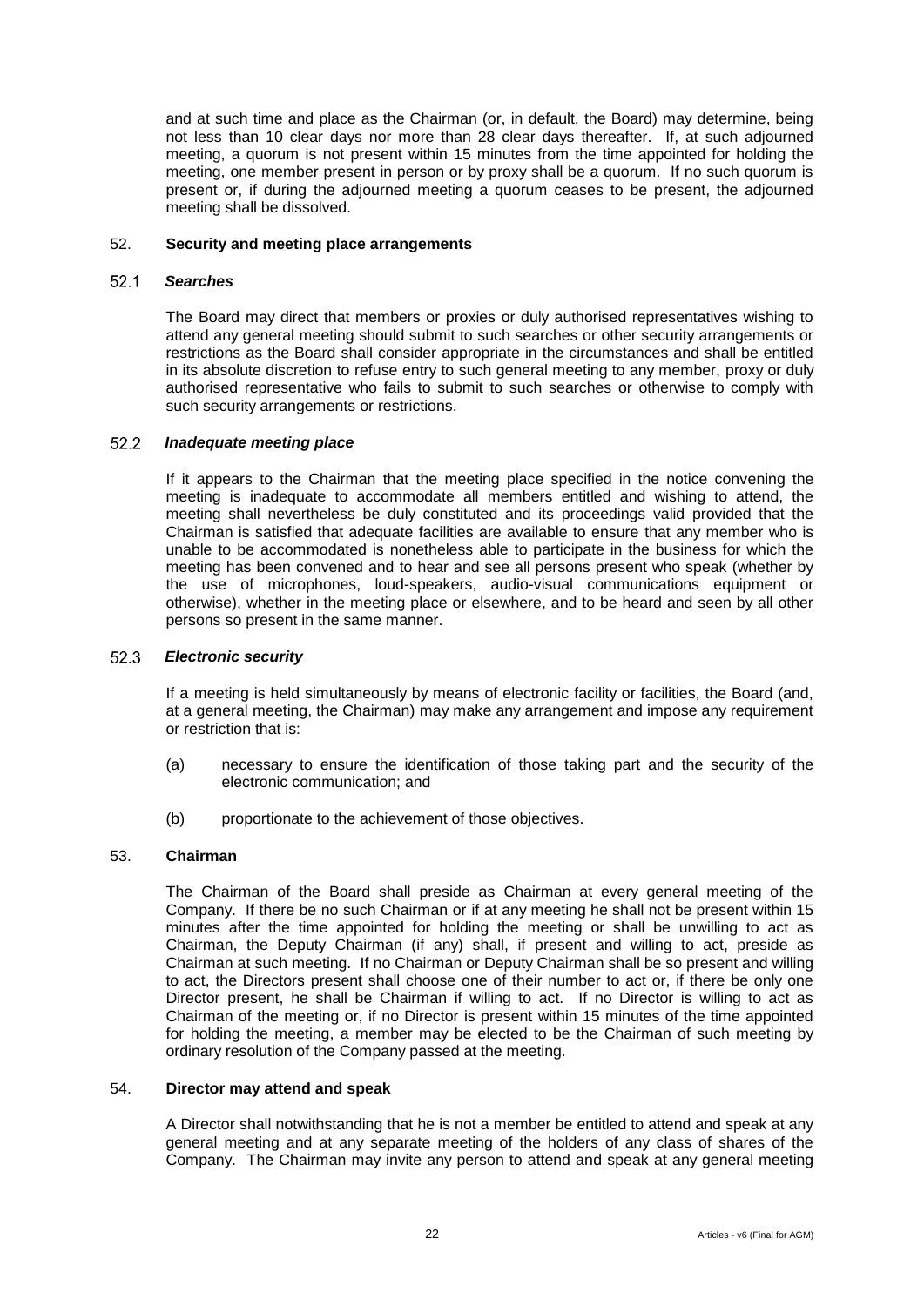and at such time and place as the Chairman (or, in default, the Board) may determine, being not less than 10 clear days nor more than 28 clear days thereafter. If, at such adjourned meeting, a quorum is not present within 15 minutes from the time appointed for holding the meeting, one member present in person or by proxy shall be a quorum. If no such quorum is present or, if during the adjourned meeting a quorum ceases to be present, the adjourned meeting shall be dissolved.

## 52. Security and meeting place arrangements

### 52.1 *Searches*

The Board may direct that members or proxies or duly authorised representatives wishing to attend any general meeting should submit to such searches or other security arrangements or restrictions as the Board shall consider appropriate in the circumstances and shall be entitled in its absolute discretion to refuse entry to such general meeting to any member, proxy or duly authorised representative who fails to submit to such searches or otherwise to comply with such security arrangements or restrictions.

### 52.2 *Inadequate meeting place*

If it appears to the Chairman that the meeting place specified in the notice convening the meeting is inadequate to accommodate all members entitled and wishing to attend, the meeting shall nevertheless be duly constituted and its proceedings valid provided that the Chairman is satisfied that adequate facilities are available to ensure that any member who is unable to be accommodated is nonetheless able to participate in the business for which the meeting has been convened and to hear and see all persons present who speak (whether by the use of microphones, loud-speakers, audio-visual communications equipment or otherwise), whether in the meeting place or elsewhere, and to be heard and seen by all other persons so present in the same manner.

### 52.3 *Electronic security*

If a meeting is held simultaneously by means of electronic facility or facilities, the Board (and, at a general meeting, the Chairman) may make any arrangement and impose any requirement or restriction that is:

(a) necessary to ensure the identification of those taking part and the security of the electronic communication; and

(b) proportionate to the achievement of those objectives.

## 53. Chairman

The Chairman of the Board shall preside as Chairman at every general meeting of the Company. If there be no such Chairman or if at any meeting he shall not be present within 15 minutes after the time appointed for holding the meeting or shall be unwilling to act as Chairman, the Deputy Chairman (if any) shall, if present and willing to act, preside as Chairman at such meeting. If no Chairman or Deputy Chairman shall be so present and willing to act, the Directors present shall choose one of their number to act or, if there be only one Director present, he shall be Chairman if willing to act. If no Director is willing to act as Chairman of the meeting or, if no Director is present within 15 minutes of the time appointed for holding the meeting, a member may be elected to be the Chairman of such meeting by ordinary resolution of the Company passed at the meeting.

## 54. Director may attend and speak

A Director shall notwithstanding that he is not a member be entitled to attend and speak at any general meeting and at any separate meeting of the holders of any class of shares of the Company. The Chairman may invite any person to attend and speak at any general meeting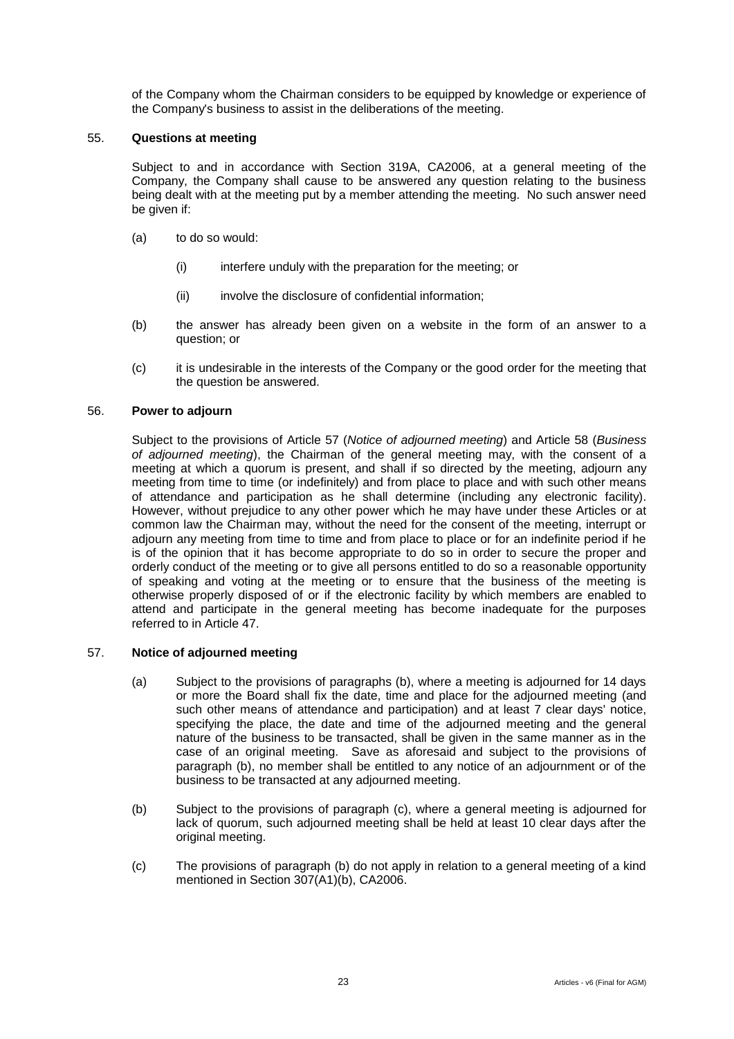of the Company whom the Chairman considers to be equipped by knowledge or experience of the Company's business to assist in the deliberations of the meeting.

55. **Questions at meeting**

Subject to and in accordance with Section 319A, CA2006, at a general meeting of the Company, the Company shall cause to be answered any question relating to the business being dealt with at the meeting put by a member attending the meeting. No such answer need be given if:

(a) to do so would:

(i) interfere unduly with the preparation for the meeting; or

(ii) involve the disclosure of confidential information;

(b) the answer has already been given on a website in the form of an answer to a question; or

(c) it is undesirable in the interests of the Company or the good order for the meeting that the question be answered.

56. **Power to adjourn**

Subject to the provisions of Article 57 (*Notice of adjourned meeting*) and Article 58 (*Business of adjourned meeting*), the Chairman of the general meeting may, with the consent of a meeting at which a quorum is present, and shall if so directed by the meeting, adjourn any meeting from time to time (or indefinitely) and from place to place and with such other means of attendance and participation as he shall determine (including any electronic facility). However, without prejudice to any other power which he may have under these Articles or at common law the Chairman may, without the need for the consent of the meeting, interrupt or adjourn any meeting from time to time and from place to place or for an indefinite period if he is of the opinion that it has become appropriate to do so in order to secure the proper and orderly conduct of the meeting or to give all persons entitled to do so a reasonable opportunity of speaking and voting at the meeting or to ensure that the business of the meeting is otherwise properly disposed of or if the electronic facility by which members are enabled to attend and participate in the general meeting has become inadequate for the purposes referred to in Article 47.

57. **Notice of adjourned meeting**

(a) Subject to the provisions of paragraphs (b), where a meeting is adjourned for 14 days or more the Board shall fix the date, time and place for the adjourned meeting (and such other means of attendance and participation) and at least 7 clear days' notice, specifying the place, the date and time of the adjourned meeting and the general nature of the business to be transacted, shall be given in the same manner as in the case of an original meeting. Save as aforesaid and subject to the provisions of paragraph (b), no member shall be entitled to any notice of an adjournment or of the business to be transacted at any adjourned meeting.

(b) Subject to the provisions of paragraph (c), where a general meeting is adjourned for lack of quorum, such adjourned meeting shall be held at least 10 clear days after the original meeting.

(c) The provisions of paragraph (b) do not apply in relation to a general meeting of a kind mentioned in Section 307(A1)(b), CA2006.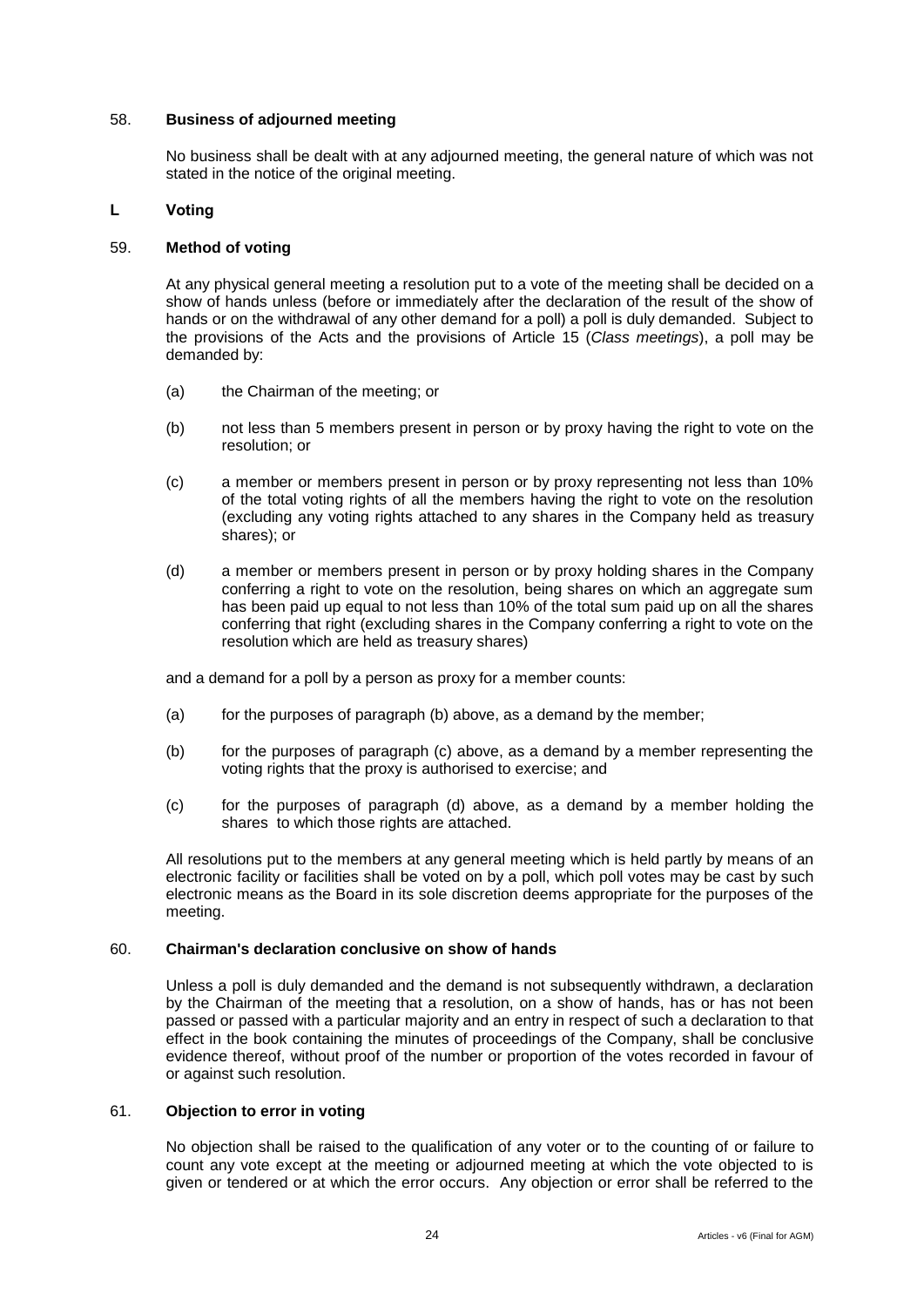58. **Business of adjourned meeting**

No business shall be dealt with at any adjourned meeting, the general nature of which was not stated in the notice of the original meeting.

## L Voting

59. **Method of voting**

At any physical general meeting a resolution put to a vote of the meeting shall be decided on a show of hands unless (before or immediately after the declaration of the result of the show of hands or on the withdrawal of any other demand for a poll) a poll is duly demanded. Subject to the provisions of the Acts and the provisions of Article 15 (*Class meetings*), a poll may be demanded by:

(a) the Chairman of the meeting; or

(b) not less than 5 members present in person or by proxy having the right to vote on the resolution; or

(c) a member or members present in person or by proxy representing not less than 10% of the total voting rights of all the members having the right to vote on the resolution (excluding any voting rights attached to any shares in the Company held as treasury shares); or

(d) a member or members present in person or by proxy holding shares in the Company conferring a right to vote on the resolution, being shares on which an aggregate sum has been paid up equal to not less than 10% of the total sum paid up on all the shares conferring that right (excluding shares in the Company conferring a right to vote on the resolution which are held as treasury shares)

and a demand for a poll by a person as proxy for a member counts:

(a) for the purposes of paragraph (b) above, as a demand by the member;

(b) for the purposes of paragraph (c) above, as a demand by a member representing the voting rights that the proxy is authorised to exercise; and

(c) for the purposes of paragraph (d) above, as a demand by a member holding the shares to which those rights are attached.

All resolutions put to the members at any general meeting which is held partly by means of an electronic facility or facilities shall be voted on by a poll, which poll votes may be cast by such electronic means as the Board in its sole discretion deems appropriate for the purposes of the meeting.

60. **Chairman's declaration conclusive on show of hands**

Unless a poll is duly demanded and the demand is not subsequently withdrawn, a declaration by the Chairman of the meeting that a resolution, on a show of hands, has or has not been passed or passed with a particular majority and an entry in respect of such a declaration to that effect in the book containing the minutes of proceedings of the Company, shall be conclusive evidence thereof, without proof of the number or proportion of the votes recorded in favour of or against such resolution.

61. **Objection to error in voting**

No objection shall be raised to the qualification of any voter or to the counting of or failure to count any vote except at the meeting or adjourned meeting at which the vote objected to is given or tendered or at which the error occurs. Any objection or error shall be referred to the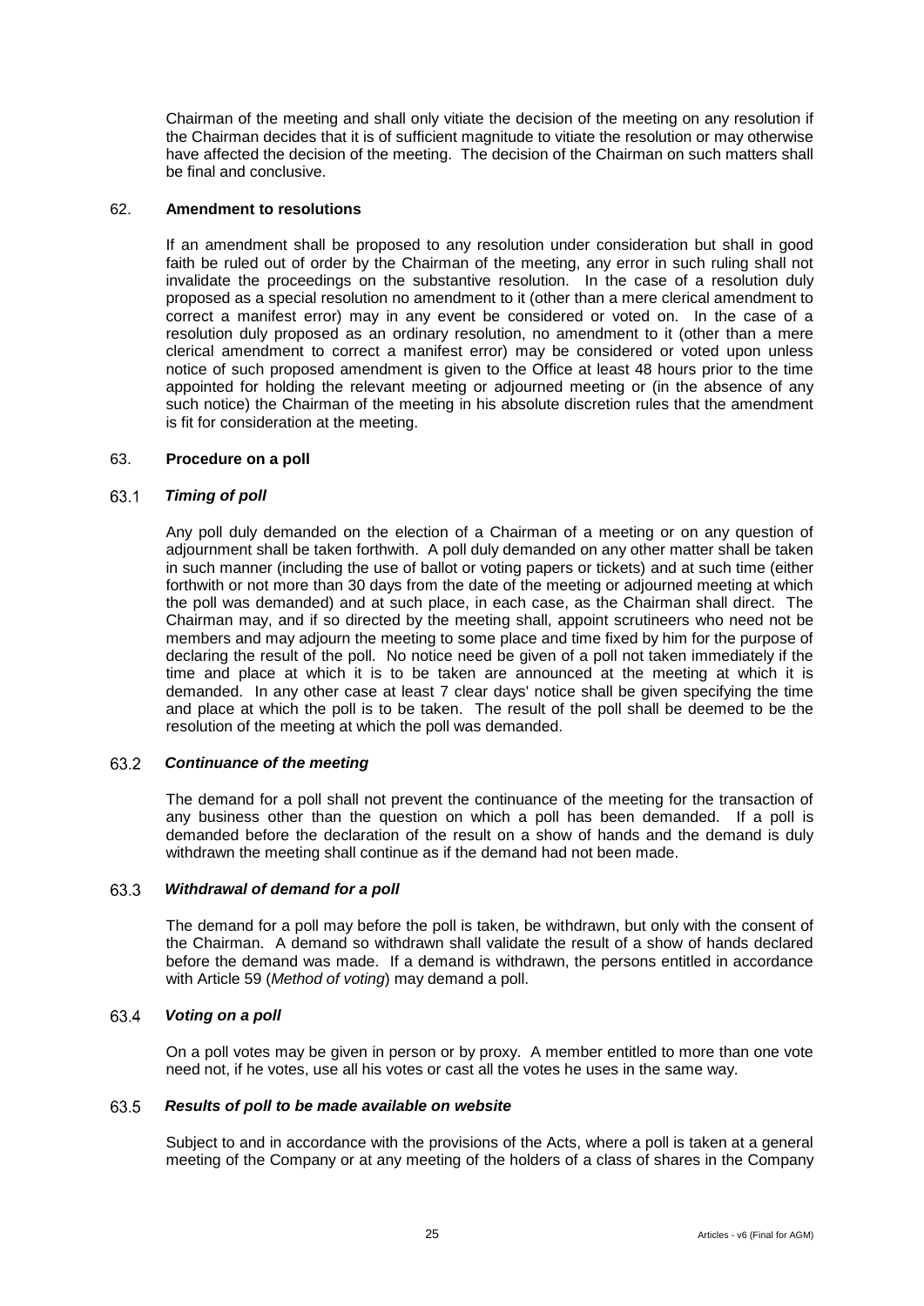Chairman of the meeting and shall only vitiate the decision of the meeting on any resolution if the Chairman decides that it is of sufficient magnitude to vitiate the resolution or may otherwise have affected the decision of the meeting. The decision of the Chairman on such matters shall be final and conclusive.

## 62. Amendment to resolutions

If an amendment shall be proposed to any resolution under consideration but shall in good faith be ruled out of order by the Chairman of the meeting, any error in such ruling shall not invalidate the proceedings on the substantive resolution. In the case of a resolution duly proposed as a special resolution no amendment to it (other than a mere clerical amendment to correct a manifest error) may in any event be considered or voted on. In the case of a resolution duly proposed as an ordinary resolution, no amendment to it (other than a mere clerical amendment to correct a manifest error) may be considered or voted upon unless notice of such proposed amendment is given to the Office at least 48 hours prior to the time appointed for holding the relevant meeting or adjourned meeting or (in the absence of any such notice) the Chairman of the meeting in his absolute discretion rules that the amendment is fit for consideration at the meeting.

## 63. Procedure on a poll

### 63.1 *Timing of poll*

Any poll duly demanded on the election of a Chairman of a meeting or on any question of adjournment shall be taken forthwith. A poll duly demanded on any other matter shall be taken in such manner (including the use of ballot or voting papers or tickets) and at such time (either forthwith or not more than 30 days from the date of the meeting or adjourned meeting at which the poll was demanded) and at such place, in each case, as the Chairman shall direct. The Chairman may, and if so directed by the meeting shall, appoint scrutineers who need not be members and may adjourn the meeting to some place and time fixed by him for the purpose of declaring the result of the poll. No notice need be given of a poll not taken immediately if the time and place at which it is to be taken are announced at the meeting at which it is demanded. In any other case at least 7 clear days' notice shall be given specifying the time and place at which the poll is to be taken. The result of the poll shall be deemed to be the resolution of the meeting at which the poll was demanded.

### 63.2 *Continuance of the meeting*

The demand for a poll shall not prevent the continuance of the meeting for the transaction of any business other than the question on which a poll has been demanded. If a poll is demanded before the declaration of the result on a show of hands and the demand is duly withdrawn the meeting shall continue as if the demand had not been made.

### 63.3 *Withdrawal of demand for a poll*

The demand for a poll may before the poll is taken, be withdrawn, but only with the consent of the Chairman. A demand so withdrawn shall validate the result of a show of hands declared before the demand was made. If a demand is withdrawn, the persons entitled in accordance with Article 59 (*Method of voting*) may demand a poll.

### 63.4 *Voting on a poll*

On a poll votes may be given in person or by proxy. A member entitled to more than one vote need not, if he votes, use all his votes or cast all the votes he uses in the same way.

### 63.5 *Results of poll to be made available on website*

Subject to and in accordance with the provisions of the Acts, where a poll is taken at a general meeting of the Company or at any meeting of the holders of a class of shares in the Company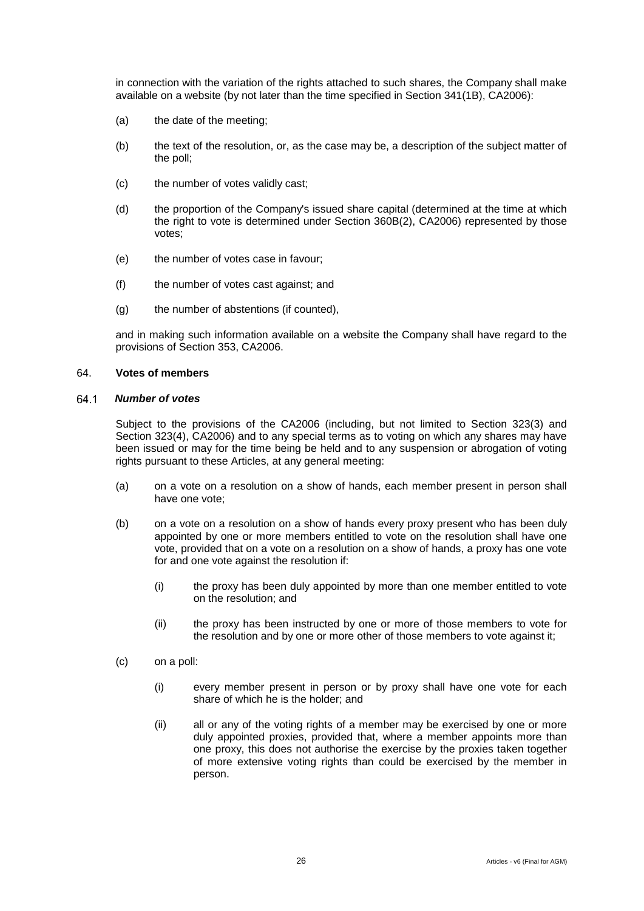in connection with the variation of the rights attached to such shares, the Company shall make available on a website (by not later than the time specified in Section 341(1B), CA2006):

(a) the date of the meeting;

(b) the text of the resolution, or, as the case may be, a description of the subject matter of the poll;

(c) the number of votes validly cast;

(d) the proportion of the Company's issued share capital (determined at the time at which the right to vote is determined under Section 360B(2), CA2006) represented by those votes;

(e) the number of votes case in favour;

(f) the number of votes cast against; and

(g) the number of abstentions (if counted),

and in making such information available on a website the Company shall have regard to the provisions of Section 353, CA2006.

64. **Votes of members**

64.1 ***Number of votes***

Subject to the provisions of the CA2006 (including, but not limited to Section 323(3) and Section 323(4), CA2006) and to any special terms as to voting on which any shares may have been issued or may for the time being be held and to any suspension or abrogation of voting rights pursuant to these Articles, at any general meeting:

(a) on a vote on a resolution on a show of hands, each member present in person shall have one vote;

(b) on a vote on a resolution on a show of hands every proxy present who has been duly appointed by one or more members entitled to vote on the resolution shall have one vote, provided that on a vote on a resolution on a show of hands, a proxy has one vote for and one vote against the resolution if:

(i) the proxy has been duly appointed by more than one member entitled to vote on the resolution; and

(ii) the proxy has been instructed by one or more of those members to vote for the resolution and by one or more other of those members to vote against it;

(c) on a poll:

(i) every member present in person or by proxy shall have one vote for each share of which he is the holder; and

(ii) all or any of the voting rights of a member may be exercised by one or more duly appointed proxies, provided that, where a member appoints more than one proxy, this does not authorise the exercise by the proxies taken together of more extensive voting rights than could be exercised by the member in person.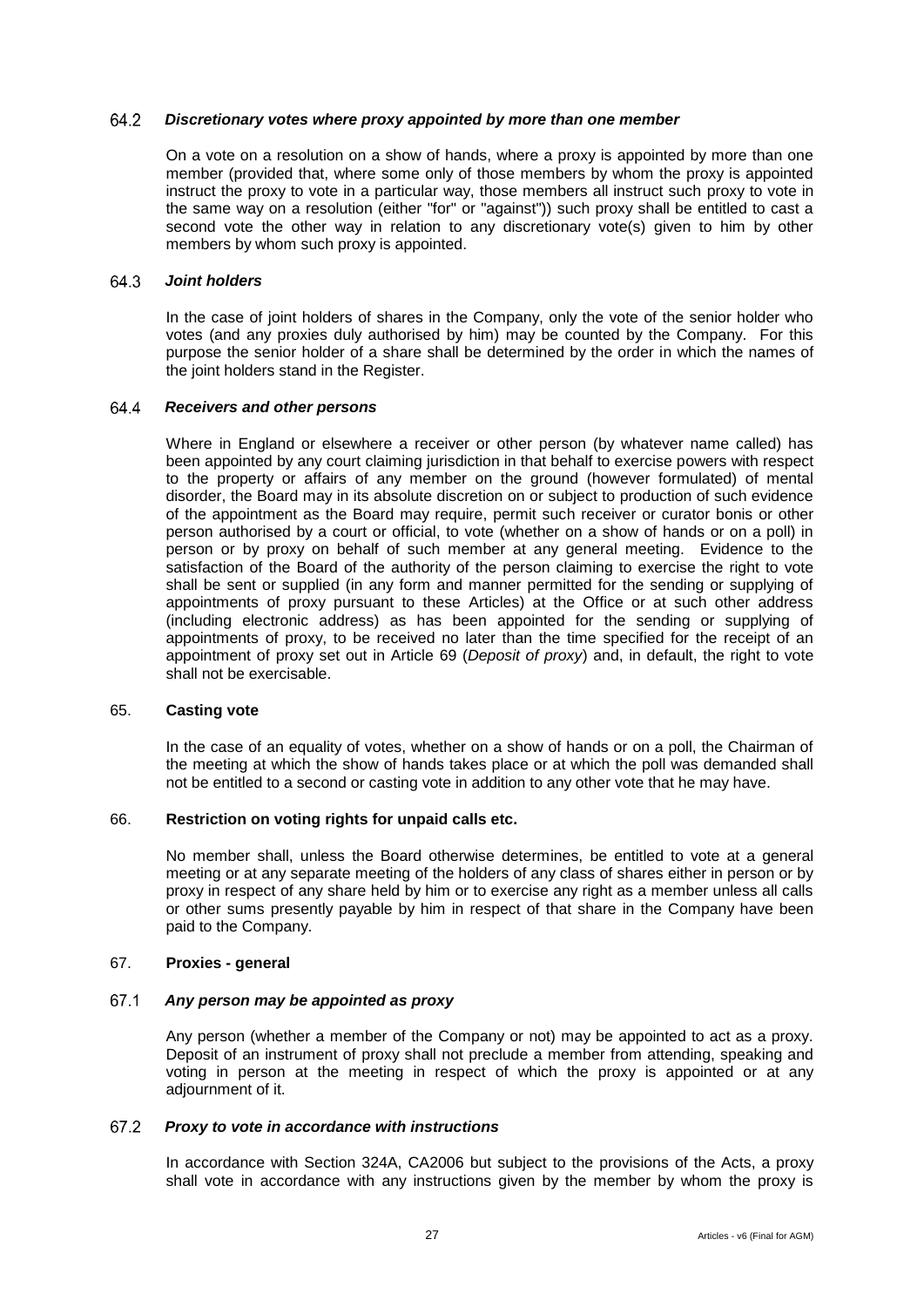### 64.2 *Discretionary votes where proxy appointed by more than one member*

On a vote on a resolution on a show of hands, where a proxy is appointed by more than one member (provided that, where some only of those members by whom the proxy is appointed instruct the proxy to vote in a particular way, those members all instruct such proxy to vote in the same way on a resolution (either "for" or "against")) such proxy shall be entitled to cast a second vote the other way in relation to any discretionary vote(s) given to him by other members by whom such proxy is appointed.

### 64.3 *Joint holders*

In the case of joint holders of shares in the Company, only the vote of the senior holder who votes (and any proxies duly authorised by him) may be counted by the Company. For this purpose the senior holder of a share shall be determined by the order in which the names of the joint holders stand in the Register.

### 64.4 *Receivers and other persons*

Where in England or elsewhere a receiver or other person (by whatever name called) has been appointed by any court claiming jurisdiction in that behalf to exercise powers with respect to the property or affairs of any member on the ground (however formulated) of mental disorder, the Board may in its absolute discretion on or subject to production of such evidence of the appointment as the Board may require, permit such receiver or curator bonis or other person authorised by a court or official, to vote (whether on a show of hands or on a poll) in person or by proxy on behalf of such member at any general meeting. Evidence to the satisfaction of the Board of the authority of the person claiming to exercise the right to vote shall be sent or supplied (in any form and manner permitted for the sending or supplying of appointments of proxy pursuant to these Articles) at the Office or at such other address (including electronic address) as has been appointed for the sending or supplying of appointments of proxy, to be received no later than the time specified for the receipt of an appointment of proxy set out in Article 69 (*Deposit of proxy*) and, in default, the right to vote shall not be exercisable.

## 65. **Casting vote**

In the case of an equality of votes, whether on a show of hands or on a poll, the Chairman of the meeting at which the show of hands takes place or at which the poll was demanded shall not be entitled to a second or casting vote in addition to any other vote that he may have.

## 66. **Restriction on voting rights for unpaid calls etc.**

No member shall, unless the Board otherwise determines, be entitled to vote at a general meeting or at any separate meeting of the holders of any class of shares either in person or by proxy in respect of any share held by him or to exercise any right as a member unless all calls or other sums presently payable by him in respect of that share in the Company have been paid to the Company.

## 67. **Proxies - general**

### 67.1 *Any person may be appointed as proxy*

Any person (whether a member of the Company or not) may be appointed to act as a proxy. Deposit of an instrument of proxy shall not preclude a member from attending, speaking and voting in person at the meeting in respect of which the proxy is appointed or at any adjournment of it.

### 67.2 *Proxy to vote in accordance with instructions*

In accordance with Section 324A, CA2006 but subject to the provisions of the Acts, a proxy shall vote in accordance with any instructions given by the member by whom the proxy is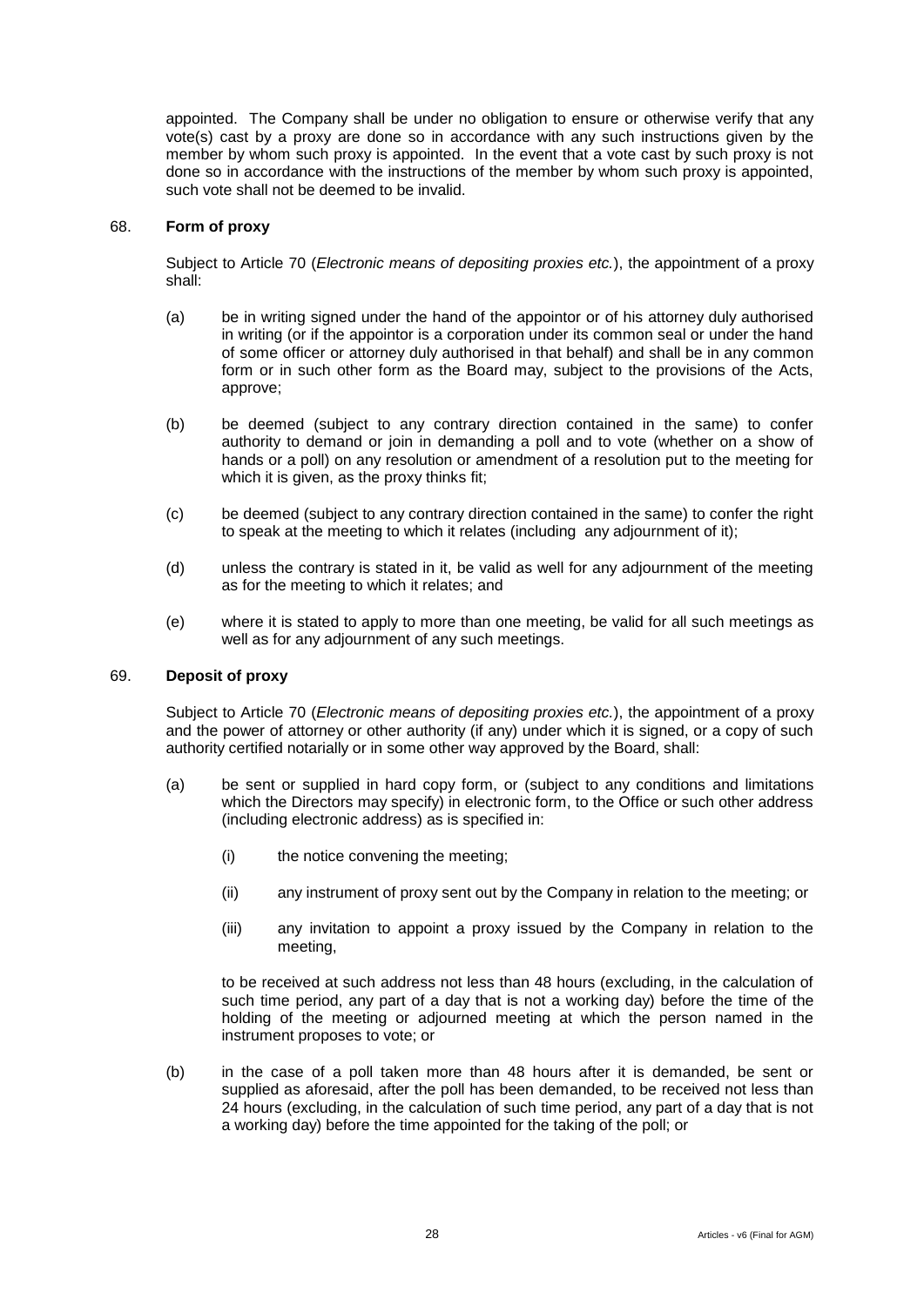appointed. The Company shall be under no obligation to ensure or otherwise verify that any vote(s) cast by a proxy are done so in accordance with any such instructions given by the member by whom such proxy is appointed. In the event that a vote cast by such proxy is not done so in accordance with the instructions of the member by whom such proxy is appointed, such vote shall not be deemed to be invalid.

68. **Form of proxy**

Subject to Article 70 (*Electronic means of depositing proxies etc.*), the appointment of a proxy shall:

(a) be in writing signed under the hand of the appointor or of his attorney duly authorised in writing (or if the appointor is a corporation under its common seal or under the hand of some officer or attorney duly authorised in that behalf) and shall be in any common form or in such other form as the Board may, subject to the provisions of the Acts, approve;

(b) be deemed (subject to any contrary direction contained in the same) to confer authority to demand or join in demanding a poll and to vote (whether on a show of hands or a poll) on any resolution or amendment of a resolution put to the meeting for which it is given, as the proxy thinks fit;

(c) be deemed (subject to any contrary direction contained in the same) to confer the right to speak at the meeting to which it relates (including any adjournment of it);

(d) unless the contrary is stated in it, be valid as well for any adjournment of the meeting as for the meeting to which it relates; and

(e) where it is stated to apply to more than one meeting, be valid for all such meetings as well as for any adjournment of any such meetings.

69. **Deposit of proxy**

Subject to Article 70 (*Electronic means of depositing proxies etc.*), the appointment of a proxy and the power of attorney or other authority (if any) under which it is signed, or a copy of such authority certified notarially or in some other way approved by the Board, shall:

(a) be sent or supplied in hard copy form, or (subject to any conditions and limitations which the Directors may specify) in electronic form, to the Office or such other address (including electronic address) as is specified in:

(i) the notice convening the meeting;

(ii) any instrument of proxy sent out by the Company in relation to the meeting; or

(iii) any invitation to appoint a proxy issued by the Company in relation to the meeting,

to be received at such address not less than 48 hours (excluding, in the calculation of such time period, any part of a day that is not a working day) before the time of the holding of the meeting or adjourned meeting at which the person named in the instrument proposes to vote; or

(b) in the case of a poll taken more than 48 hours after it is demanded, be sent or supplied as aforesaid, after the poll has been demanded, to be received not less than 24 hours (excluding, in the calculation of such time period, any part of a day that is not a working day) before the time appointed for the taking of the poll; or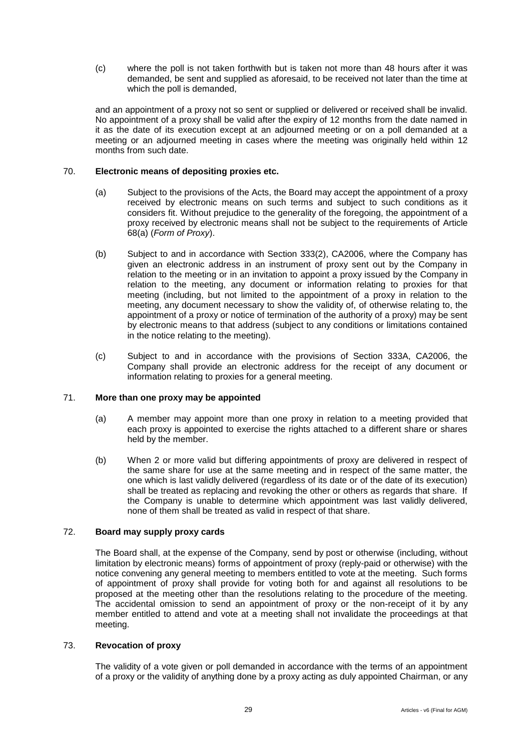(c) where the poll is not taken forthwith but is taken not more than 48 hours after it was demanded, be sent and supplied as aforesaid, to be received not later than the time at which the poll is demanded,

and an appointment of a proxy not so sent or supplied or delivered or received shall be invalid. No appointment of a proxy shall be valid after the expiry of 12 months from the date named in it as the date of its execution except at an adjourned meeting or on a poll demanded at a meeting or an adjourned meeting in cases where the meeting was originally held within 12 months from such date.

### 70. Electronic means of depositing proxies etc.

(a) Subject to the provisions of the Acts, the Board may accept the appointment of a proxy received by electronic means on such terms and subject to such conditions as it considers fit. Without prejudice to the generality of the foregoing, the appointment of a proxy received by electronic means shall not be subject to the requirements of Article 68(a) (*Form of Proxy*).

(b) Subject to and in accordance with Section 333(2), CA2006, where the Company has given an electronic address in an instrument of proxy sent out by the Company in relation to the meeting or in an invitation to appoint a proxy issued by the Company in relation to the meeting, any document or information relating to proxies for that meeting (including, but not limited to the appointment of a proxy in relation to the meeting, any document necessary to show the validity of, of otherwise relating to, the appointment of a proxy or notice of termination of the authority of a proxy) may be sent by electronic means to that address (subject to any conditions or limitations contained in the notice relating to the meeting).

(c) Subject to and in accordance with the provisions of Section 333A, CA2006, the Company shall provide an electronic address for the receipt of any document or information relating to proxies for a general meeting.

### 71. More than one proxy may be appointed

(a) A member may appoint more than one proxy in relation to a meeting provided that each proxy is appointed to exercise the rights attached to a different share or shares held by the member.

(b) When 2 or more valid but differing appointments of proxy are delivered in respect of the same share for use at the same meeting and in respect of the same matter, the one which is last validly delivered (regardless of its date or of the date of its execution) shall be treated as replacing and revoking the other or others as regards that share. If the Company is unable to determine which appointment was last validly delivered, none of them shall be treated as valid in respect of that share.

### 72. Board may supply proxy cards

The Board shall, at the expense of the Company, send by post or otherwise (including, without limitation by electronic means) forms of appointment of proxy (reply-paid or otherwise) with the notice convening any general meeting to members entitled to vote at the meeting. Such forms of appointment of proxy shall provide for voting both for and against all resolutions to be proposed at the meeting other than the resolutions relating to the procedure of the meeting. The accidental omission to send an appointment of proxy or the non-receipt of it by any member entitled to attend and vote at a meeting shall not invalidate the proceedings at that meeting.

### 73. Revocation of proxy

The validity of a vote given or poll demanded in accordance with the terms of an appointment of a proxy or the validity of anything done by a proxy acting as duly appointed Chairman, or any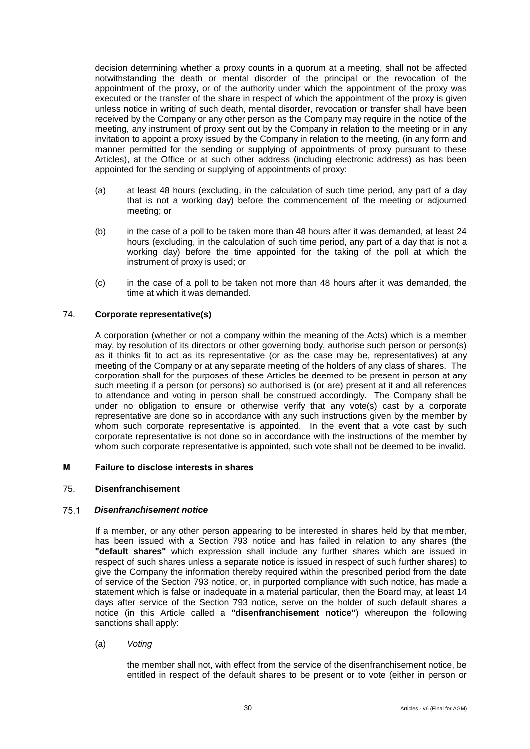decision determining whether a proxy counts in a quorum at a meeting, shall not be affected notwithstanding the death or mental disorder of the principal or the revocation of the appointment of the proxy, or of the authority under which the appointment of the proxy was executed or the transfer of the share in respect of which the appointment of the proxy is given unless notice in writing of such death, mental disorder, revocation or transfer shall have been received by the Company or any other person as the Company may require in the notice of the meeting, any instrument of proxy sent out by the Company in relation to the meeting or in any invitation to appoint a proxy issued by the Company in relation to the meeting, (in any form and manner permitted for the sending or supplying of appointments of proxy pursuant to these Articles), at the Office or at such other address (including electronic address) as has been appointed for the sending or supplying of appointments of proxy:

(a) at least 48 hours (excluding, in the calculation of such time period, any part of a day that is not a working day) before the commencement of the meeting or adjourned meeting; or

(b) in the case of a poll to be taken more than 48 hours after it was demanded, at least 24 hours (excluding, in the calculation of such time period, any part of a day that is not a working day) before the time appointed for the taking of the poll at which the instrument of proxy is used; or

(c) in the case of a poll to be taken not more than 48 hours after it was demanded, the time at which it was demanded.

### 74. Corporate representative(s)

A corporation (whether or not a company within the meaning of the Acts) which is a member may, by resolution of its directors or other governing body, authorise such person or person(s) as it thinks fit to act as its representative (or as the case may be, representatives) at any meeting of the Company or at any separate meeting of the holders of any class of shares. The corporation shall for the purposes of these Articles be deemed to be present in person at any such meeting if a person (or persons) so authorised is (or are) present at it and all references to attendance and voting in person shall be construed accordingly. The Company shall be under no obligation to ensure or otherwise verify that any vote(s) cast by a corporate representative are done so in accordance with any such instructions given by the member by whom such corporate representative is appointed. In the event that a vote cast by such corporate representative is not done so in accordance with the instructions of the member by whom such corporate representative is appointed, such vote shall not be deemed to be invalid.

## M Failure to disclose interests in shares

### 75. Disenfranchisement

#### 75.1 *Disenfranchisement notice*

If a member, or any other person appearing to be interested in shares held by that member, has been issued with a Section 793 notice and has failed in relation to any shares (the **"default shares"** which expression shall include any further shares which are issued in respect of such shares unless a separate notice is issued in respect of such further shares) to give the Company the information thereby required within the prescribed period from the date of service of the Section 793 notice, or, in purported compliance with such notice, has made a statement which is false or inadequate in a material particular, then the Board may, at least 14 days after service of the Section 793 notice, serve on the holder of such default shares a notice (in this Article called a **"disenfranchisement notice"**) whereupon the following sanctions shall apply:

(a) *Voting*

the member shall not, with effect from the service of the disenfranchisement notice, be entitled in respect of the default shares to be present or to vote (either in person or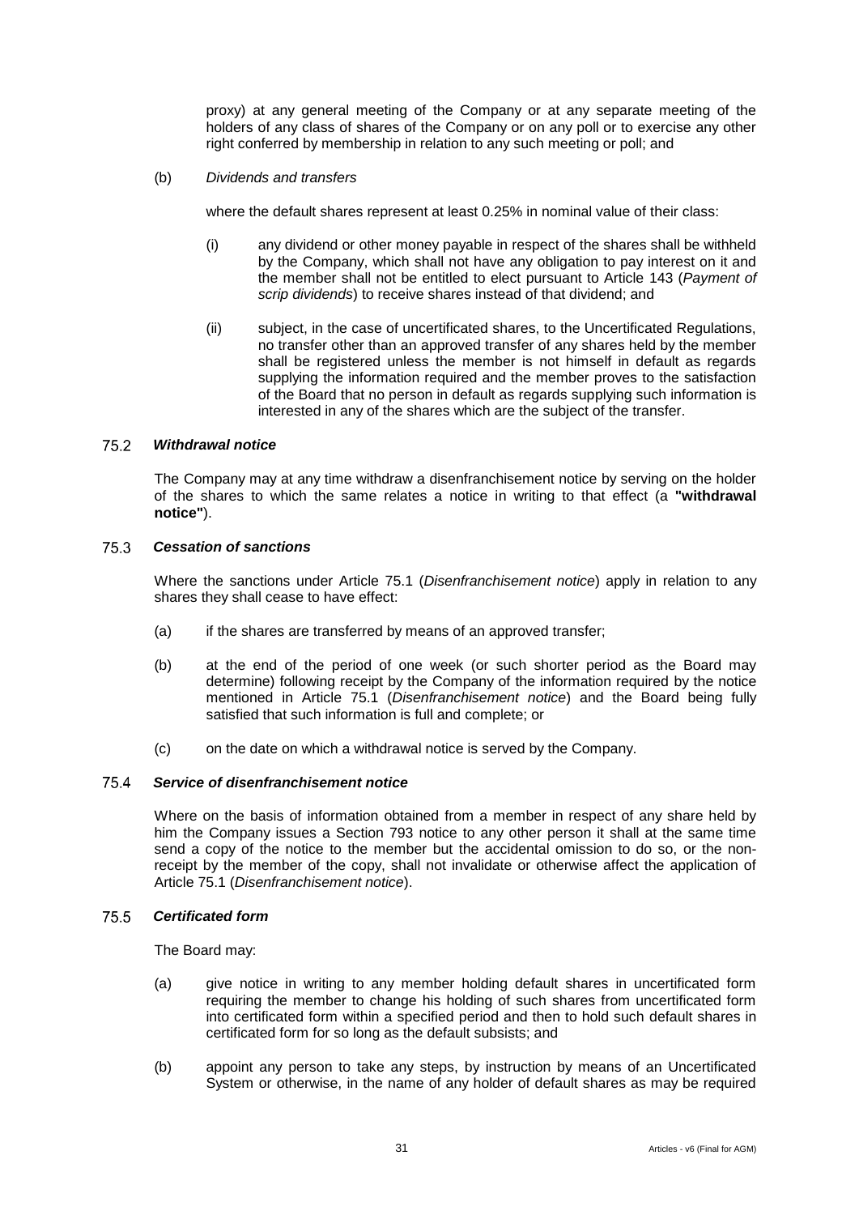proxy) at any general meeting of the Company or at any separate meeting of the holders of any class of shares of the Company or on any poll or to exercise any other right conferred by membership in relation to any such meeting or poll; and

(b) *Dividends and transfers*

where the default shares represent at least 0.25% in nominal value of their class:

(i) any dividend or other money payable in respect of the shares shall be withheld by the Company, which shall not have any obligation to pay interest on it and the member shall not be entitled to elect pursuant to Article 143 (*Payment of scrip dividends*) to receive shares instead of that dividend; and

(ii) subject, in the case of uncertificated shares, to the Uncertificated Regulations, no transfer other than an approved transfer of any shares held by the member shall be registered unless the member is not himself in default as regards supplying the information required and the member proves to the satisfaction of the Board that no person in default as regards supplying such information is interested in any of the shares which are the subject of the transfer.

### 75.2 *Withdrawal notice*

The Company may at any time withdraw a disenfranchisement notice by serving on the holder of the shares to which the same relates a notice in writing to that effect (a **"withdrawal notice"**).

### 75.3 *Cessation of sanctions*

Where the sanctions under Article 75.1 (*Disenfranchisement notice*) apply in relation to any shares they shall cease to have effect:

(a) if the shares are transferred by means of an approved transfer;

(b) at the end of the period of one week (or such shorter period as the Board may determine) following receipt by the Company of the information required by the notice mentioned in Article 75.1 (*Disenfranchisement notice*) and the Board being fully satisfied that such information is full and complete; or

(c) on the date on which a withdrawal notice is served by the Company.

### 75.4 *Service of disenfranchisement notice*

Where on the basis of information obtained from a member in respect of any share held by him the Company issues a Section 793 notice to any other person it shall at the same time send a copy of the notice to the member but the accidental omission to do so, or the non-receipt by the member of the copy, shall not invalidate or otherwise affect the application of Article 75.1 (*Disenfranchisement notice*).

### 75.5 *Certificated form*

The Board may:

(a) give notice in writing to any member holding default shares in uncertificated form requiring the member to change his holding of such shares from uncertificated form into certificated form within a specified period and then to hold such default shares in certificated form for so long as the default subsists; and

(b) appoint any person to take any steps, by instruction by means of an Uncertificated System or otherwise, in the name of any holder of default shares as may be required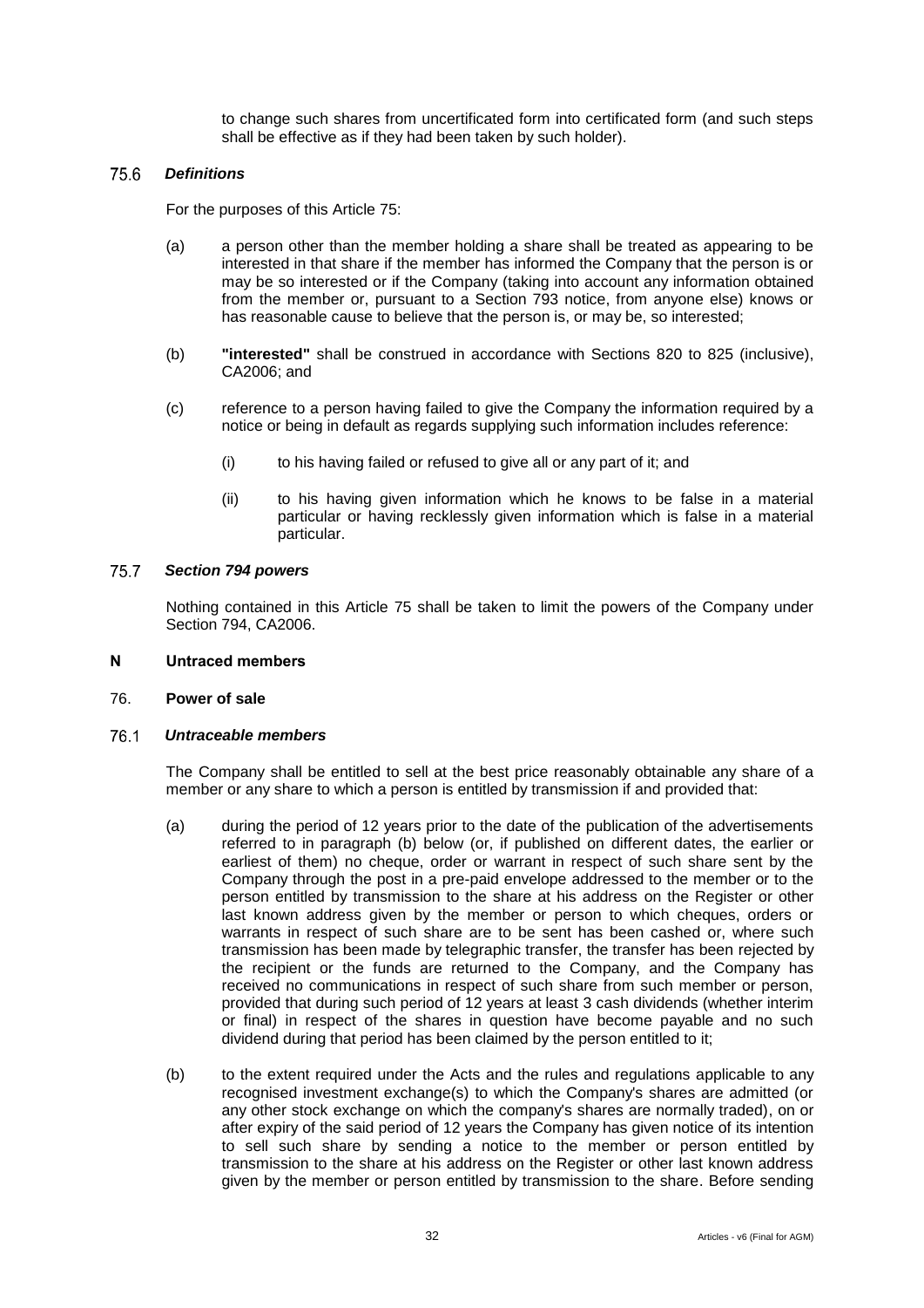to change such shares from uncertificated form into certificated form (and such steps shall be effective as if they had been taken by such holder).

75.6 ***Definitions***

For the purposes of this Article 75:

(a) a person other than the member holding a share shall be treated as appearing to be interested in that share if the member has informed the Company that the person is or may be so interested or if the Company (taking into account any information obtained from the member or, pursuant to a Section 793 notice, from anyone else) knows or has reasonable cause to believe that the person is, or may be, so interested;

(b) **"interested"** shall be construed in accordance with Sections 820 to 825 (inclusive), CA2006; and

(c) reference to a person having failed to give the Company the information required by a notice or being in default as regards supplying such information includes reference:

(i) to his having failed or refused to give all or any part of it; and

(ii) to his having given information which he knows to be false in a material particular or having recklessly given information which is false in a material particular.

75.7 ***Section 794 powers***

Nothing contained in this Article 75 shall be taken to limit the powers of the Company under Section 794, CA2006.

## N Untraced members

### 76. Power of sale

76.1 ***Untraceable members***

The Company shall be entitled to sell at the best price reasonably obtainable any share of a member or any share to which a person is entitled by transmission if and provided that:

(a) during the period of 12 years prior to the date of the publication of the advertisements referred to in paragraph (b) below (or, if published on different dates, the earlier or earliest of them) no cheque, order or warrant in respect of such share sent by the Company through the post in a pre-paid envelope addressed to the member or to the person entitled by transmission to the share at his address on the Register or other last known address given by the member or person to which cheques, orders or warrants in respect of such share are to be sent has been cashed or, where such transmission has been made by telegraphic transfer, the transfer has been rejected by the recipient or the funds are returned to the Company, and the Company has received no communications in respect of such share from such member or person, provided that during such period of 12 years at least 3 cash dividends (whether interim or final) in respect of the shares in question have become payable and no such dividend during that period has been claimed by the person entitled to it;

(b) to the extent required under the Acts and the rules and regulations applicable to any recognised investment exchange(s) to which the Company's shares are admitted (or any other stock exchange on which the company's shares are normally traded), on or after expiry of the said period of 12 years the Company has given notice of its intention to sell such share by sending a notice to the member or person entitled by transmission to the share at his address on the Register or other last known address given by the member or person entitled by transmission to the share. Before sending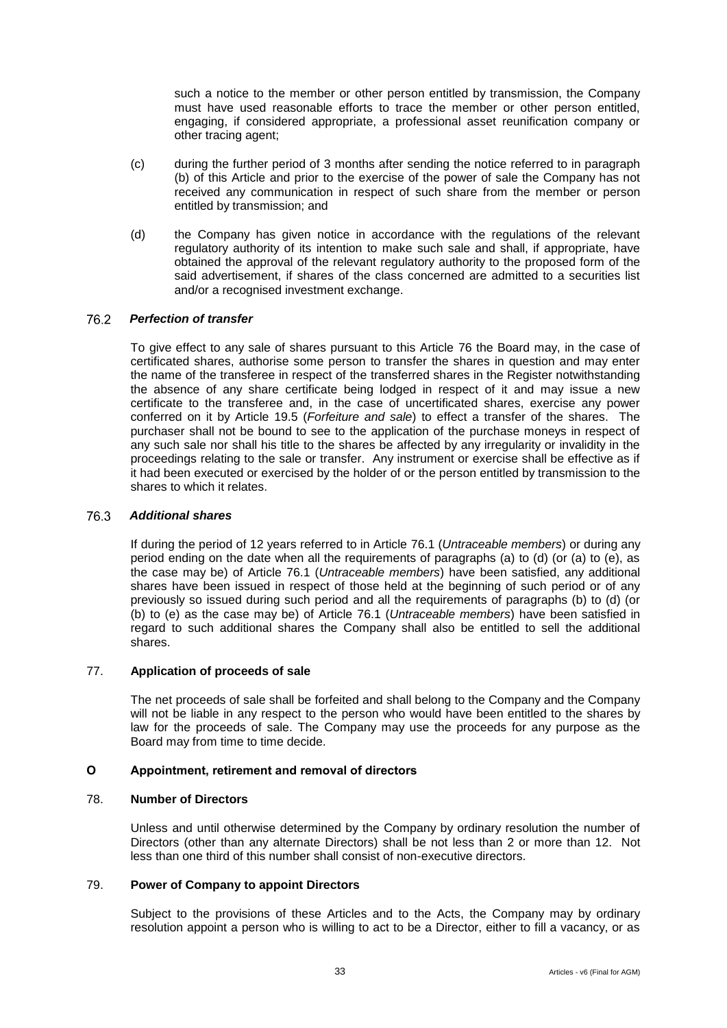such a notice to the member or other person entitled by transmission, the Company must have used reasonable efforts to trace the member or other person entitled, engaging, if considered appropriate, a professional asset reunification company or other tracing agent;

(c) during the further period of 3 months after sending the notice referred to in paragraph (b) of this Article and prior to the exercise of the power of sale the Company has not received any communication in respect of such share from the member or person entitled by transmission; and

(d) the Company has given notice in accordance with the regulations of the relevant regulatory authority of its intention to make such sale and shall, if appropriate, have obtained the approval of the relevant regulatory authority to the proposed form of the said advertisement, if shares of the class concerned are admitted to a securities list and/or a recognised investment exchange.

### 76.2 *Perfection of transfer*

To give effect to any sale of shares pursuant to this Article 76 the Board may, in the case of certificated shares, authorise some person to transfer the shares in question and may enter the name of the transferee in respect of the transferred shares in the Register notwithstanding the absence of any share certificate being lodged in respect of it and may issue a new certificate to the transferee and, in the case of uncertificated shares, exercise any power conferred on it by Article 19.5 (*Forfeiture and sale*) to effect a transfer of the shares. The purchaser shall not be bound to see to the application of the purchase moneys in respect of any such sale nor shall his title to the shares be affected by any irregularity or invalidity in the proceedings relating to the sale or transfer. Any instrument or exercise shall be effective as if it had been executed or exercised by the holder of or the person entitled by transmission to the shares to which it relates.

### 76.3 *Additional shares*

If during the period of 12 years referred to in Article 76.1 (*Untraceable members*) or during any period ending on the date when all the requirements of paragraphs (a) to (d) (or (a) to (e), as the case may be) of Article 76.1 (*Untraceable members*) have been satisfied, any additional shares have been issued in respect of those held at the beginning of such period or of any previously so issued during such period and all the requirements of paragraphs (b) to (d) (or (b) to (e) as the case may be) of Article 76.1 (*Untraceable members*) have been satisfied in regard to such additional shares the Company shall also be entitled to sell the additional shares.

### 77. **Application of proceeds of sale**

The net proceeds of sale shall be forfeited and shall belong to the Company and the Company will not be liable in any respect to the person who would have been entitled to the shares by law for the proceeds of sale. The Company may use the proceeds for any purpose as the Board may from time to time decide.

## O Appointment, retirement and removal of directors

### 78. **Number of Directors**

Unless and until otherwise determined by the Company by ordinary resolution the number of Directors (other than any alternate Directors) shall be not less than 2 or more than 12. Not less than one third of this number shall consist of non-executive directors.

### 79. **Power of Company to appoint Directors**

Subject to the provisions of these Articles and to the Acts, the Company may by ordinary resolution appoint a person who is willing to act to be a Director, either to fill a vacancy, or as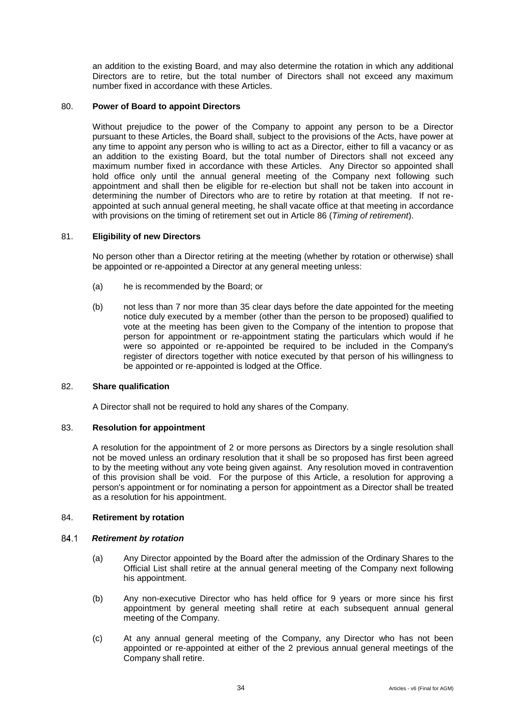an addition to the existing Board, and may also determine the rotation in which any additional Directors are to retire, but the total number of Directors shall not exceed any maximum number fixed in accordance with these Articles.

## 80. Power of Board to appoint Directors

Without prejudice to the power of the Company to appoint any person to be a Director pursuant to these Articles, the Board shall, subject to the provisions of the Acts, have power at any time to appoint any person who is willing to act as a Director, either to fill a vacancy or as an addition to the existing Board, but the total number of Directors shall not exceed any maximum number fixed in accordance with these Articles. Any Director so appointed shall hold office only until the annual general meeting of the Company next following such appointment and shall then be eligible for re-election but shall not be taken into account in determining the number of Directors who are to retire by rotation at that meeting. If not re-appointed at such annual general meeting, he shall vacate office at that meeting in accordance with provisions on the timing of retirement set out in Article 86 (*Timing of retirement*).

## 81. Eligibility of new Directors

No person other than a Director retiring at the meeting (whether by rotation or otherwise) shall be appointed or re-appointed a Director at any general meeting unless:

(a) he is recommended by the Board; or

(b) not less than 7 nor more than 35 clear days before the date appointed for the meeting notice duly executed by a member (other than the person to be proposed) qualified to vote at the meeting has been given to the Company of the intention to propose that person for appointment or re-appointment stating the particulars which would if he were so appointed or re-appointed be required to be included in the Company's register of directors together with notice executed by that person of his willingness to be appointed or re-appointed is lodged at the Office.

## 82. Share qualification

A Director shall not be required to hold any shares of the Company.

## 83. Resolution for appointment

A resolution for the appointment of 2 or more persons as Directors by a single resolution shall not be moved unless an ordinary resolution that it shall be so proposed has first been agreed to by the meeting without any vote being given against. Any resolution moved in contravention of this provision shall be void. For the purpose of this Article, a resolution for approving a person's appointment or for nominating a person for appointment as a Director shall be treated as a resolution for his appointment.

## 84. Retirement by rotation

### 84.1 *Retirement by rotation*

(a) Any Director appointed by the Board after the admission of the Ordinary Shares to the Official List shall retire at the annual general meeting of the Company next following his appointment.

(b) Any non-executive Director who has held office for 9 years or more since his first appointment by general meeting shall retire at each subsequent annual general meeting of the Company.

(c) At any annual general meeting of the Company, any Director who has not been appointed or re-appointed at either of the 2 previous annual general meetings of the Company shall retire.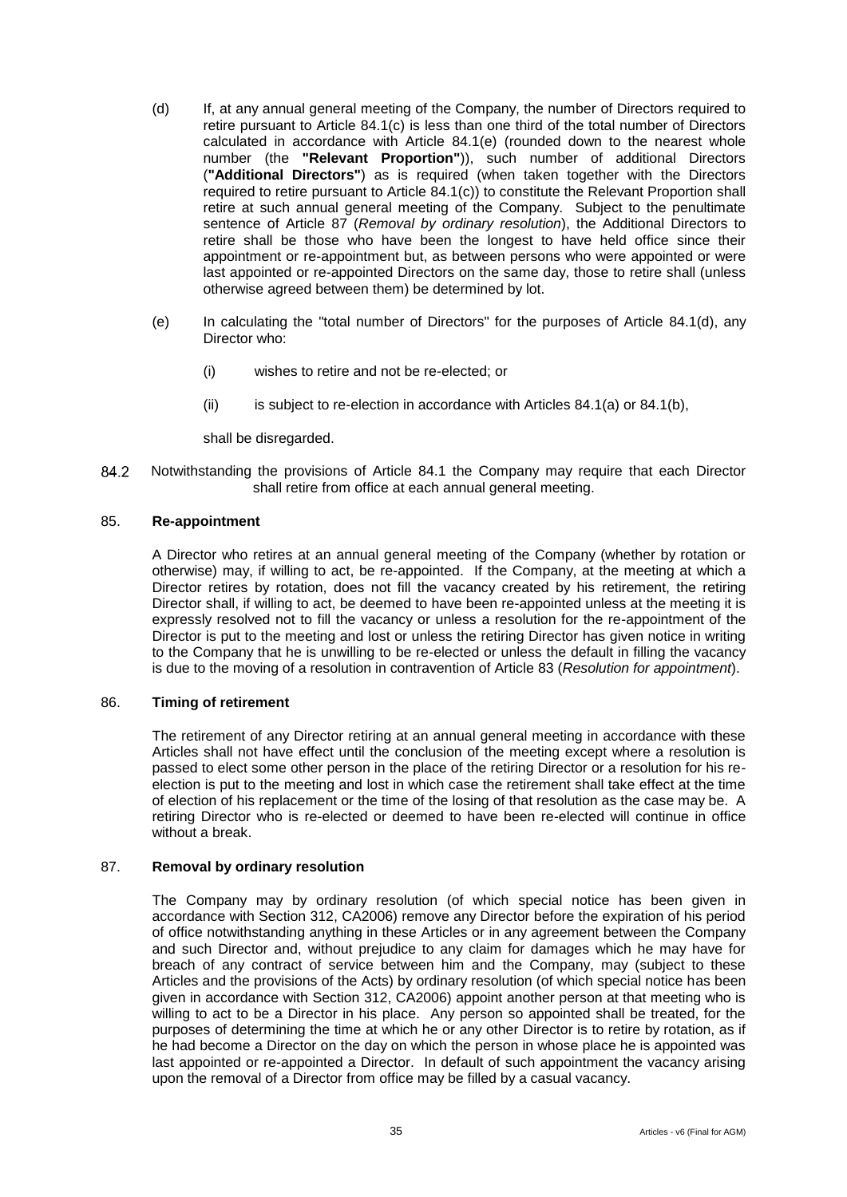(d) If, at any annual general meeting of the Company, the number of Directors required to retire pursuant to Article 84.1(c) is less than one third of the total number of Directors calculated in accordance with Article 84.1(e) (rounded down to the nearest whole number (the **"Relevant Proportion"**)), such number of additional Directors (**"Additional Directors"**) as is required (when taken together with the Directors required to retire pursuant to Article 84.1(c)) to constitute the Relevant Proportion shall retire at such annual general meeting of the Company. Subject to the penultimate sentence of Article 87 (*Removal by ordinary resolution*), the Additional Directors to retire shall be those who have been the longest to have held office since their appointment or re-appointment but, as between persons who were appointed or were last appointed or re-appointed Directors on the same day, those to retire shall (unless otherwise agreed between them) be determined by lot.

(e) In calculating the "total number of Directors" for the purposes of Article 84.1(d), any Director who:

(i) wishes to retire and not be re-elected; or

(ii) is subject to re-election in accordance with Articles 84.1(a) or 84.1(b),

shall be disregarded.

84.2 Notwithstanding the provisions of Article 84.1 the Company may require that each Director shall retire from office at each annual general meeting.

## 85. Re-appointment

A Director who retires at an annual general meeting of the Company (whether by rotation or otherwise) may, if willing to act, be re-appointed. If the Company, at the meeting at which a Director retires by rotation, does not fill the vacancy created by his retirement, the retiring Director shall, if willing to act, be deemed to have been re-appointed unless at the meeting it is expressly resolved not to fill the vacancy or unless a resolution for the re-appointment of the Director is put to the meeting and lost or unless the retiring Director has given notice in writing to the Company that he is unwilling to be re-elected or unless the default in filling the vacancy is due to the moving of a resolution in contravention of Article 83 (*Resolution for appointment*).

## 86. Timing of retirement

The retirement of any Director retiring at an annual general meeting in accordance with these Articles shall not have effect until the conclusion of the meeting except where a resolution is passed to elect some other person in the place of the retiring Director or a resolution for his re-election is put to the meeting and lost in which case the retirement shall take effect at the time of election of his replacement or the time of the losing of that resolution as the case may be. A retiring Director who is re-elected or deemed to have been re-elected will continue in office without a break.

## 87. Removal by ordinary resolution

The Company may by ordinary resolution (of which special notice has been given in accordance with Section 312, CA2006) remove any Director before the expiration of his period of office notwithstanding anything in these Articles or in any agreement between the Company and such Director and, without prejudice to any claim for damages which he may have for breach of any contract of service between him and the Company, may (subject to these Articles and the provisions of the Acts) by ordinary resolution (of which special notice has been given in accordance with Section 312, CA2006) appoint another person at that meeting who is willing to act to be a Director in his place. Any person so appointed shall be treated, for the purposes of determining the time at which he or any other Director is to retire by rotation, as if he had become a Director on the day on which the person in whose place he is appointed was last appointed or re-appointed a Director. In default of such appointment the vacancy arising upon the removal of a Director from office may be filled by a casual vacancy.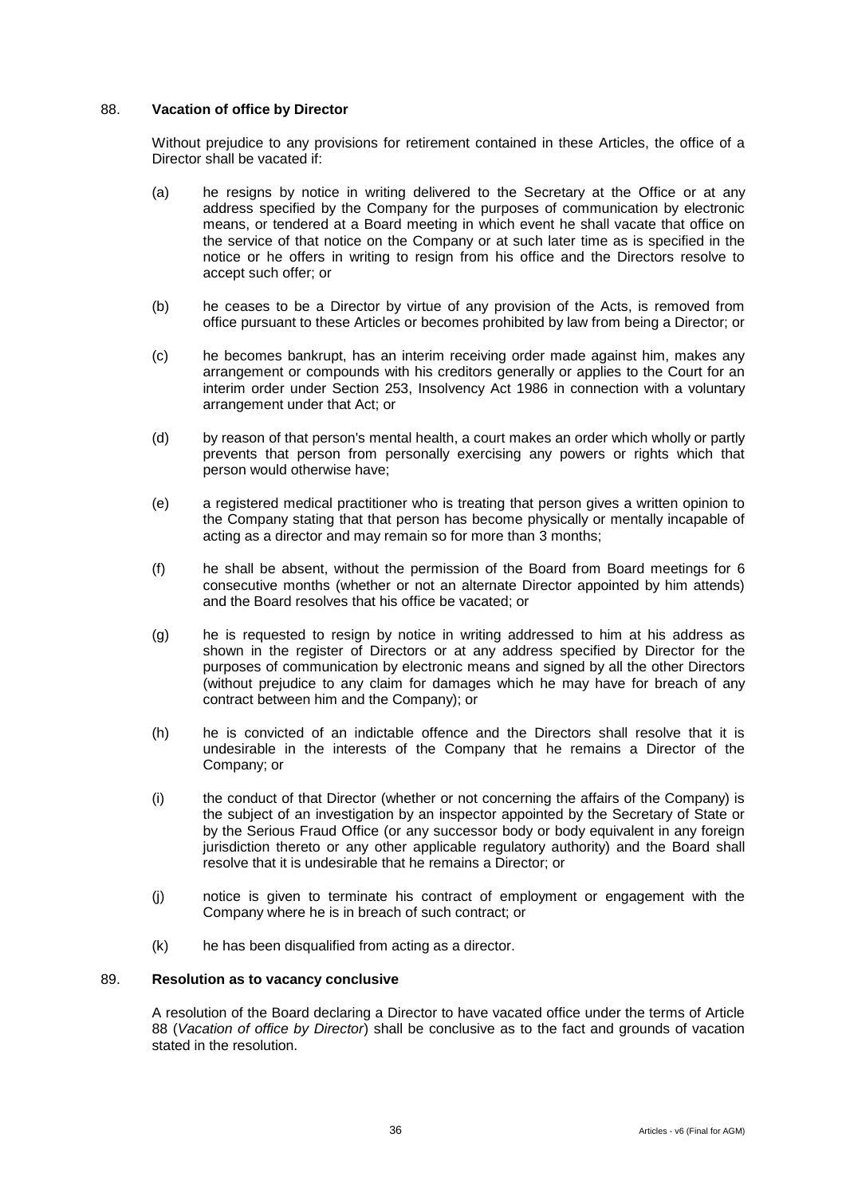## 88. **Vacation of office by Director**

Without prejudice to any provisions for retirement contained in these Articles, the office of a Director shall be vacated if:

(a) he resigns by notice in writing delivered to the Secretary at the Office or at any address specified by the Company for the purposes of communication by electronic means, or tendered at a Board meeting in which event he shall vacate that office on the service of that notice on the Company or at such later time as is specified in the notice or he offers in writing to resign from his office and the Directors resolve to accept such offer; or

(b) he ceases to be a Director by virtue of any provision of the Acts, is removed from office pursuant to these Articles or becomes prohibited by law from being a Director; or

(c) he becomes bankrupt, has an interim receiving order made against him, makes any arrangement or compounds with his creditors generally or applies to the Court for an interim order under Section 253, Insolvency Act 1986 in connection with a voluntary arrangement under that Act; or

(d) by reason of that person's mental health, a court makes an order which wholly or partly prevents that person from personally exercising any powers or rights which that person would otherwise have;

(e) a registered medical practitioner who is treating that person gives a written opinion to the Company stating that that person has become physically or mentally incapable of acting as a director and may remain so for more than 3 months;

(f) he shall be absent, without the permission of the Board from Board meetings for 6 consecutive months (whether or not an alternate Director appointed by him attends) and the Board resolves that his office be vacated; or

(g) he is requested to resign by notice in writing addressed to him at his address as shown in the register of Directors or at any address specified by Director for the purposes of communication by electronic means and signed by all the other Directors (without prejudice to any claim for damages which he may have for breach of any contract between him and the Company); or

(h) he is convicted of an indictable offence and the Directors shall resolve that it is undesirable in the interests of the Company that he remains a Director of the Company; or

(i) the conduct of that Director (whether or not concerning the affairs of the Company) is the subject of an investigation by an inspector appointed by the Secretary of State or by the Serious Fraud Office (or any successor body or body equivalent in any foreign jurisdiction thereto or any other applicable regulatory authority) and the Board shall resolve that it is undesirable that he remains a Director; or

(j) notice is given to terminate his contract of employment or engagement with the Company where he is in breach of such contract; or

(k) he has been disqualified from acting as a director.

## 89. **Resolution as to vacancy conclusive**

A resolution of the Board declaring a Director to have vacated office under the terms of Article 88 (*Vacation of office by Director*) shall be conclusive as to the fact and grounds of vacation stated in the resolution.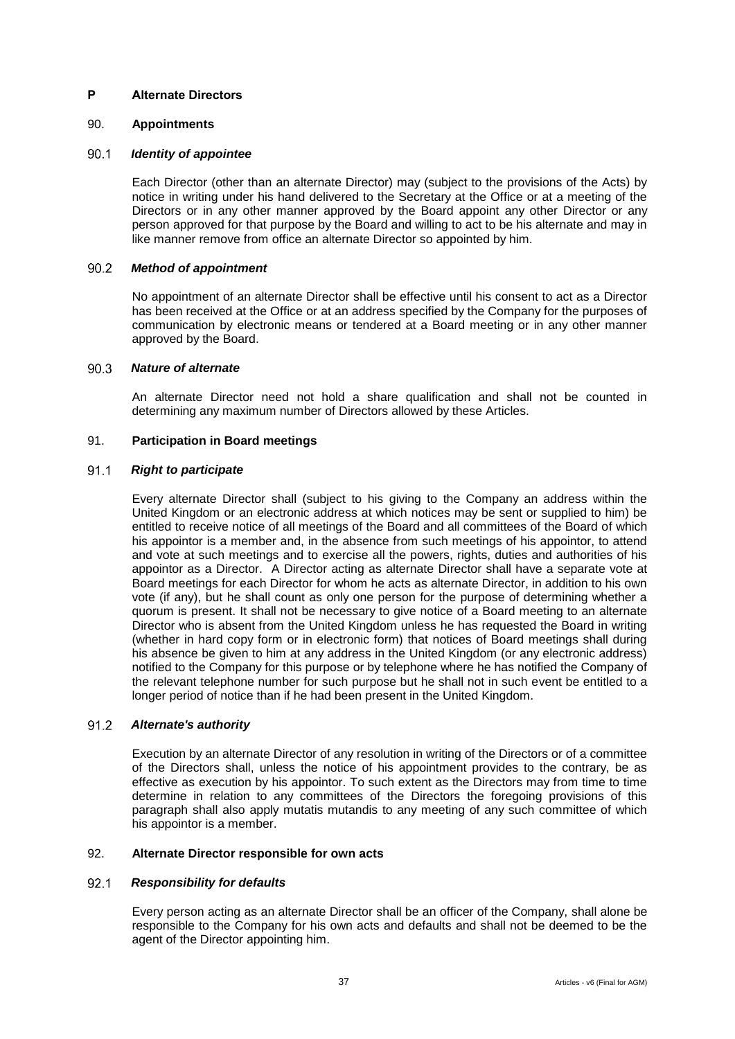## P Alternate Directors

### 90. Appointments

#### 90.1 *Identity of appointee*

Each Director (other than an alternate Director) may (subject to the provisions of the Acts) by notice in writing under his hand delivered to the Secretary at the Office or at a meeting of the Directors or in any other manner approved by the Board appoint any other Director or any person approved for that purpose by the Board and willing to act to be his alternate and may in like manner remove from office an alternate Director so appointed by him.

#### 90.2 *Method of appointment*

No appointment of an alternate Director shall be effective until his consent to act as a Director has been received at the Office or at an address specified by the Company for the purposes of communication by electronic means or tendered at a Board meeting or in any other manner approved by the Board.

#### 90.3 *Nature of alternate*

An alternate Director need not hold a share qualification and shall not be counted in determining any maximum number of Directors allowed by these Articles.

### 91. Participation in Board meetings

#### 91.1 *Right to participate*

Every alternate Director shall (subject to his giving to the Company an address within the United Kingdom or an electronic address at which notices may be sent or supplied to him) be entitled to receive notice of all meetings of the Board and all committees of the Board of which his appointor is a member and, in the absence from such meetings of his appointor, to attend and vote at such meetings and to exercise all the powers, rights, duties and authorities of his appointor as a Director. A Director acting as alternate Director shall have a separate vote at Board meetings for each Director for whom he acts as alternate Director, in addition to his own vote (if any), but he shall count as only one person for the purpose of determining whether a quorum is present. It shall not be necessary to give notice of a Board meeting to an alternate Director who is absent from the United Kingdom unless he has requested the Board in writing (whether in hard copy form or in electronic form) that notices of Board meetings shall during his absence be given to him at any address in the United Kingdom (or any electronic address) notified to the Company for this purpose or by telephone where he has notified the Company of the relevant telephone number for such purpose but he shall not in such event be entitled to a longer period of notice than if he had been present in the United Kingdom.

#### 91.2 *Alternate's authority*

Execution by an alternate Director of any resolution in writing of the Directors or of a committee of the Directors shall, unless the notice of his appointment provides to the contrary, be as effective as execution by his appointor. To such extent as the Directors may from time to time determine in relation to any committees of the Directors the foregoing provisions of this paragraph shall also apply mutatis mutandis to any meeting of any such committee of which his appointor is a member.

### 92. Alternate Director responsible for own acts

#### 92.1 *Responsibility for defaults*

Every person acting as an alternate Director shall be an officer of the Company, shall alone be responsible to the Company for his own acts and defaults and shall not be deemed to be the agent of the Director appointing him.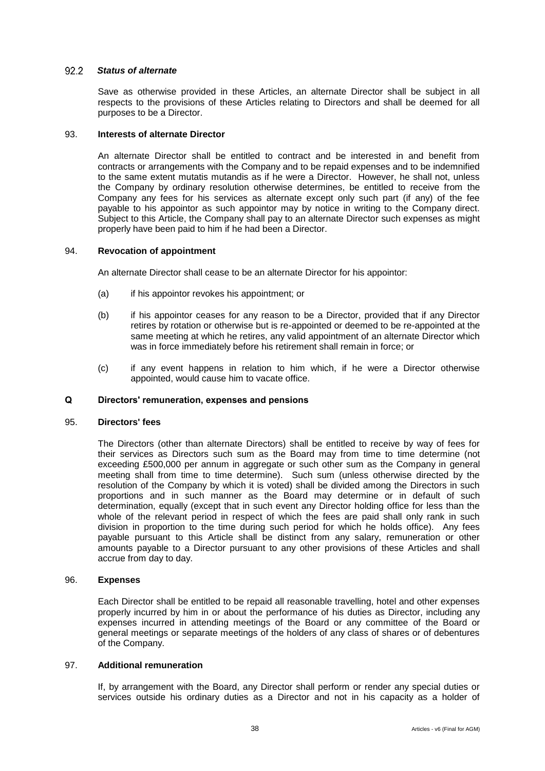### 92.2 *Status of alternate*

Save as otherwise provided in these Articles, an alternate Director shall be subject in all respects to the provisions of these Articles relating to Directors and shall be deemed for all purposes to be a Director.

### 93. **Interests of alternate Director**

An alternate Director shall be entitled to contract and be interested in and benefit from contracts or arrangements with the Company and to be repaid expenses and to be indemnified to the same extent mutatis mutandis as if he were a Director. However, he shall not, unless the Company by ordinary resolution otherwise determines, be entitled to receive from the Company any fees for his services as alternate except only such part (if any) of the fee payable to his appointor as such appointor may by notice in writing to the Company direct. Subject to this Article, the Company shall pay to an alternate Director such expenses as might properly have been paid to him if he had been a Director.

### 94. **Revocation of appointment**

An alternate Director shall cease to be an alternate Director for his appointor:

(a) if his appointor revokes his appointment; or

(b) if his appointor ceases for any reason to be a Director, provided that if any Director retires by rotation or otherwise but is re-appointed or deemed to be re-appointed at the same meeting at which he retires, any valid appointment of an alternate Director which was in force immediately before his retirement shall remain in force; or

(c) if any event happens in relation to him which, if he were a Director otherwise appointed, would cause him to vacate office.

## Q Directors' remuneration, expenses and pensions

### 95. **Directors' fees**

The Directors (other than alternate Directors) shall be entitled to receive by way of fees for their services as Directors such sum as the Board may from time to time determine (not exceeding £500,000 per annum in aggregate or such other sum as the Company in general meeting shall from time to time determine). Such sum (unless otherwise directed by the resolution of the Company by which it is voted) shall be divided among the Directors in such proportions and in such manner as the Board may determine or in default of such determination, equally (except that in such event any Director holding office for less than the whole of the relevant period in respect of which the fees are paid shall only rank in such division in proportion to the time during such period for which he holds office). Any fees payable pursuant to this Article shall be distinct from any salary, remuneration or other amounts payable to a Director pursuant to any other provisions of these Articles and shall accrue from day to day.

### 96. **Expenses**

Each Director shall be entitled to be repaid all reasonable travelling, hotel and other expenses properly incurred by him in or about the performance of his duties as Director, including any expenses incurred in attending meetings of the Board or any committee of the Board or general meetings or separate meetings of the holders of any class of shares or of debentures of the Company.

### 97. **Additional remuneration**

If, by arrangement with the Board, any Director shall perform or render any special duties or services outside his ordinary duties as a Director and not in his capacity as a holder of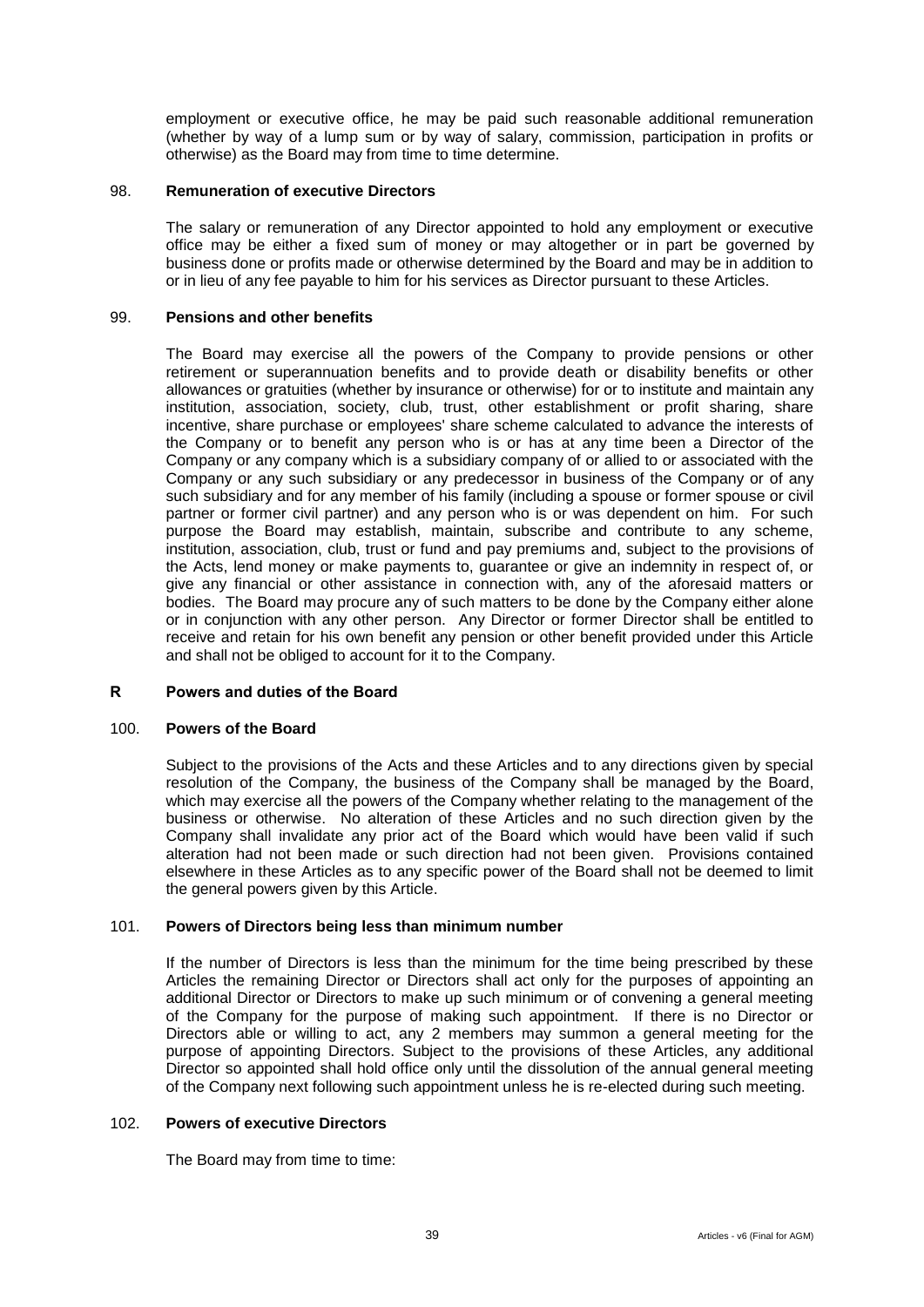employment or executive office, he may be paid such reasonable additional remuneration (whether by way of a lump sum or by way of salary, commission, participation in profits or otherwise) as the Board may from time to time determine.

### 98. Remuneration of executive Directors

The salary or remuneration of any Director appointed to hold any employment or executive office may be either a fixed sum of money or may altogether or in part be governed by business done or profits made or otherwise determined by the Board and may be in addition to or in lieu of any fee payable to him for his services as Director pursuant to these Articles.

### 99. Pensions and other benefits

The Board may exercise all the powers of the Company to provide pensions or other retirement or superannuation benefits and to provide death or disability benefits or other allowances or gratuities (whether by insurance or otherwise) for or to institute and maintain any institution, association, society, club, trust, other establishment or profit sharing, share incentive, share purchase or employees' share scheme calculated to advance the interests of the Company or to benefit any person who is or has at any time been a Director of the Company or any company which is a subsidiary company of or allied to or associated with the Company or any such subsidiary or any predecessor in business of the Company or of any such subsidiary and for any member of his family (including a spouse or former spouse or civil partner or former civil partner) and any person who is or was dependent on him. For such purpose the Board may establish, maintain, subscribe and contribute to any scheme, institution, association, club, trust or fund and pay premiums and, subject to the provisions of the Acts, lend money or make payments to, guarantee or give an indemnity in respect of, or give any financial or other assistance in connection with, any of the aforesaid matters or bodies. The Board may procure any of such matters to be done by the Company either alone or in conjunction with any other person. Any Director or former Director shall be entitled to receive and retain for his own benefit any pension or other benefit provided under this Article and shall not be obliged to account for it to the Company.

## R Powers and duties of the Board

### 100. Powers of the Board

Subject to the provisions of the Acts and these Articles and to any directions given by special resolution of the Company, the business of the Company shall be managed by the Board, which may exercise all the powers of the Company whether relating to the management of the business or otherwise. No alteration of these Articles and no such direction given by the Company shall invalidate any prior act of the Board which would have been valid if such alteration had not been made or such direction had not been given. Provisions contained elsewhere in these Articles as to any specific power of the Board shall not be deemed to limit the general powers given by this Article.

### 101. Powers of Directors being less than minimum number

If the number of Directors is less than the minimum for the time being prescribed by these Articles the remaining Director or Directors shall act only for the purposes of appointing an additional Director or Directors to make up such minimum or of convening a general meeting of the Company for the purpose of making such appointment. If there is no Director or Directors able or willing to act, any 2 members may summon a general meeting for the purpose of appointing Directors. Subject to the provisions of these Articles, any additional Director so appointed shall hold office only until the dissolution of the annual general meeting of the Company next following such appointment unless he is re-elected during such meeting.

### 102. Powers of executive Directors

The Board may from time to time: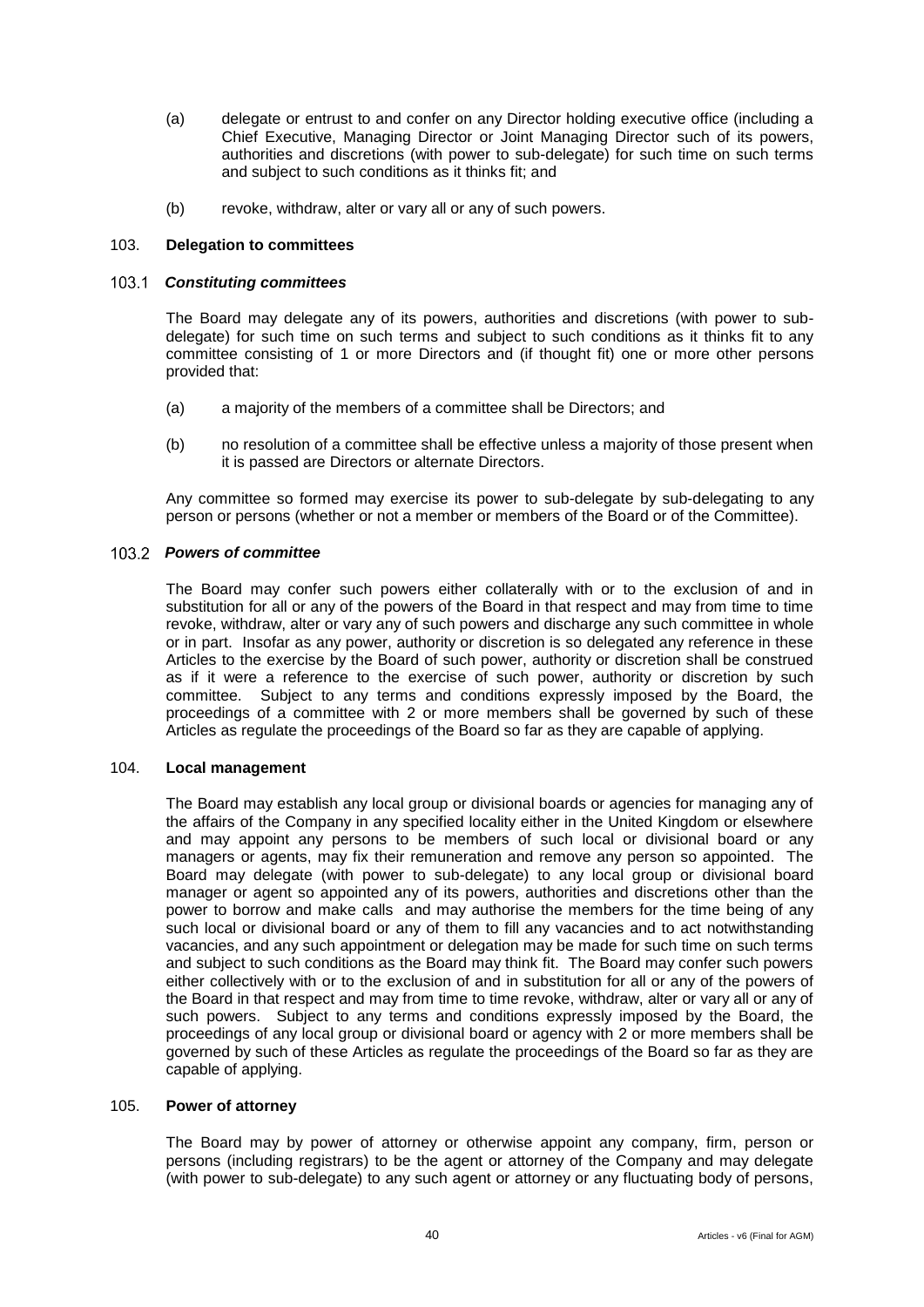(a) delegate or entrust to and confer on any Director holding executive office (including a Chief Executive, Managing Director or Joint Managing Director such of its powers, authorities and discretions (with power to sub-delegate) for such time on such terms and subject to such conditions as it thinks fit; and

(b) revoke, withdraw, alter or vary all or any of such powers.

## 103. Delegation to committees

### 103.1 *Constituting committees*

The Board may delegate any of its powers, authorities and discretions (with power to sub-delegate) for such time on such terms and subject to such conditions as it thinks fit to any committee consisting of 1 or more Directors and (if thought fit) one or more other persons provided that:

(a) a majority of the members of a committee shall be Directors; and

(b) no resolution of a committee shall be effective unless a majority of those present when it is passed are Directors or alternate Directors.

Any committee so formed may exercise its power to sub-delegate by sub-delegating to any person or persons (whether or not a member or members of the Board or of the Committee).

### 103.2 *Powers of committee*

The Board may confer such powers either collaterally with or to the exclusion of and in substitution for all or any of the powers of the Board in that respect and may from time to time revoke, withdraw, alter or vary any of such powers and discharge any such committee in whole or in part. Insofar as any power, authority or discretion is so delegated any reference in these Articles to the exercise by the Board of such power, authority or discretion shall be construed as if it were a reference to the exercise of such power, authority or discretion by such committee. Subject to any terms and conditions expressly imposed by the Board, the proceedings of a committee with 2 or more members shall be governed by such of these Articles as regulate the proceedings of the Board so far as they are capable of applying.

## 104. Local management

The Board may establish any local group or divisional boards or agencies for managing any of the affairs of the Company in any specified locality either in the United Kingdom or elsewhere and may appoint any persons to be members of such local or divisional board or any managers or agents, may fix their remuneration and remove any person so appointed. The Board may delegate (with power to sub-delegate) to any local group or divisional board manager or agent so appointed any of its powers, authorities and discretions other than the power to borrow and make calls and may authorise the members for the time being of any such local or divisional board or any of them to fill any vacancies and to act notwithstanding vacancies, and any such appointment or delegation may be made for such time on such terms and subject to such conditions as the Board may think fit. The Board may confer such powers either collectively with or to the exclusion of and in substitution for all or any of the powers of the Board in that respect and may from time to time revoke, withdraw, alter or vary all or any of such powers. Subject to any terms and conditions expressly imposed by the Board, the proceedings of any local group or divisional board or agency with 2 or more members shall be governed by such of these Articles as regulate the proceedings of the Board so far as they are capable of applying.

## 105. Power of attorney

The Board may by power of attorney or otherwise appoint any company, firm, person or persons (including registrars) to be the agent or attorney of the Company and may delegate (with power to sub-delegate) to any such agent or attorney or any fluctuating body of persons,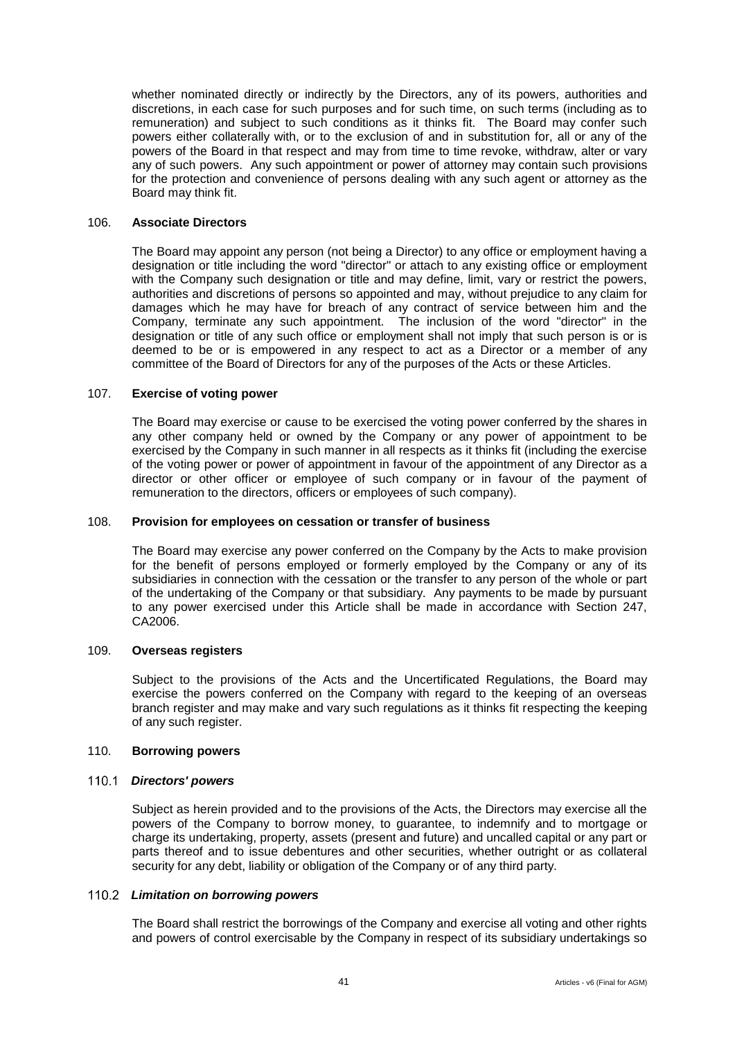whether nominated directly or indirectly by the Directors, any of its powers, authorities and discretions, in each case for such purposes and for such time, on such terms (including as to remuneration) and subject to such conditions as it thinks fit. The Board may confer such powers either collaterally with, or to the exclusion of and in substitution for, all or any of the powers of the Board in that respect and may from time to time revoke, withdraw, alter or vary any of such powers. Any such appointment or power of attorney may contain such provisions for the protection and convenience of persons dealing with any such agent or attorney as the Board may think fit.

## 106. Associate Directors

The Board may appoint any person (not being a Director) to any office or employment having a designation or title including the word "director" or attach to any existing office or employment with the Company such designation or title and may define, limit, vary or restrict the powers, authorities and discretions of persons so appointed and may, without prejudice to any claim for damages which he may have for breach of any contract of service between him and the Company, terminate any such appointment. The inclusion of the word "director" in the designation or title of any such office or employment shall not imply that such person is or is deemed to be or is empowered in any respect to act as a Director or a member of any committee of the Board of Directors for any of the purposes of the Acts or these Articles.

## 107. Exercise of voting power

The Board may exercise or cause to be exercised the voting power conferred by the shares in any other company held or owned by the Company or any power of appointment to be exercised by the Company in such manner in all respects as it thinks fit (including the exercise of the voting power or power of appointment in favour of the appointment of any Director as a director or other officer or employee of such company or in favour of the payment of remuneration to the directors, officers or employees of such company).

## 108. Provision for employees on cessation or transfer of business

The Board may exercise any power conferred on the Company by the Acts to make provision for the benefit of persons employed or formerly employed by the Company or any of its subsidiaries in connection with the cessation or the transfer to any person of the whole or part of the undertaking of the Company or that subsidiary. Any payments to be made by pursuant to any power exercised under this Article shall be made in accordance with Section 247, CA2006.

## 109. Overseas registers

Subject to the provisions of the Acts and the Uncertificated Regulations, the Board may exercise the powers conferred on the Company with regard to the keeping of an overseas branch register and may make and vary such regulations as it thinks fit respecting the keeping of any such register.

## 110. Borrowing powers

### 110.1 *Directors' powers*

Subject as herein provided and to the provisions of the Acts, the Directors may exercise all the powers of the Company to borrow money, to guarantee, to indemnify and to mortgage or charge its undertaking, property, assets (present and future) and uncalled capital or any part or parts thereof and to issue debentures and other securities, whether outright or as collateral security for any debt, liability or obligation of the Company or of any third party.

### 110.2 *Limitation on borrowing powers*

The Board shall restrict the borrowings of the Company and exercise all voting and other rights and powers of control exercisable by the Company in respect of its subsidiary undertakings so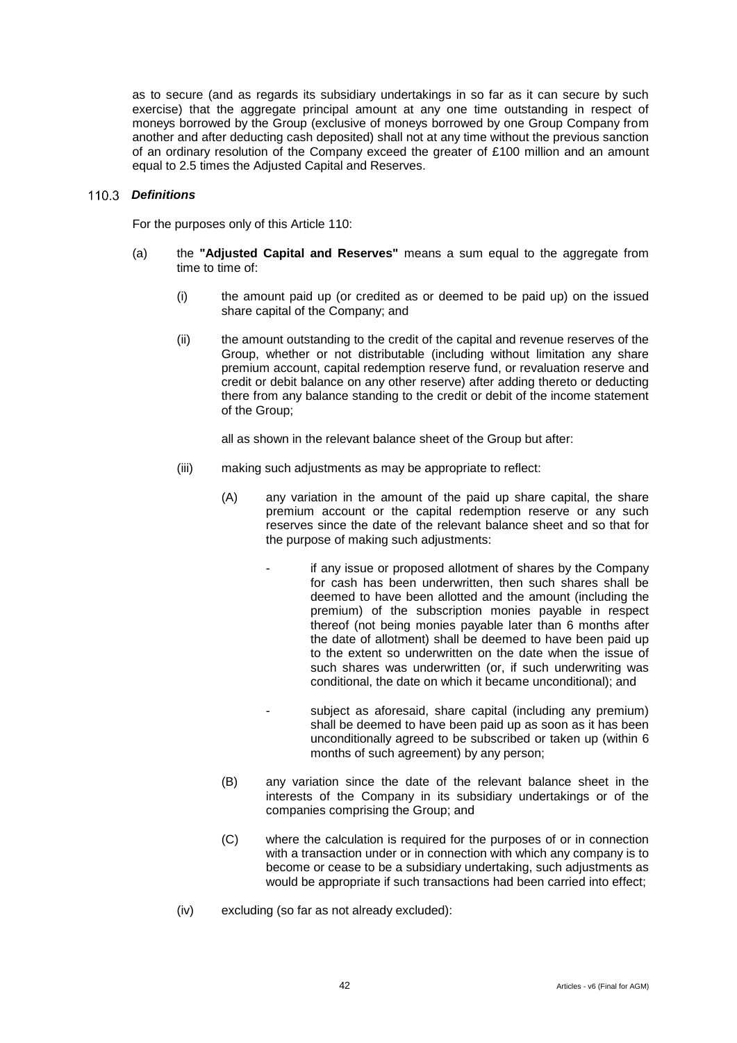as to secure (and as regards its subsidiary undertakings in so far as it can secure by such exercise) that the aggregate principal amount at any one time outstanding in respect of moneys borrowed by the Group (exclusive of moneys borrowed by one Group Company from another and after deducting cash deposited) shall not at any time without the previous sanction of an ordinary resolution of the Company exceed the greater of £100 million and an amount equal to 2.5 times the Adjusted Capital and Reserves.

### 110.3 *Definitions*

For the purposes only of this Article 110:

(a) the **"Adjusted Capital and Reserves"** means a sum equal to the aggregate from time to time of:

(i) the amount paid up (or credited as or deemed to be paid up) on the issued share capital of the Company; and

(ii) the amount outstanding to the credit of the capital and revenue reserves of the Group, whether or not distributable (including without limitation any share premium account, capital redemption reserve fund, or revaluation reserve and credit or debit balance on any other reserve) after adding thereto or deducting there from any balance standing to the credit or debit of the income statement of the Group;

all as shown in the relevant balance sheet of the Group but after:

(iii) making such adjustments as may be appropriate to reflect:

(A) any variation in the amount of the paid up share capital, the share premium account or the capital redemption reserve or any such reserves since the date of the relevant balance sheet and so that for the purpose of making such adjustments:

- if any issue or proposed allotment of shares by the Company for cash has been underwritten, then such shares shall be deemed to have been allotted and the amount (including the premium) of the subscription monies payable in respect thereof (not being monies payable later than 6 months after the date of allotment) shall be deemed to have been paid up to the extent so underwritten on the date when the issue of such shares was underwritten (or, if such underwriting was conditional, the date on which it became unconditional); and

- subject as aforesaid, share capital (including any premium) shall be deemed to have been paid up as soon as it has been unconditionally agreed to be subscribed or taken up (within 6 months of such agreement) by any person;

(B) any variation since the date of the relevant balance sheet in the interests of the Company in its subsidiary undertakings or of the companies comprising the Group; and

(C) where the calculation is required for the purposes of or in connection with a transaction under or in connection with which any company is to become or cease to be a subsidiary undertaking, such adjustments as would be appropriate if such transactions had been carried into effect;

(iv) excluding (so far as not already excluded):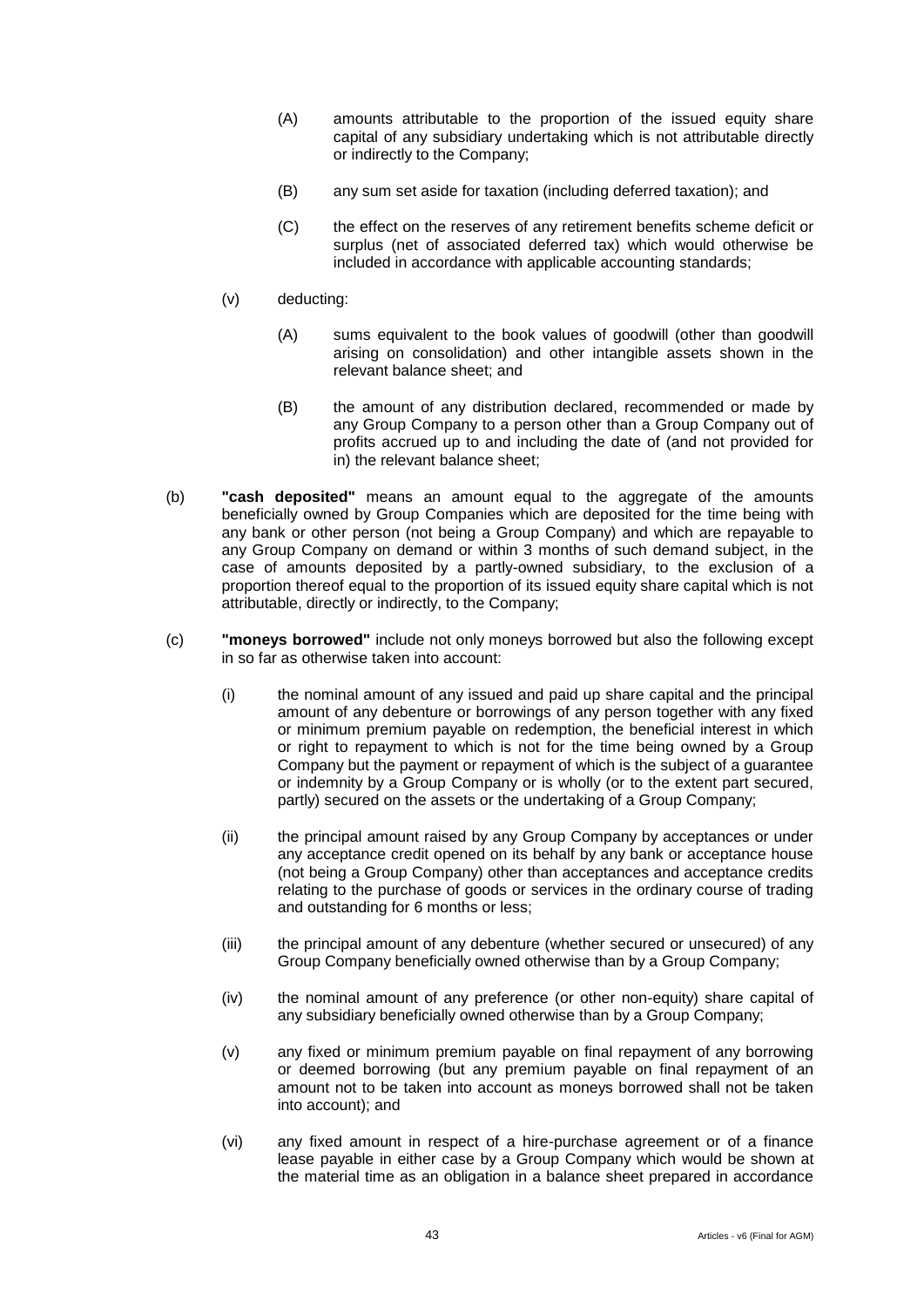(A) amounts attributable to the proportion of the issued equity share capital of any subsidiary undertaking which is not attributable directly or indirectly to the Company;

(B) any sum set aside for taxation (including deferred taxation); and

(C) the effect on the reserves of any retirement benefits scheme deficit or surplus (net of associated deferred tax) which would otherwise be included in accordance with applicable accounting standards;

(v) deducting:

(A) sums equivalent to the book values of goodwill (other than goodwill arising on consolidation) and other intangible assets shown in the relevant balance sheet; and

(B) the amount of any distribution declared, recommended or made by any Group Company to a person other than a Group Company out of profits accrued up to and including the date of (and not provided for in) the relevant balance sheet;

(b) **"cash deposited"** means an amount equal to the aggregate of the amounts beneficially owned by Group Companies which are deposited for the time being with any bank or other person (not being a Group Company) and which are repayable to any Group Company on demand or within 3 months of such demand subject, in the case of amounts deposited by a partly-owned subsidiary, to the exclusion of a proportion thereof equal to the proportion of its issued equity share capital which is not attributable, directly or indirectly, to the Company;

(c) **"moneys borrowed"** include not only moneys borrowed but also the following except in so far as otherwise taken into account:

(i) the nominal amount of any issued and paid up share capital and the principal amount of any debenture or borrowings of any person together with any fixed or minimum premium payable on redemption, the beneficial interest in which or right to repayment to which is not for the time being owned by a Group Company but the payment or repayment of which is the subject of a guarantee or indemnity by a Group Company or is wholly (or to the extent part secured, partly) secured on the assets or the undertaking of a Group Company;

(ii) the principal amount raised by any Group Company by acceptances or under any acceptance credit opened on its behalf by any bank or acceptance house (not being a Group Company) other than acceptances and acceptance credits relating to the purchase of goods or services in the ordinary course of trading and outstanding for 6 months or less;

(iii) the principal amount of any debenture (whether secured or unsecured) of any Group Company beneficially owned otherwise than by a Group Company;

(iv) the nominal amount of any preference (or other non-equity) share capital of any subsidiary beneficially owned otherwise than by a Group Company;

(v) any fixed or minimum premium payable on final repayment of any borrowing or deemed borrowing (but any premium payable on final repayment of an amount not to be taken into account as moneys borrowed shall not be taken into account); and

(vi) any fixed amount in respect of a hire-purchase agreement or of a finance lease payable in either case by a Group Company which would be shown at the material time as an obligation in a balance sheet prepared in accordance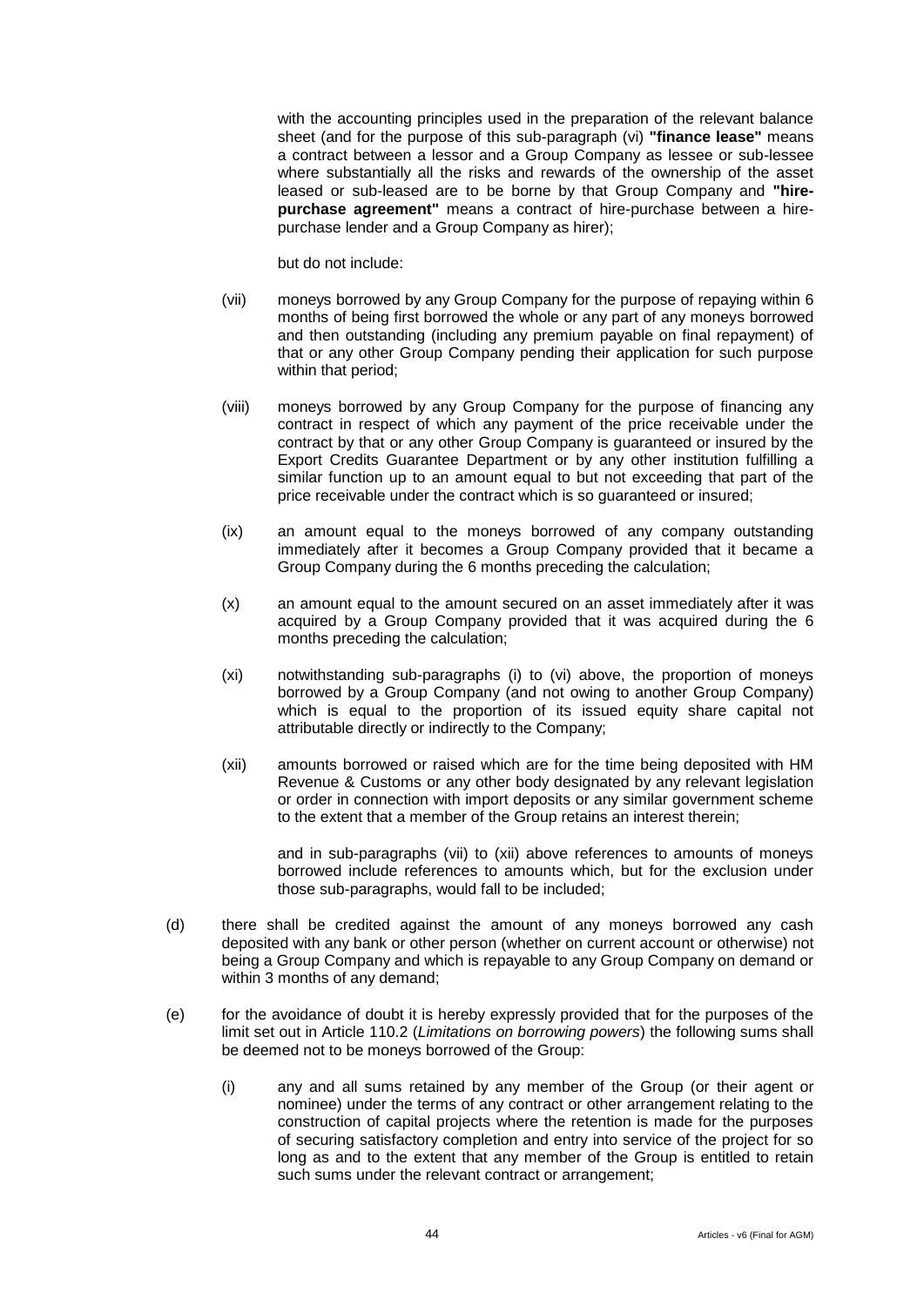with the accounting principles used in the preparation of the relevant balance sheet (and for the purpose of this sub-paragraph (vi) **"finance lease"** means a contract between a lessor and a Group Company as lessee or sub-lessee where substantially all the risks and rewards of the ownership of the asset leased or sub-leased are to be borne by that Group Company and **"hire-purchase agreement"** means a contract of hire-purchase between a hire-purchase lender and a Group Company as hirer);

but do not include:

(vii) moneys borrowed by any Group Company for the purpose of repaying within 6 months of being first borrowed the whole or any part of any moneys borrowed and then outstanding (including any premium payable on final repayment) of that or any other Group Company pending their application for such purpose within that period;

(viii) moneys borrowed by any Group Company for the purpose of financing any contract in respect of which any payment of the price receivable under the contract by that or any other Group Company is guaranteed or insured by the Export Credits Guarantee Department or by any other institution fulfilling a similar function up to an amount equal to but not exceeding that part of the price receivable under the contract which is so guaranteed or insured;

(ix) an amount equal to the moneys borrowed of any company outstanding immediately after it becomes a Group Company provided that it became a Group Company during the 6 months preceding the calculation;

(x) an amount equal to the amount secured on an asset immediately after it was acquired by a Group Company provided that it was acquired during the 6 months preceding the calculation;

(xi) notwithstanding sub-paragraphs (i) to (vi) above, the proportion of moneys borrowed by a Group Company (and not owing to another Group Company) which is equal to the proportion of its issued equity share capital not attributable directly or indirectly to the Company;

(xii) amounts borrowed or raised which are for the time being deposited with HM Revenue & Customs or any other body designated by any relevant legislation or order in connection with import deposits or any similar government scheme to the extent that a member of the Group retains an interest therein;

and in sub-paragraphs (vii) to (xii) above references to amounts of moneys borrowed include references to amounts which, but for the exclusion under those sub-paragraphs, would fall to be included;

(d) there shall be credited against the amount of any moneys borrowed any cash deposited with any bank or other person (whether on current account or otherwise) not being a Group Company and which is repayable to any Group Company on demand or within 3 months of any demand;

(e) for the avoidance of doubt it is hereby expressly provided that for the purposes of the limit set out in Article 110.2 (*Limitations on borrowing powers*) the following sums shall be deemed not to be moneys borrowed of the Group:

(i) any and all sums retained by any member of the Group (or their agent or nominee) under the terms of any contract or other arrangement relating to the construction of capital projects where the retention is made for the purposes of securing satisfactory completion and entry into service of the project for so long as and to the extent that any member of the Group is entitled to retain such sums under the relevant contract or arrangement;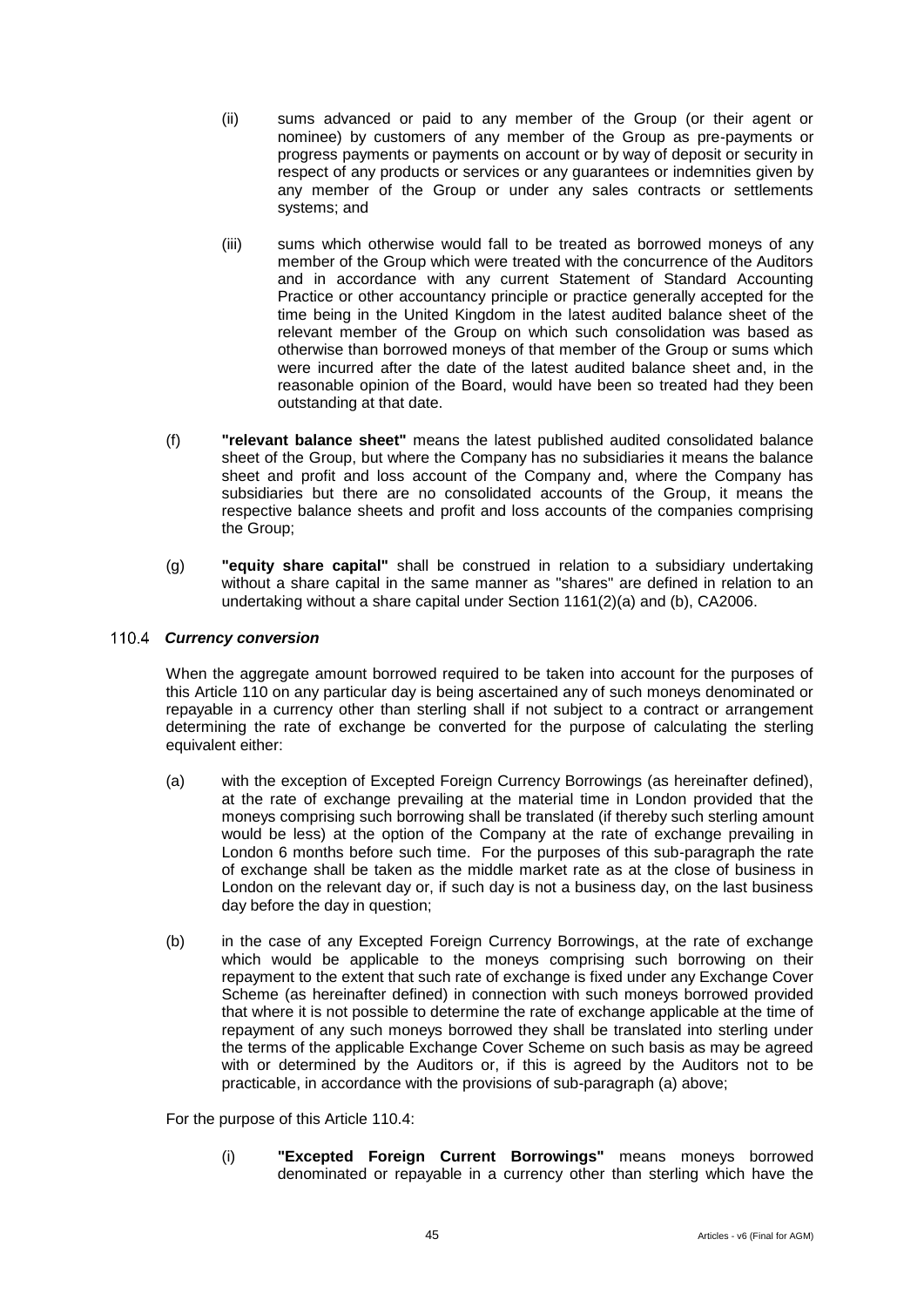(ii) sums advanced or paid to any member of the Group (or their agent or nominee) by customers of any member of the Group as pre-payments or progress payments or payments on account or by way of deposit or security in respect of any products or services or any guarantees or indemnities given by any member of the Group or under any sales contracts or settlements systems; and

(iii) sums which otherwise would fall to be treated as borrowed moneys of any member of the Group which were treated with the concurrence of the Auditors and in accordance with any current Statement of Standard Accounting Practice or other accountancy principle or practice generally accepted for the time being in the United Kingdom in the latest audited balance sheet of the relevant member of the Group on which such consolidation was based as otherwise than borrowed moneys of that member of the Group or sums which were incurred after the date of the latest audited balance sheet and, in the reasonable opinion of the Board, would have been so treated had they been outstanding at that date.

(f) **"relevant balance sheet"** means the latest published audited consolidated balance sheet of the Group, but where the Company has no subsidiaries it means the balance sheet and profit and loss account of the Company and, where the Company has subsidiaries but there are no consolidated accounts of the Group, it means the respective balance sheets and profit and loss accounts of the companies comprising the Group;

(g) **"equity share capital"** shall be construed in relation to a subsidiary undertaking without a share capital in the same manner as "shares" are defined in relation to an undertaking without a share capital under Section 1161(2)(a) and (b), CA2006.

### 110.4 *Currency conversion*

When the aggregate amount borrowed required to be taken into account for the purposes of this Article 110 on any particular day is being ascertained any of such moneys denominated or repayable in a currency other than sterling shall if not subject to a contract or arrangement determining the rate of exchange be converted for the purpose of calculating the sterling equivalent either:

(a) with the exception of Excepted Foreign Currency Borrowings (as hereinafter defined), at the rate of exchange prevailing at the material time in London provided that the moneys comprising such borrowing shall be translated (if thereby such sterling amount would be less) at the option of the Company at the rate of exchange prevailing in London 6 months before such time. For the purposes of this sub-paragraph the rate of exchange shall be taken as the middle market rate as at the close of business in London on the relevant day or, if such day is not a business day, on the last business day before the day in question;

(b) in the case of any Excepted Foreign Currency Borrowings, at the rate of exchange which would be applicable to the moneys comprising such borrowing on their repayment to the extent that such rate of exchange is fixed under any Exchange Cover Scheme (as hereinafter defined) in connection with such moneys borrowed provided that where it is not possible to determine the rate of exchange applicable at the time of repayment of any such moneys borrowed they shall be translated into sterling under the terms of the applicable Exchange Cover Scheme on such basis as may be agreed with or determined by the Auditors or, if this is agreed by the Auditors not to be practicable, in accordance with the provisions of sub-paragraph (a) above;

For the purpose of this Article 110.4:

(i) **"Excepted Foreign Current Borrowings"** means moneys borrowed denominated or repayable in a currency other than sterling which have the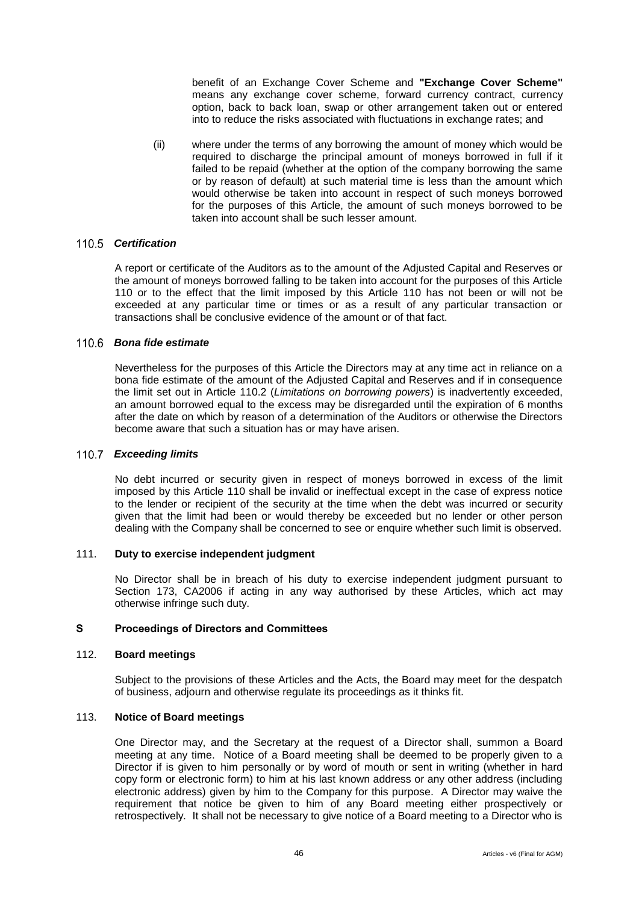benefit of an Exchange Cover Scheme and **"Exchange Cover Scheme"** means any exchange cover scheme, forward currency contract, currency option, back to back loan, swap or other arrangement taken out or entered into to reduce the risks associated with fluctuations in exchange rates; and

(ii) where under the terms of any borrowing the amount of money which would be required to discharge the principal amount of moneys borrowed in full if it failed to be repaid (whether at the option of the company borrowing the same or by reason of default) at such material time is less than the amount which would otherwise be taken into account in respect of such moneys borrowed for the purposes of this Article, the amount of such moneys borrowed to be taken into account shall be such lesser amount.

### 110.5 *Certification*

A report or certificate of the Auditors as to the amount of the Adjusted Capital and Reserves or the amount of moneys borrowed falling to be taken into account for the purposes of this Article 110 or to the effect that the limit imposed by this Article 110 has not been or will not be exceeded at any particular time or times or as a result of any particular transaction or transactions shall be conclusive evidence of the amount or of that fact.

### 110.6 *Bona fide estimate*

Nevertheless for the purposes of this Article the Directors may at any time act in reliance on a bona fide estimate of the amount of the Adjusted Capital and Reserves and if in consequence the limit set out in Article 110.2 (*Limitations on borrowing powers*) is inadvertently exceeded, an amount borrowed equal to the excess may be disregarded until the expiration of 6 months after the date on which by reason of a determination of the Auditors or otherwise the Directors become aware that such a situation has or may have arisen.

### 110.7 *Exceeding limits*

No debt incurred or security given in respect of moneys borrowed in excess of the limit imposed by this Article 110 shall be invalid or ineffectual except in the case of express notice to the lender or recipient of the security at the time when the debt was incurred or security given that the limit had been or would thereby be exceeded but no lender or other person dealing with the Company shall be concerned to see or enquire whether such limit is observed.

### 111. **Duty to exercise independent judgment**

No Director shall be in breach of his duty to exercise independent judgment pursuant to Section 173, CA2006 if acting in any way authorised by these Articles, which act may otherwise infringe such duty.

## S Proceedings of Directors and Committees

### 112. **Board meetings**

Subject to the provisions of these Articles and the Acts, the Board may meet for the despatch of business, adjourn and otherwise regulate its proceedings as it thinks fit.

### 113. **Notice of Board meetings**

One Director may, and the Secretary at the request of a Director shall, summon a Board meeting at any time. Notice of a Board meeting shall be deemed to be properly given to a Director if is given to him personally or by word of mouth or sent in writing (whether in hard copy form or electronic form) to him at his last known address or any other address (including electronic address) given by him to the Company for this purpose. A Director may waive the requirement that notice be given to him of any Board meeting either prospectively or retrospectively. It shall not be necessary to give notice of a Board meeting to a Director who is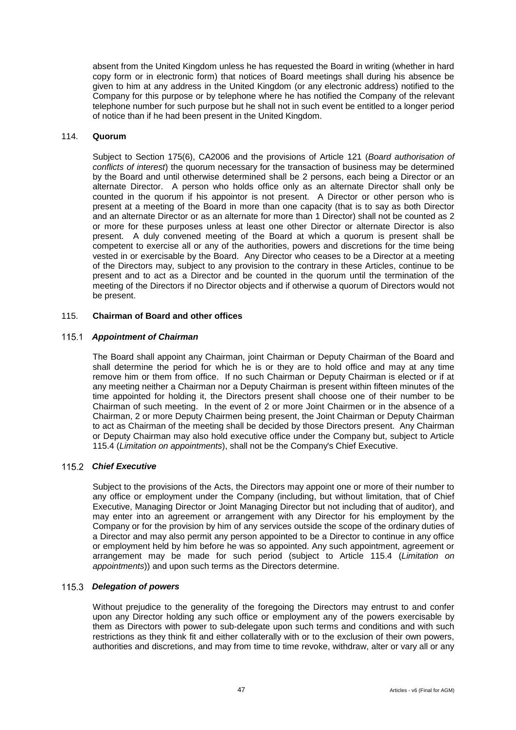absent from the United Kingdom unless he has requested the Board in writing (whether in hard copy form or in electronic form) that notices of Board meetings shall during his absence be given to him at any address in the United Kingdom (or any electronic address) notified to the Company for this purpose or by telephone where he has notified the Company of the relevant telephone number for such purpose but he shall not in such event be entitled to a longer period of notice than if he had been present in the United Kingdom.

## 114. Quorum

Subject to Section 175(6), CA2006 and the provisions of Article 121 (*Board authorisation of conflicts of interest*) the quorum necessary for the transaction of business may be determined by the Board and until otherwise determined shall be 2 persons, each being a Director or an alternate Director. A person who holds office only as an alternate Director shall only be counted in the quorum if his appointor is not present. A Director or other person who is present at a meeting of the Board in more than one capacity (that is to say as both Director and an alternate Director or as an alternate for more than 1 Director) shall not be counted as 2 or more for these purposes unless at least one other Director or alternate Director is also present. A duly convened meeting of the Board at which a quorum is present shall be competent to exercise all or any of the authorities, powers and discretions for the time being vested in or exercisable by the Board. Any Director who ceases to be a Director at a meeting of the Directors may, subject to any provision to the contrary in these Articles, continue to be present and to act as a Director and be counted in the quorum until the termination of the meeting of the Directors if no Director objects and if otherwise a quorum of Directors would not be present.

## 115. Chairman of Board and other offices

### 115.1 *Appointment of Chairman*

The Board shall appoint any Chairman, joint Chairman or Deputy Chairman of the Board and shall determine the period for which he is or they are to hold office and may at any time remove him or them from office. If no such Chairman or Deputy Chairman is elected or if at any meeting neither a Chairman nor a Deputy Chairman is present within fifteen minutes of the time appointed for holding it, the Directors present shall choose one of their number to be Chairman of such meeting. In the event of 2 or more Joint Chairmen or in the absence of a Chairman, 2 or more Deputy Chairmen being present, the Joint Chairman or Deputy Chairman to act as Chairman of the meeting shall be decided by those Directors present. Any Chairman or Deputy Chairman may also hold executive office under the Company but, subject to Article 115.4 (*Limitation on appointments*), shall not be the Company's Chief Executive.

### 115.2 *Chief Executive*

Subject to the provisions of the Acts, the Directors may appoint one or more of their number to any office or employment under the Company (including, but without limitation, that of Chief Executive, Managing Director or Joint Managing Director but not including that of auditor), and may enter into an agreement or arrangement with any Director for his employment by the Company or for the provision by him of any services outside the scope of the ordinary duties of a Director and may also permit any person appointed to be a Director to continue in any office or employment held by him before he was so appointed. Any such appointment, agreement or arrangement may be made for such period (subject to Article 115.4 (*Limitation on appointments*)) and upon such terms as the Directors determine.

### 115.3 *Delegation of powers*

Without prejudice to the generality of the foregoing the Directors may entrust to and confer upon any Director holding any such office or employment any of the powers exercisable by them as Directors with power to sub-delegate upon such terms and conditions and with such restrictions as they think fit and either collaterally with or to the exclusion of their own powers, authorities and discretions, and may from time to time revoke, withdraw, alter or vary all or any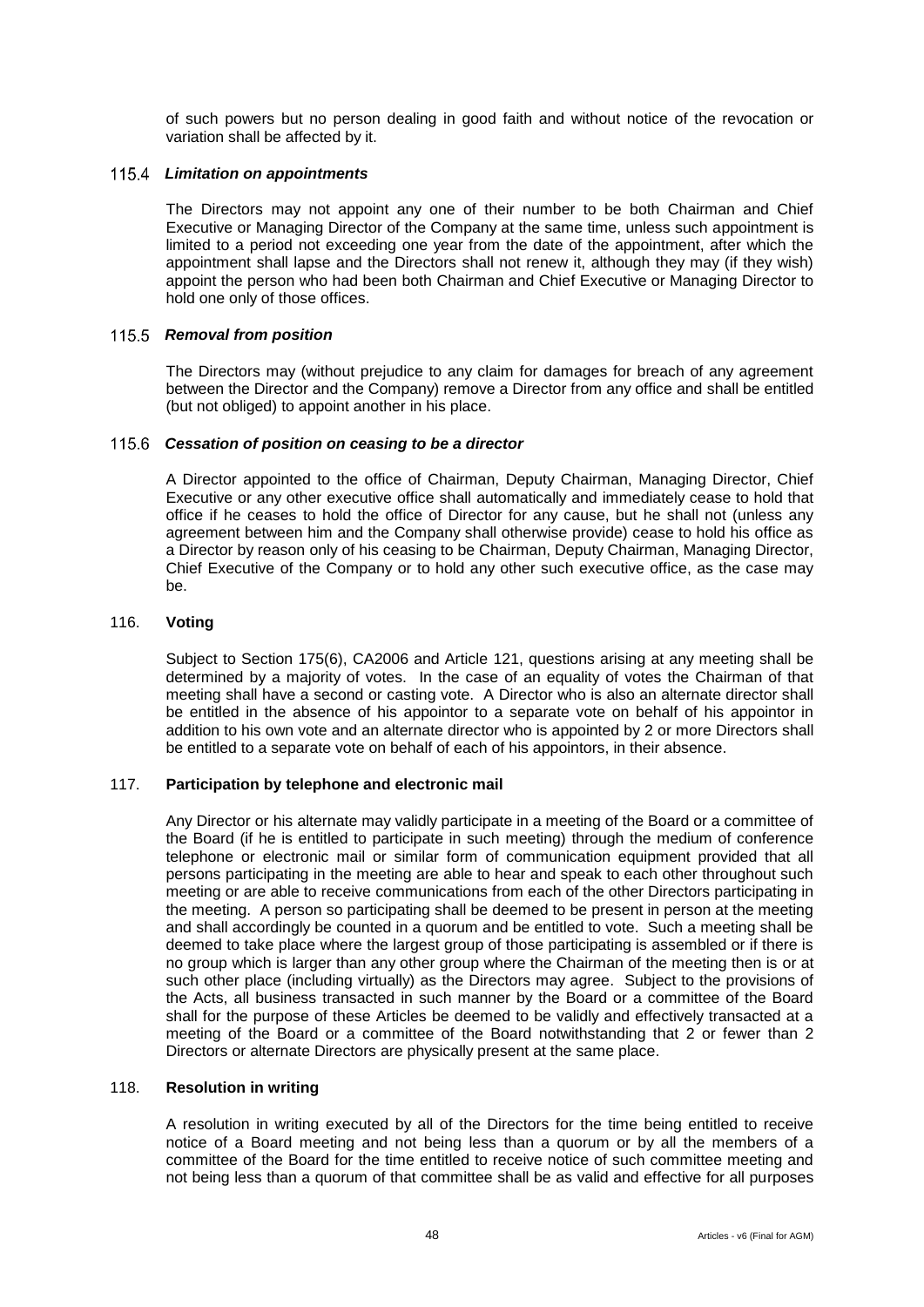of such powers but no person dealing in good faith and without notice of the revocation or variation shall be affected by it.

### 115.4 *Limitation on appointments*

The Directors may not appoint any one of their number to be both Chairman and Chief Executive or Managing Director of the Company at the same time, unless such appointment is limited to a period not exceeding one year from the date of the appointment, after which the appointment shall lapse and the Directors shall not renew it, although they may (if they wish) appoint the person who had been both Chairman and Chief Executive or Managing Director to hold one only of those offices.

### 115.5 *Removal from position*

The Directors may (without prejudice to any claim for damages for breach of any agreement between the Director and the Company) remove a Director from any office and shall be entitled (but not obliged) to appoint another in his place.

### 115.6 *Cessation of position on ceasing to be a director*

A Director appointed to the office of Chairman, Deputy Chairman, Managing Director, Chief Executive or any other executive office shall automatically and immediately cease to hold that office if he ceases to hold the office of Director for any cause, but he shall not (unless any agreement between him and the Company shall otherwise provide) cease to hold his office as a Director by reason only of his ceasing to be Chairman, Deputy Chairman, Managing Director, Chief Executive of the Company or to hold any other such executive office, as the case may be.

## 116. Voting

Subject to Section 175(6), CA2006 and Article 121, questions arising at any meeting shall be determined by a majority of votes. In the case of an equality of votes the Chairman of that meeting shall have a second or casting vote. A Director who is also an alternate director shall be entitled in the absence of his appointor to a separate vote on behalf of his appointor in addition to his own vote and an alternate director who is appointed by 2 or more Directors shall be entitled to a separate vote on behalf of each of his appointors, in their absence.

## 117. Participation by telephone and electronic mail

Any Director or his alternate may validly participate in a meeting of the Board or a committee of the Board (if he is entitled to participate in such meeting) through the medium of conference telephone or electronic mail or similar form of communication equipment provided that all persons participating in the meeting are able to hear and speak to each other throughout such meeting or are able to receive communications from each of the other Directors participating in the meeting. A person so participating shall be deemed to be present in person at the meeting and shall accordingly be counted in a quorum and be entitled to vote. Such a meeting shall be deemed to take place where the largest group of those participating is assembled or if there is no group which is larger than any other group where the Chairman of the meeting then is or at such other place (including virtually) as the Directors may agree. Subject to the provisions of the Acts, all business transacted in such manner by the Board or a committee of the Board shall for the purpose of these Articles be deemed to be validly and effectively transacted at a meeting of the Board or a committee of the Board notwithstanding that 2 or fewer than 2 Directors or alternate Directors are physically present at the same place.

## 118. Resolution in writing

A resolution in writing executed by all of the Directors for the time being entitled to receive notice of a Board meeting and not being less than a quorum or by all the members of a committee of the Board for the time entitled to receive notice of such committee meeting and not being less than a quorum of that committee shall be as valid and effective for all purposes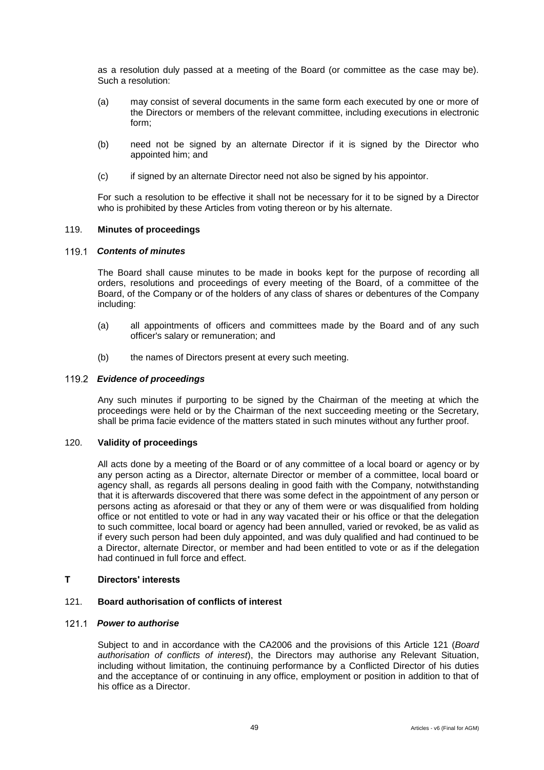as a resolution duly passed at a meeting of the Board (or committee as the case may be). Such a resolution:

(a) may consist of several documents in the same form each executed by one or more of the Directors or members of the relevant committee, including executions in electronic form;

(b) need not be signed by an alternate Director if it is signed by the Director who appointed him; and

(c) if signed by an alternate Director need not also be signed by his appointor.

For such a resolution to be effective it shall not be necessary for it to be signed by a Director who is prohibited by these Articles from voting thereon or by his alternate.

### 119. Minutes of proceedings

#### 119.1 *Contents of minutes*

The Board shall cause minutes to be made in books kept for the purpose of recording all orders, resolutions and proceedings of every meeting of the Board, of a committee of the Board, of the Company or of the holders of any class of shares or debentures of the Company including:

(a) all appointments of officers and committees made by the Board and of any such officer's salary or remuneration; and

(b) the names of Directors present at every such meeting.

#### 119.2 *Evidence of proceedings*

Any such minutes if purporting to be signed by the Chairman of the meeting at which the proceedings were held or by the Chairman of the next succeeding meeting or the Secretary, shall be prima facie evidence of the matters stated in such minutes without any further proof.

### 120. Validity of proceedings

All acts done by a meeting of the Board or of any committee of a local board or agency or by any person acting as a Director, alternate Director or member of a committee, local board or agency shall, as regards all persons dealing in good faith with the Company, notwithstanding that it is afterwards discovered that there was some defect in the appointment of any person or persons acting as aforesaid or that they or any of them were or was disqualified from holding office or not entitled to vote or had in any way vacated their or his office or that the delegation to such committee, local board or agency had been annulled, varied or revoked, be as valid as if every such person had been duly appointed, and was duly qualified and had continued to be a Director, alternate Director, or member and had been entitled to vote or as if the delegation had continued in full force and effect.

## T Directors' interests

### 121. Board authorisation of conflicts of interest

#### 121.1 *Power to authorise*

Subject to and in accordance with the CA2006 and the provisions of this Article 121 (*Board authorisation of conflicts of interest*), the Directors may authorise any Relevant Situation, including without limitation, the continuing performance by a Conflicted Director of his duties and the acceptance of or continuing in any office, employment or position in addition to that of his office as a Director.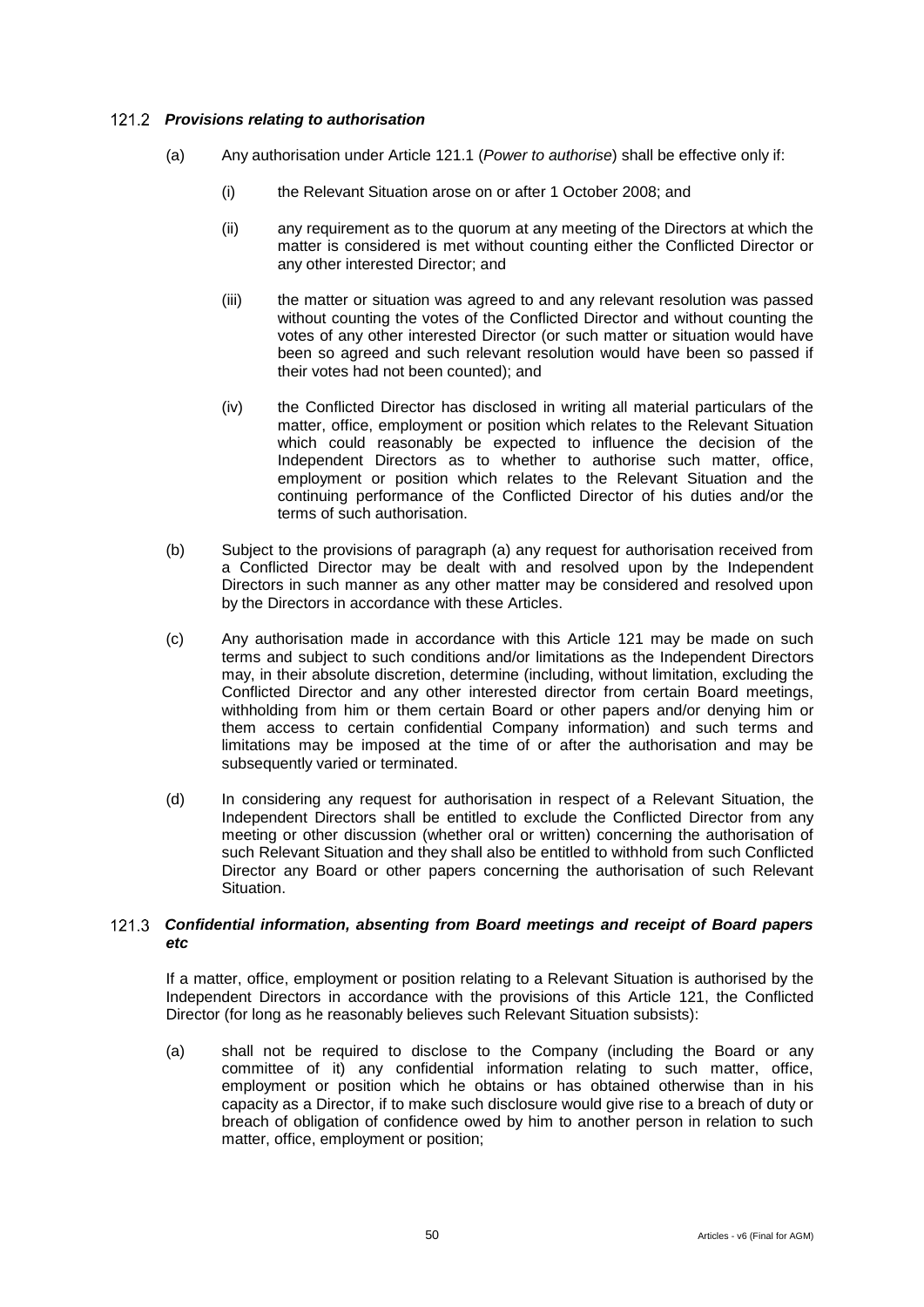### 121.2 *Provisions relating to authorisation*

(a) Any authorisation under Article 121.1 (*Power to authorise*) shall be effective only if:

(i) the Relevant Situation arose on or after 1 October 2008; and

(ii) any requirement as to the quorum at any meeting of the Directors at which the matter is considered is met without counting either the Conflicted Director or any other interested Director; and

(iii) the matter or situation was agreed to and any relevant resolution was passed without counting the votes of the Conflicted Director and without counting the votes of any other interested Director (or such matter or situation would have been so agreed and such relevant resolution would have been so passed if their votes had not been counted); and

(iv) the Conflicted Director has disclosed in writing all material particulars of the matter, office, employment or position which relates to the Relevant Situation which could reasonably be expected to influence the decision of the Independent Directors as to whether to authorise such matter, office, employment or position which relates to the Relevant Situation and the continuing performance of the Conflicted Director of his duties and/or the terms of such authorisation.

(b) Subject to the provisions of paragraph (a) any request for authorisation received from a Conflicted Director may be dealt with and resolved upon by the Independent Directors in such manner as any other matter may be considered and resolved upon by the Directors in accordance with these Articles.

(c) Any authorisation made in accordance with this Article 121 may be made on such terms and subject to such conditions and/or limitations as the Independent Directors may, in their absolute discretion, determine (including, without limitation, excluding the Conflicted Director and any other interested director from certain Board meetings, withholding from him or them certain Board or other papers and/or denying him or them access to certain confidential Company information) and such terms and limitations may be imposed at the time of or after the authorisation and may be subsequently varied or terminated.

(d) In considering any request for authorisation in respect of a Relevant Situation, the Independent Directors shall be entitled to exclude the Conflicted Director from any meeting or other discussion (whether oral or written) concerning the authorisation of such Relevant Situation and they shall also be entitled to withhold from such Conflicted Director any Board or other papers concerning the authorisation of such Relevant Situation.

### 121.3 *Confidential information, absenting from Board meetings and receipt of Board papers etc*

If a matter, office, employment or position relating to a Relevant Situation is authorised by the Independent Directors in accordance with the provisions of this Article 121, the Conflicted Director (for long as he reasonably believes such Relevant Situation subsists):

(a) shall not be required to disclose to the Company (including the Board or any committee of it) any confidential information relating to such matter, office, employment or position which he obtains or has obtained otherwise than in his capacity as a Director, if to make such disclosure would give rise to a breach of duty or breach of obligation of confidence owed by him to another person in relation to such matter, office, employment or position;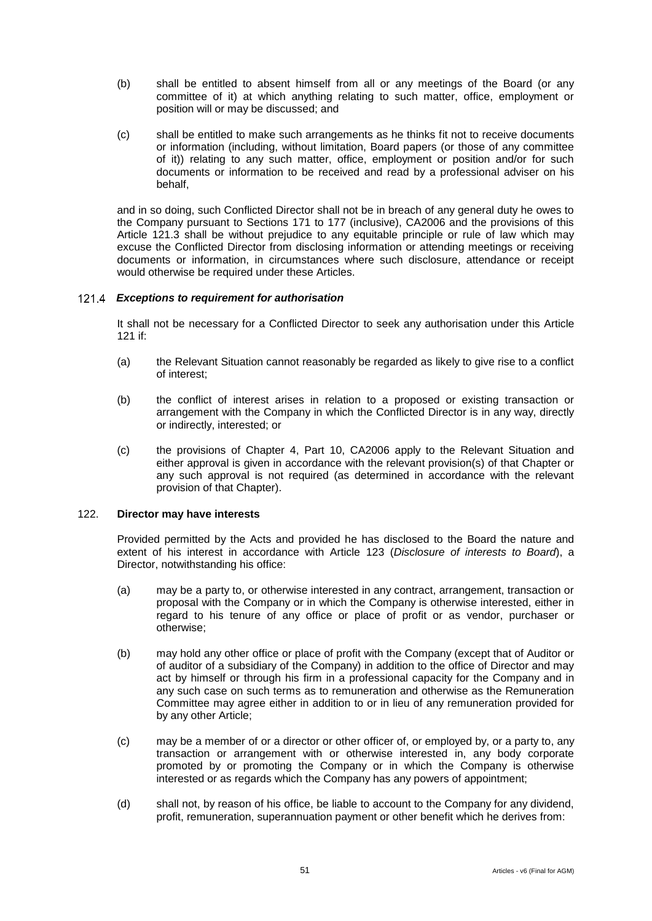(b) shall be entitled to absent himself from all or any meetings of the Board (or any committee of it) at which anything relating to such matter, office, employment or position will or may be discussed; and

(c) shall be entitled to make such arrangements as he thinks fit not to receive documents or information (including, without limitation, Board papers (or those of any committee of it)) relating to any such matter, office, employment or position and/or for such documents or information to be received and read by a professional adviser on his behalf,

and in so doing, such Conflicted Director shall not be in breach of any general duty he owes to the Company pursuant to Sections 171 to 177 (inclusive), CA2006 and the provisions of this Article 121.3 shall be without prejudice to any equitable principle or rule of law which may excuse the Conflicted Director from disclosing information or attending meetings or receiving documents or information, in circumstances where such disclosure, attendance or receipt would otherwise be required under these Articles.

### 121.4 *Exceptions to requirement for authorisation*

It shall not be necessary for a Conflicted Director to seek any authorisation under this Article 121 if:

(a) the Relevant Situation cannot reasonably be regarded as likely to give rise to a conflict of interest;

(b) the conflict of interest arises in relation to a proposed or existing transaction or arrangement with the Company in which the Conflicted Director is in any way, directly or indirectly, interested; or

(c) the provisions of Chapter 4, Part 10, CA2006 apply to the Relevant Situation and either approval is given in accordance with the relevant provision(s) of that Chapter or any such approval is not required (as determined in accordance with the relevant provision of that Chapter).

## 122. **Director may have interests**

Provided permitted by the Acts and provided he has disclosed to the Board the nature and extent of his interest in accordance with Article 123 (*Disclosure of interests to Board*), a Director, notwithstanding his office:

(a) may be a party to, or otherwise interested in any contract, arrangement, transaction or proposal with the Company or in which the Company is otherwise interested, either in regard to his tenure of any office or place of profit or as vendor, purchaser or otherwise;

(b) may hold any other office or place of profit with the Company (except that of Auditor or of auditor of a subsidiary of the Company) in addition to the office of Director and may act by himself or through his firm in a professional capacity for the Company and in any such case on such terms as to remuneration and otherwise as the Remuneration Committee may agree either in addition to or in lieu of any remuneration provided for by any other Article;

(c) may be a member of or a director or other officer of, or employed by, or a party to, any transaction or arrangement with or otherwise interested in, any body corporate promoted by or promoting the Company or in which the Company is otherwise interested or as regards which the Company has any powers of appointment;

(d) shall not, by reason of his office, be liable to account to the Company for any dividend, profit, remuneration, superannuation payment or other benefit which he derives from: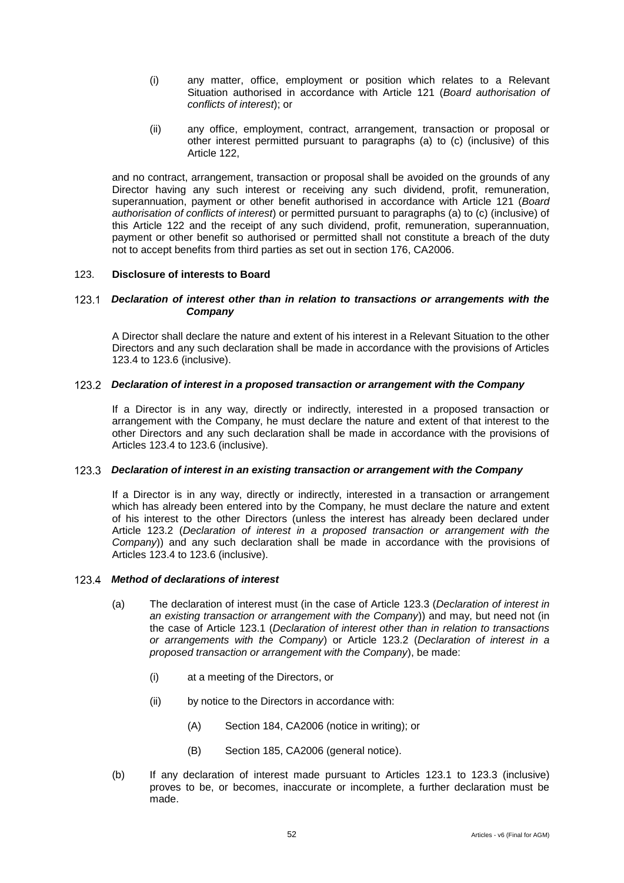(i) any matter, office, employment or position which relates to a Relevant Situation authorised in accordance with Article 121 (*Board authorisation of conflicts of interest*); or

(ii) any office, employment, contract, arrangement, transaction or proposal or other interest permitted pursuant to paragraphs (a) to (c) (inclusive) of this Article 122,

and no contract, arrangement, transaction or proposal shall be avoided on the grounds of any Director having any such interest or receiving any such dividend, profit, remuneration, superannuation, payment or other benefit authorised in accordance with Article 121 (*Board authorisation of conflicts of interest*) or permitted pursuant to paragraphs (a) to (c) (inclusive) of this Article 122 and the receipt of any such dividend, profit, remuneration, superannuation, payment or other benefit so authorised or permitted shall not constitute a breach of the duty not to accept benefits from third parties as set out in section 176, CA2006.

## 123. Disclosure of interests to Board

### 123.1 *Declaration of interest other than in relation to transactions or arrangements with the Company*

A Director shall declare the nature and extent of his interest in a Relevant Situation to the other Directors and any such declaration shall be made in accordance with the provisions of Articles 123.4 to 123.6 (inclusive).

### 123.2 *Declaration of interest in a proposed transaction or arrangement with the Company*

If a Director is in any way, directly or indirectly, interested in a proposed transaction or arrangement with the Company, he must declare the nature and extent of that interest to the other Directors and any such declaration shall be made in accordance with the provisions of Articles 123.4 to 123.6 (inclusive).

### 123.3 *Declaration of interest in an existing transaction or arrangement with the Company*

If a Director is in any way, directly or indirectly, interested in a transaction or arrangement which has already been entered into by the Company, he must declare the nature and extent of his interest to the other Directors (unless the interest has already been declared under Article 123.2 (*Declaration of interest in a proposed transaction or arrangement with the Company*)) and any such declaration shall be made in accordance with the provisions of Articles 123.4 to 123.6 (inclusive).

### 123.4 *Method of declarations of interest*

(a) The declaration of interest must (in the case of Article 123.3 (*Declaration of interest in an existing transaction or arrangement with the Company*)) and may, but need not (in the case of Article 123.1 (*Declaration of interest other than in relation to transactions or arrangements with the Company*) or Article 123.2 (*Declaration of interest in a proposed transaction or arrangement with the Company*), be made:

   (i) at a meeting of the Directors, or

   (ii) by notice to the Directors in accordance with:

      (A) Section 184, CA2006 (notice in writing); or

      (B) Section 185, CA2006 (general notice).

(b) If any declaration of interest made pursuant to Articles 123.1 to 123.3 (inclusive) proves to be, or becomes, inaccurate or incomplete, a further declaration must be made.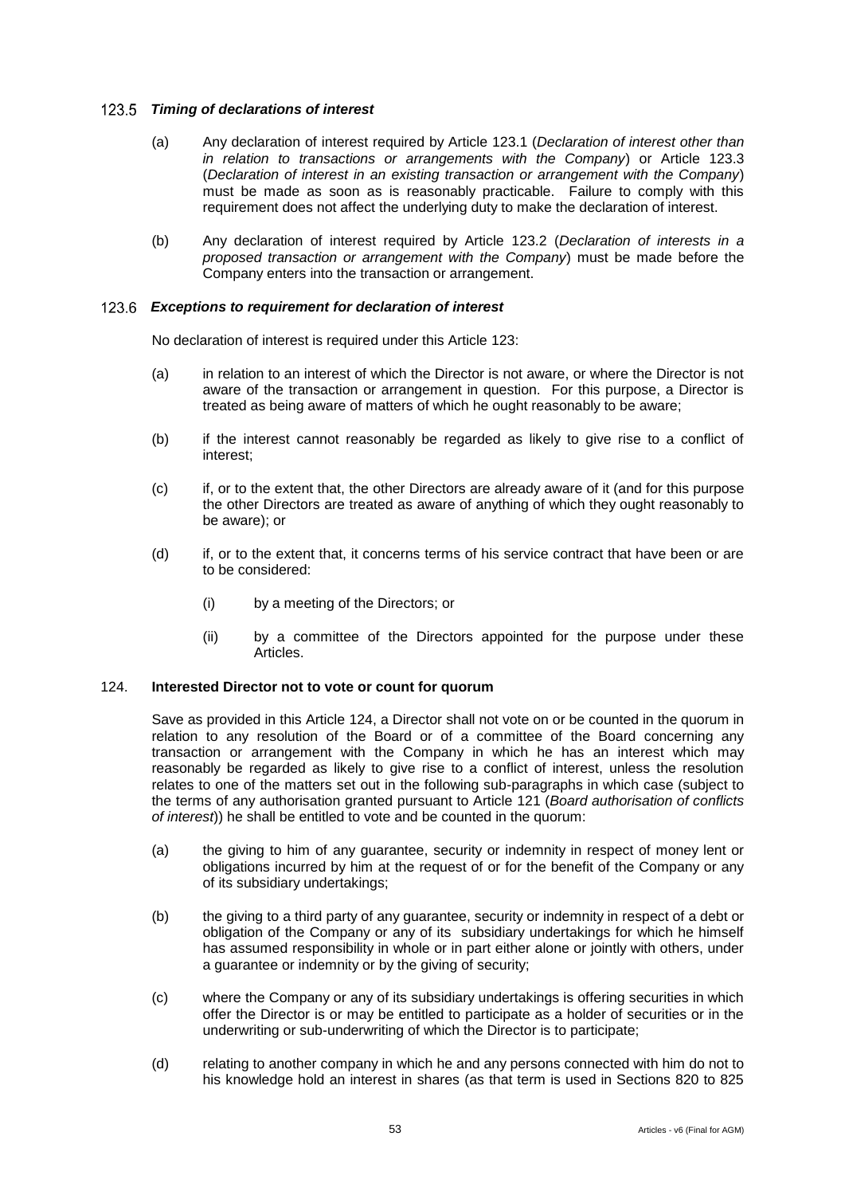### 123.5 *Timing of declarations of interest*

(a) Any declaration of interest required by Article 123.1 (*Declaration of interest other than in relation to transactions or arrangements with the Company*) or Article 123.3 (*Declaration of interest in an existing transaction or arrangement with the Company*) must be made as soon as is reasonably practicable. Failure to comply with this requirement does not affect the underlying duty to make the declaration of interest.

(b) Any declaration of interest required by Article 123.2 (*Declaration of interests in a proposed transaction or arrangement with the Company*) must be made before the Company enters into the transaction or arrangement.

### 123.6 *Exceptions to requirement for declaration of interest*

No declaration of interest is required under this Article 123:

(a) in relation to an interest of which the Director is not aware, or where the Director is not aware of the transaction or arrangement in question. For this purpose, a Director is treated as being aware of matters of which he ought reasonably to be aware;

(b) if the interest cannot reasonably be regarded as likely to give rise to a conflict of interest;

(c) if, or to the extent that, the other Directors are already aware of it (and for this purpose the other Directors are treated as aware of anything of which they ought reasonably to be aware); or

(d) if, or to the extent that, it concerns terms of his service contract that have been or are to be considered:

(i) by a meeting of the Directors; or

(ii) by a committee of the Directors appointed for the purpose under these Articles.

## 124. **Interested Director not to vote or count for quorum**

Save as provided in this Article 124, a Director shall not vote on or be counted in the quorum in relation to any resolution of the Board or of a committee of the Board concerning any transaction or arrangement with the Company in which he has an interest which may reasonably be regarded as likely to give rise to a conflict of interest, unless the resolution relates to one of the matters set out in the following sub-paragraphs in which case (subject to the terms of any authorisation granted pursuant to Article 121 (*Board authorisation of conflicts of interest*)) he shall be entitled to vote and be counted in the quorum:

(a) the giving to him of any guarantee, security or indemnity in respect of money lent or obligations incurred by him at the request of or for the benefit of the Company or any of its subsidiary undertakings;

(b) the giving to a third party of any guarantee, security or indemnity in respect of a debt or obligation of the Company or any of its subsidiary undertakings for which he himself has assumed responsibility in whole or in part either alone or jointly with others, under a guarantee or indemnity or by the giving of security;

(c) where the Company or any of its subsidiary undertakings is offering securities in which offer the Director is or may be entitled to participate as a holder of securities or in the underwriting or sub-underwriting of which the Director is to participate;

(d) relating to another company in which he and any persons connected with him do not to his knowledge hold an interest in shares (as that term is used in Sections 820 to 825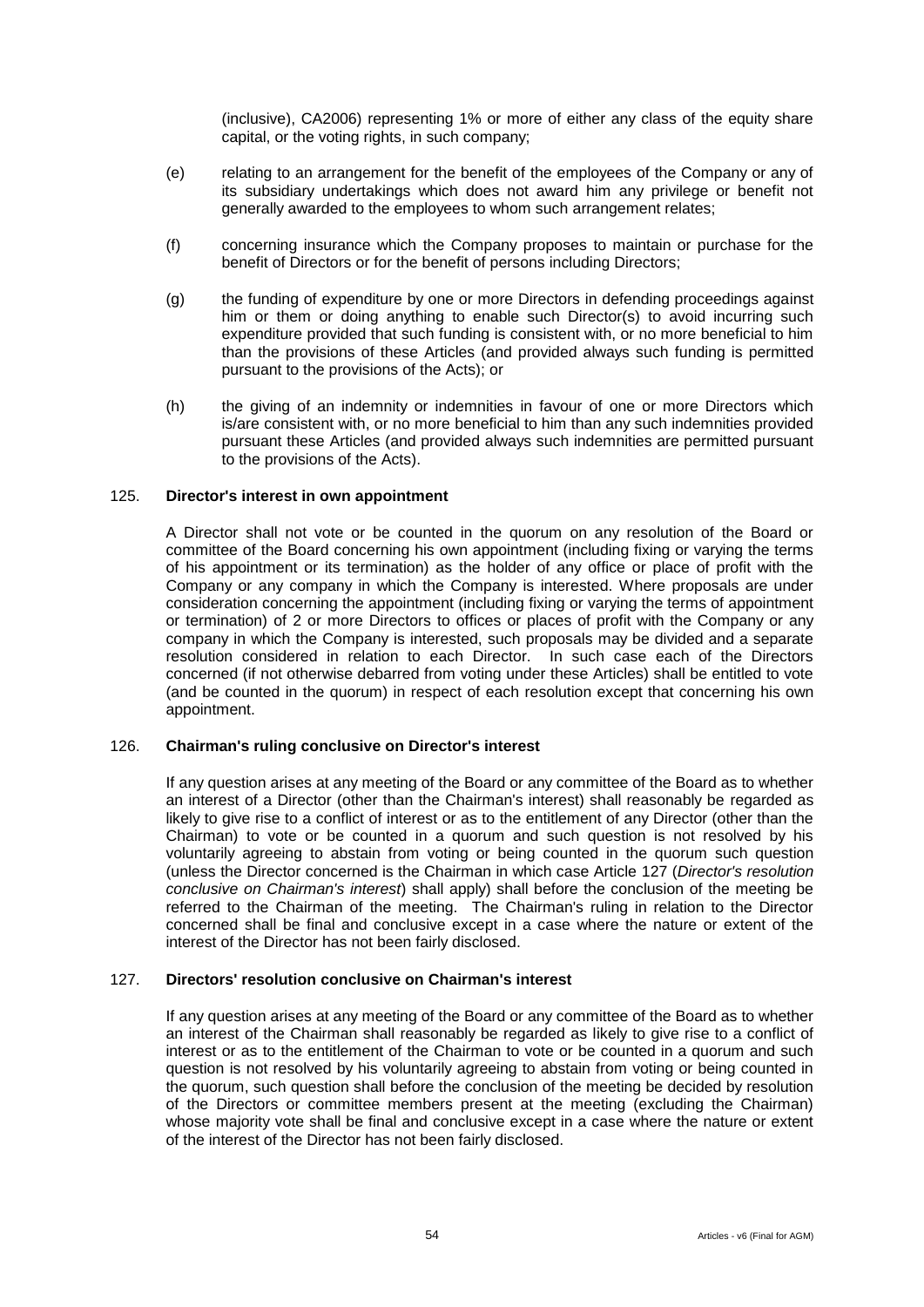(inclusive), CA2006) representing 1% or more of either any class of the equity share capital, or the voting rights, in such company;

(e) relating to an arrangement for the benefit of the employees of the Company or any of its subsidiary undertakings which does not award him any privilege or benefit not generally awarded to the employees to whom such arrangement relates;

(f) concerning insurance which the Company proposes to maintain or purchase for the benefit of Directors or for the benefit of persons including Directors;

(g) the funding of expenditure by one or more Directors in defending proceedings against him or them or doing anything to enable such Director(s) to avoid incurring such expenditure provided that such funding is consistent with, or no more beneficial to him than the provisions of these Articles (and provided always such funding is permitted pursuant to the provisions of the Acts); or

(h) the giving of an indemnity or indemnities in favour of one or more Directors which is/are consistent with, or no more beneficial to him than any such indemnities provided pursuant these Articles (and provided always such indemnities are permitted pursuant to the provisions of the Acts).

## 125. Director's interest in own appointment

A Director shall not vote or be counted in the quorum on any resolution of the Board or committee of the Board concerning his own appointment (including fixing or varying the terms of his appointment or its termination) as the holder of any office or place of profit with the Company or any company in which the Company is interested. Where proposals are under consideration concerning the appointment (including fixing or varying the terms of appointment or termination) of 2 or more Directors to offices or places of profit with the Company or any company in which the Company is interested, such proposals may be divided and a separate resolution considered in relation to each Director. In such case each of the Directors concerned (if not otherwise debarred from voting under these Articles) shall be entitled to vote (and be counted in the quorum) in respect of each resolution except that concerning his own appointment.

## 126. Chairman's ruling conclusive on Director's interest

If any question arises at any meeting of the Board or any committee of the Board as to whether an interest of a Director (other than the Chairman's interest) shall reasonably be regarded as likely to give rise to a conflict of interest or as to the entitlement of any Director (other than the Chairman) to vote or be counted in a quorum and such question is not resolved by his voluntarily agreeing to abstain from voting or being counted in the quorum such question (unless the Director concerned is the Chairman in which case Article 127 (*Director's resolution conclusive on Chairman's interest*) shall apply) shall before the conclusion of the meeting be referred to the Chairman of the meeting. The Chairman's ruling in relation to the Director concerned shall be final and conclusive except in a case where the nature or extent of the interest of the Director has not been fairly disclosed.

## 127. Directors' resolution conclusive on Chairman's interest

If any question arises at any meeting of the Board or any committee of the Board as to whether an interest of the Chairman shall reasonably be regarded as likely to give rise to a conflict of interest or as to the entitlement of the Chairman to vote or be counted in a quorum and such question is not resolved by his voluntarily agreeing to abstain from voting or being counted in the quorum, such question shall before the conclusion of the meeting be decided by resolution of the Directors or committee members present at the meeting (excluding the Chairman) whose majority vote shall be final and conclusive except in a case where the nature or extent of the interest of the Director has not been fairly disclosed.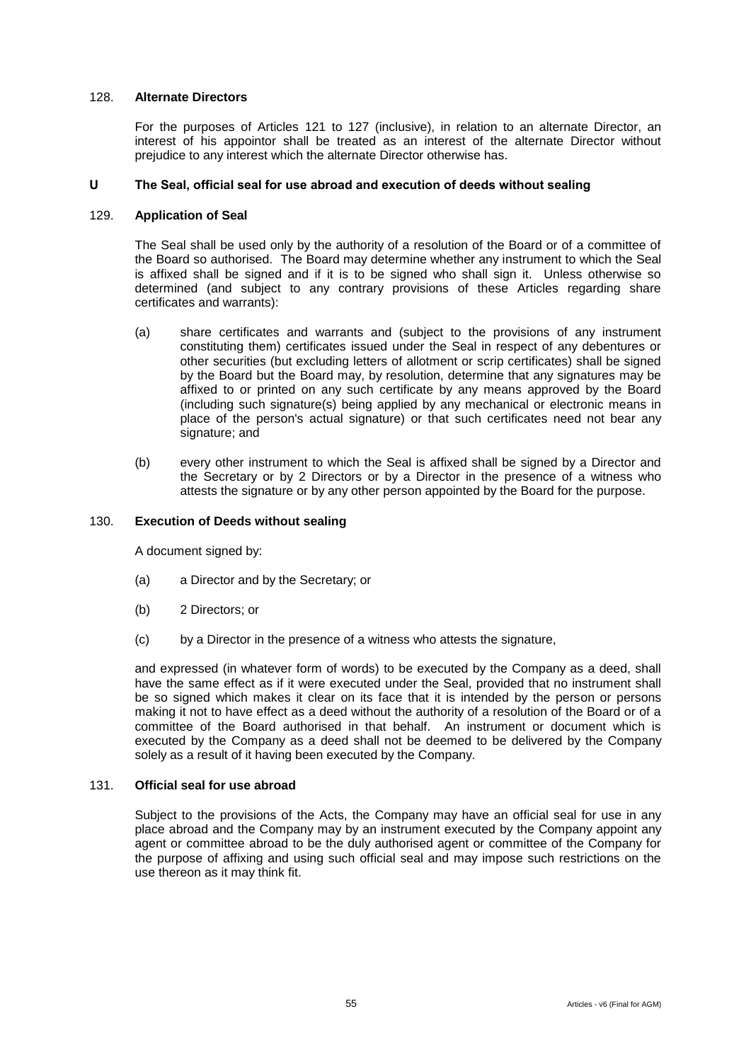### 128. **Alternate Directors**

For the purposes of Articles 121 to 127 (inclusive), in relation to an alternate Director, an interest of his appointor shall be treated as an interest of the alternate Director without prejudice to any interest which the alternate Director otherwise has.

## U The Seal, official seal for use abroad and execution of deeds without sealing

### 129. **Application of Seal**

The Seal shall be used only by the authority of a resolution of the Board or of a committee of the Board so authorised. The Board may determine whether any instrument to which the Seal is affixed shall be signed and if it is to be signed who shall sign it. Unless otherwise so determined (and subject to any contrary provisions of these Articles regarding share certificates and warrants):

(a) share certificates and warrants and (subject to the provisions of any instrument constituting them) certificates issued under the Seal in respect of any debentures or other securities (but excluding letters of allotment or scrip certificates) shall be signed by the Board but the Board may, by resolution, determine that any signatures may be affixed to or printed on any such certificate by any means approved by the Board (including such signature(s) being applied by any mechanical or electronic means in place of the person's actual signature) or that such certificates need not bear any signature; and

(b) every other instrument to which the Seal is affixed shall be signed by a Director and the Secretary or by 2 Directors or by a Director in the presence of a witness who attests the signature or by any other person appointed by the Board for the purpose.

### 130. **Execution of Deeds without sealing**

A document signed by:

(a) a Director and by the Secretary; or

(b) 2 Directors; or

(c) by a Director in the presence of a witness who attests the signature,

and expressed (in whatever form of words) to be executed by the Company as a deed, shall have the same effect as if it were executed under the Seal, provided that no instrument shall be so signed which makes it clear on its face that it is intended by the person or persons making it not to have effect as a deed without the authority of a resolution of the Board or of a committee of the Board authorised in that behalf. An instrument or document which is executed by the Company as a deed shall not be deemed to be delivered by the Company solely as a result of it having been executed by the Company.

### 131. **Official seal for use abroad**

Subject to the provisions of the Acts, the Company may have an official seal for use in any place abroad and the Company may by an instrument executed by the Company appoint any agent or committee abroad to be the duly authorised agent or committee of the Company for the purpose of affixing and using such official seal and may impose such restrictions on the use thereon as it may think fit.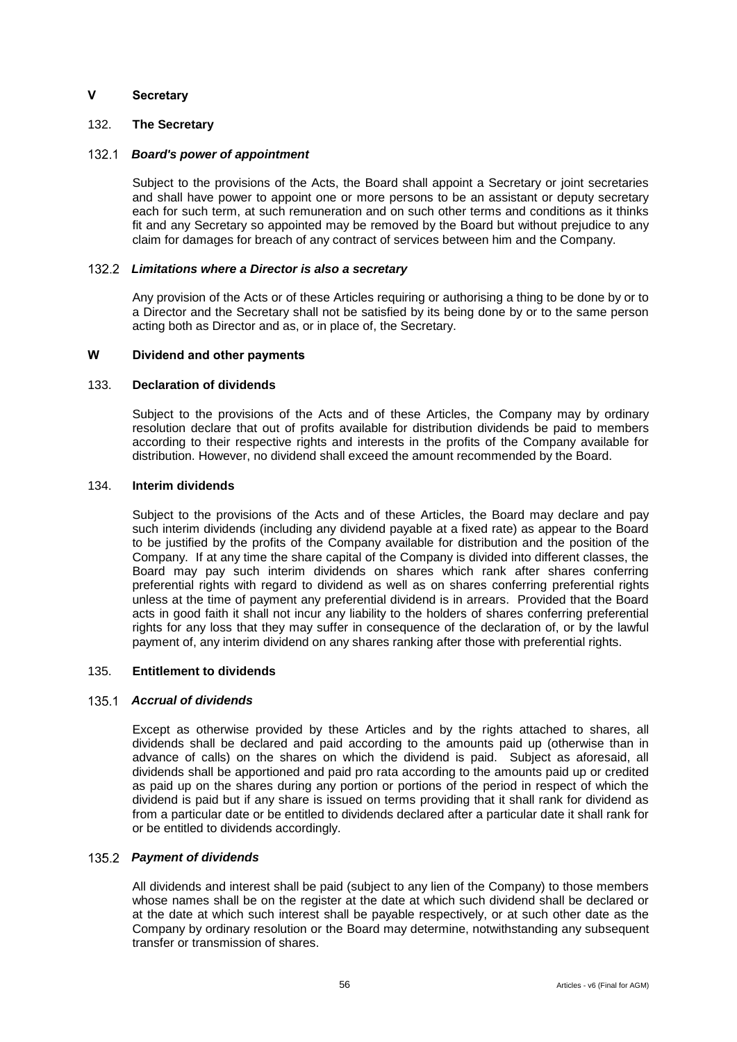## V Secretary

### 132. The Secretary

#### 132.1 *Board's power of appointment*

Subject to the provisions of the Acts, the Board shall appoint a Secretary or joint secretaries and shall have power to appoint one or more persons to be an assistant or deputy secretary each for such term, at such remuneration and on such other terms and conditions as it thinks fit and any Secretary so appointed may be removed by the Board but without prejudice to any claim for damages for breach of any contract of services between him and the Company.

#### 132.2 *Limitations where a Director is also a secretary*

Any provision of the Acts or of these Articles requiring or authorising a thing to be done by or to a Director and the Secretary shall not be satisfied by its being done by or to the same person acting both as Director and as, or in place of, the Secretary.

## W Dividend and other payments

### 133. Declaration of dividends

Subject to the provisions of the Acts and of these Articles, the Company may by ordinary resolution declare that out of profits available for distribution dividends be paid to members according to their respective rights and interests in the profits of the Company available for distribution. However, no dividend shall exceed the amount recommended by the Board.

### 134. Interim dividends

Subject to the provisions of the Acts and of these Articles, the Board may declare and pay such interim dividends (including any dividend payable at a fixed rate) as appear to the Board to be justified by the profits of the Company available for distribution and the position of the Company. If at any time the share capital of the Company is divided into different classes, the Board may pay such interim dividends on shares which rank after shares conferring preferential rights with regard to dividend as well as on shares conferring preferential rights unless at the time of payment any preferential dividend is in arrears. Provided that the Board acts in good faith it shall not incur any liability to the holders of shares conferring preferential rights for any loss that they may suffer in consequence of the declaration of, or by the lawful payment of, any interim dividend on any shares ranking after those with preferential rights.

### 135. Entitlement to dividends

#### 135.1 *Accrual of dividends*

Except as otherwise provided by these Articles and by the rights attached to shares, all dividends shall be declared and paid according to the amounts paid up (otherwise than in advance of calls) on the shares on which the dividend is paid. Subject as aforesaid, all dividends shall be apportioned and paid pro rata according to the amounts paid up or credited as paid up on the shares during any portion or portions of the period in respect of which the dividend is paid but if any share is issued on terms providing that it shall rank for dividend as from a particular date or be entitled to dividends declared after a particular date it shall rank for or be entitled to dividends accordingly.

#### 135.2 *Payment of dividends*

All dividends and interest shall be paid (subject to any lien of the Company) to those members whose names shall be on the register at the date at which such dividend shall be declared or at the date at which such interest shall be payable respectively, or at such other date as the Company by ordinary resolution or the Board may determine, notwithstanding any subsequent transfer or transmission of shares.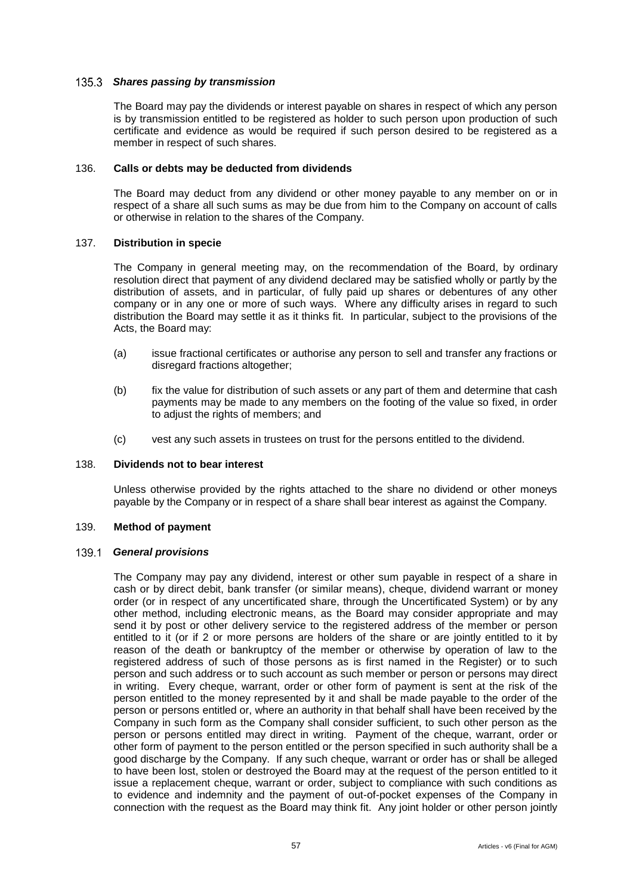### 135.3 *Shares passing by transmission*

The Board may pay the dividends or interest payable on shares in respect of which any person is by transmission entitled to be registered as holder to such person upon production of such certificate and evidence as would be required if such person desired to be registered as a member in respect of such shares.

## 136. Calls or debts may be deducted from dividends

The Board may deduct from any dividend or other money payable to any member on or in respect of a share all such sums as may be due from him to the Company on account of calls or otherwise in relation to the shares of the Company.

## 137. Distribution in specie

The Company in general meeting may, on the recommendation of the Board, by ordinary resolution direct that payment of any dividend declared may be satisfied wholly or partly by the distribution of assets, and in particular, of fully paid up shares or debentures of any other company or in any one or more of such ways. Where any difficulty arises in regard to such distribution the Board may settle it as it thinks fit. In particular, subject to the provisions of the Acts, the Board may:

(a) issue fractional certificates or authorise any person to sell and transfer any fractions or disregard fractions altogether;

(b) fix the value for distribution of such assets or any part of them and determine that cash payments may be made to any members on the footing of the value so fixed, in order to adjust the rights of members; and

(c) vest any such assets in trustees on trust for the persons entitled to the dividend.

## 138. Dividends not to bear interest

Unless otherwise provided by the rights attached to the share no dividend or other moneys payable by the Company or in respect of a share shall bear interest as against the Company.

## 139. Method of payment

### 139.1 *General provisions*

The Company may pay any dividend, interest or other sum payable in respect of a share in cash or by direct debit, bank transfer (or similar means), cheque, dividend warrant or money order (or in respect of any uncertificated share, through the Uncertificated System) or by any other method, including electronic means, as the Board may consider appropriate and may send it by post or other delivery service to the registered address of the member or person entitled to it (or if 2 or more persons are holders of the share or are jointly entitled to it by reason of the death or bankruptcy of the member or otherwise by operation of law to the registered address of such of those persons as is first named in the Register) or to such person and such address or to such account as such member or person or persons may direct in writing. Every cheque, warrant, order or other form of payment is sent at the risk of the person entitled to the money represented by it and shall be made payable to the order of the person or persons entitled or, where an authority in that behalf shall have been received by the Company in such form as the Company shall consider sufficient, to such other person as the person or persons entitled may direct in writing. Payment of the cheque, warrant, order or other form of payment to the person entitled or the person specified in such authority shall be a good discharge by the Company. If any such cheque, warrant or order has or shall be alleged to have been lost, stolen or destroyed the Board may at the request of the person entitled to it issue a replacement cheque, warrant or order, subject to compliance with such conditions as to evidence and indemnity and the payment of out-of-pocket expenses of the Company in connection with the request as the Board may think fit. Any joint holder or other person jointly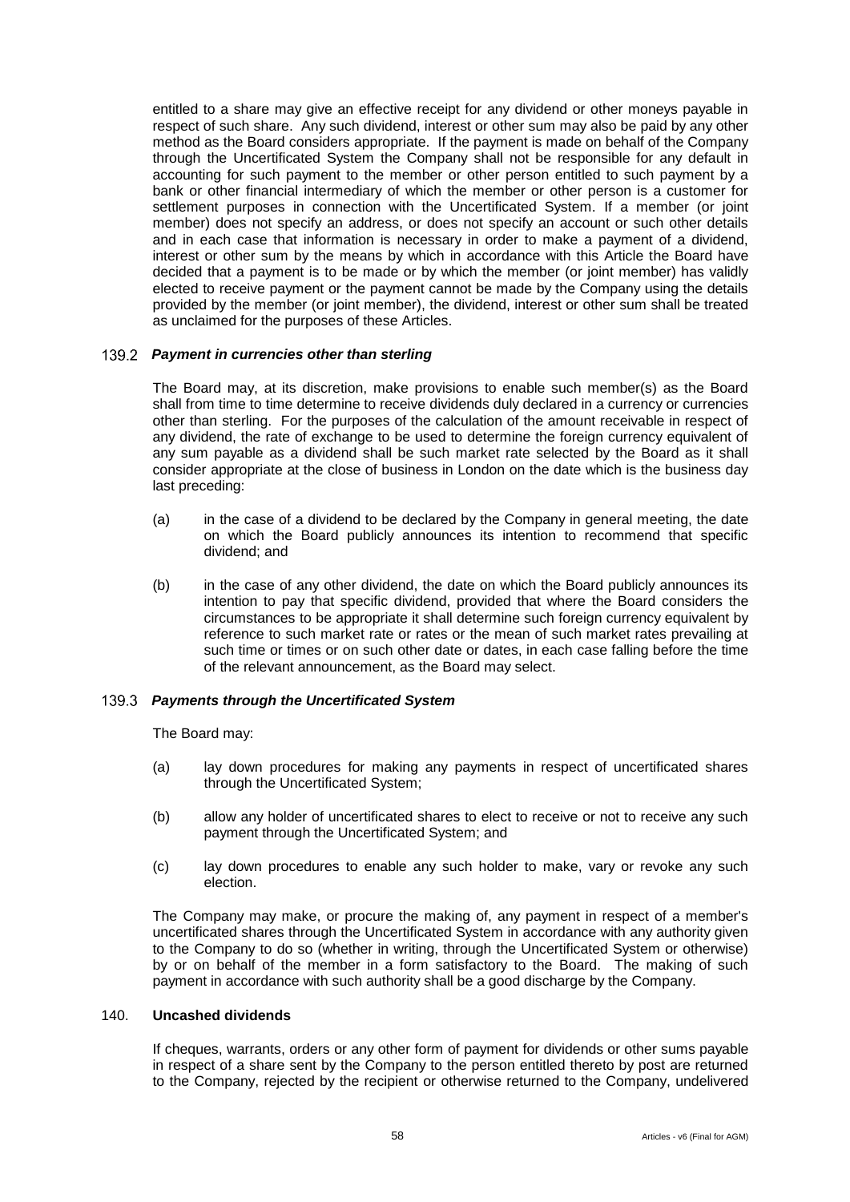entitled to a share may give an effective receipt for any dividend or other moneys payable in respect of such share. Any such dividend, interest or other sum may also be paid by any other method as the Board considers appropriate. If the payment is made on behalf of the Company through the Uncertificated System the Company shall not be responsible for any default in accounting for such payment to the member or other person entitled to such payment by a bank or other financial intermediary of which the member or other person is a customer for settlement purposes in connection with the Uncertificated System. If a member (or joint member) does not specify an address, or does not specify an account or such other details and in each case that information is necessary in order to make a payment of a dividend, interest or other sum by the means by which in accordance with this Article the Board have decided that a payment is to be made or by which the member (or joint member) has validly elected to receive payment or the payment cannot be made by the Company using the details provided by the member (or joint member), the dividend, interest or other sum shall be treated as unclaimed for the purposes of these Articles.

### 139.2 ***Payment in currencies other than sterling***

The Board may, at its discretion, make provisions to enable such member(s) as the Board shall from time to time determine to receive dividends duly declared in a currency or currencies other than sterling. For the purposes of the calculation of the amount receivable in respect of any dividend, the rate of exchange to be used to determine the foreign currency equivalent of any sum payable as a dividend shall be such market rate selected by the Board as it shall consider appropriate at the close of business in London on the date which is the business day last preceding:

(a) in the case of a dividend to be declared by the Company in general meeting, the date on which the Board publicly announces its intention to recommend that specific dividend; and

(b) in the case of any other dividend, the date on which the Board publicly announces its intention to pay that specific dividend, provided that where the Board considers the circumstances to be appropriate it shall determine such foreign currency equivalent by reference to such market rate or rates or the mean of such market rates prevailing at such time or times or on such other date or dates, in each case falling before the time of the relevant announcement, as the Board may select.

### 139.3 ***Payments through the Uncertificated System***

The Board may:

(a) lay down procedures for making any payments in respect of uncertificated shares through the Uncertificated System;

(b) allow any holder of uncertificated shares to elect to receive or not to receive any such payment through the Uncertificated System; and

(c) lay down procedures to enable any such holder to make, vary or revoke any such election.

The Company may make, or procure the making of, any payment in respect of a member's uncertificated shares through the Uncertificated System in accordance with any authority given to the Company to do so (whether in writing, through the Uncertificated System or otherwise) by or on behalf of the member in a form satisfactory to the Board. The making of such payment in accordance with such authority shall be a good discharge by the Company.

## 140. **Uncashed dividends**

If cheques, warrants, orders or any other form of payment for dividends or other sums payable in respect of a share sent by the Company to the person entitled thereto by post are returned to the Company, rejected by the recipient or otherwise returned to the Company, undelivered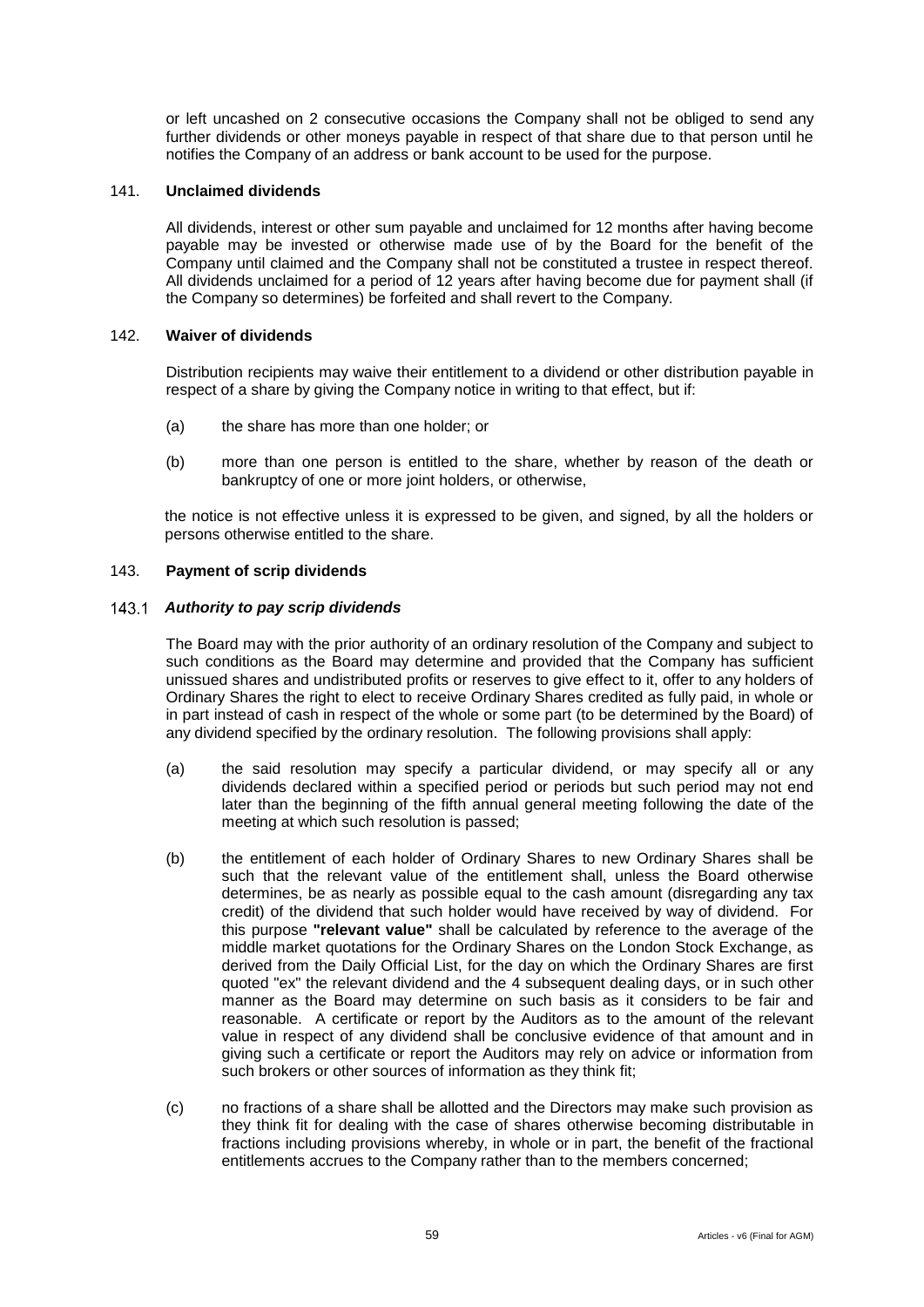or left uncashed on 2 consecutive occasions the Company shall not be obliged to send any further dividends or other moneys payable in respect of that share due to that person until he notifies the Company of an address or bank account to be used for the purpose.

### 141. Unclaimed dividends

All dividends, interest or other sum payable and unclaimed for 12 months after having become payable may be invested or otherwise made use of by the Board for the benefit of the Company until claimed and the Company shall not be constituted a trustee in respect thereof. All dividends unclaimed for a period of 12 years after having become due for payment shall (if the Company so determines) be forfeited and shall revert to the Company.

### 142. Waiver of dividends

Distribution recipients may waive their entitlement to a dividend or other distribution payable in respect of a share by giving the Company notice in writing to that effect, but if:

(a) the share has more than one holder; or

(b) more than one person is entitled to the share, whether by reason of the death or bankruptcy of one or more joint holders, or otherwise,

the notice is not effective unless it is expressed to be given, and signed, by all the holders or persons otherwise entitled to the share.

### 143. Payment of scrip dividends

#### 143.1 *Authority to pay scrip dividends*

The Board may with the prior authority of an ordinary resolution of the Company and subject to such conditions as the Board may determine and provided that the Company has sufficient unissued shares and undistributed profits or reserves to give effect to it, offer to any holders of Ordinary Shares the right to elect to receive Ordinary Shares credited as fully paid, in whole or in part instead of cash in respect of the whole or some part (to be determined by the Board) of any dividend specified by the ordinary resolution. The following provisions shall apply:

(a) the said resolution may specify a particular dividend, or may specify all or any dividends declared within a specified period or periods but such period may not end later than the beginning of the fifth annual general meeting following the date of the meeting at which such resolution is passed;

(b) the entitlement of each holder of Ordinary Shares to new Ordinary Shares shall be such that the relevant value of the entitlement shall, unless the Board otherwise determines, be as nearly as possible equal to the cash amount (disregarding any tax credit) of the dividend that such holder would have received by way of dividend. For this purpose **"relevant value"** shall be calculated by reference to the average of the middle market quotations for the Ordinary Shares on the London Stock Exchange, as derived from the Daily Official List, for the day on which the Ordinary Shares are first quoted "ex" the relevant dividend and the 4 subsequent dealing days, or in such other manner as the Board may determine on such basis as it considers to be fair and reasonable. A certificate or report by the Auditors as to the amount of the relevant value in respect of any dividend shall be conclusive evidence of that amount and in giving such a certificate or report the Auditors may rely on advice or information from such brokers or other sources of information as they think fit;

(c) no fractions of a share shall be allotted and the Directors may make such provision as they think fit for dealing with the case of shares otherwise becoming distributable in fractions including provisions whereby, in whole or in part, the benefit of the fractional entitlements accrues to the Company rather than to the members concerned;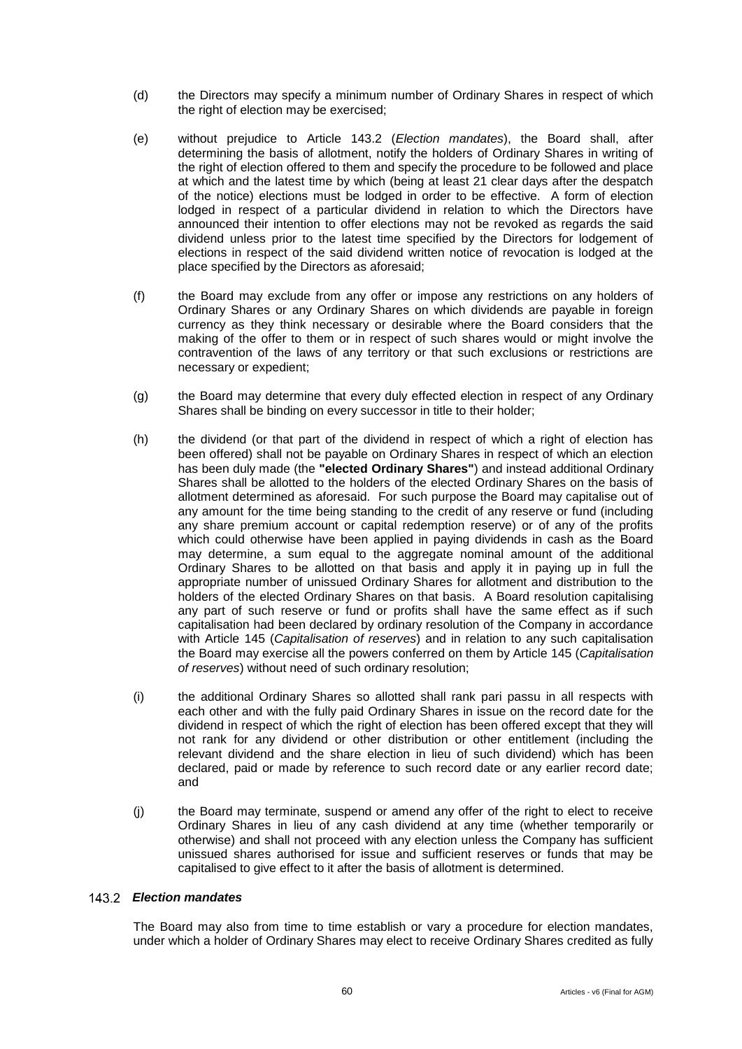(d) the Directors may specify a minimum number of Ordinary Shares in respect of which the right of election may be exercised;

(e) without prejudice to Article 143.2 (*Election mandates*), the Board shall, after determining the basis of allotment, notify the holders of Ordinary Shares in writing of the right of election offered to them and specify the procedure to be followed and place at which and the latest time by which (being at least 21 clear days after the despatch of the notice) elections must be lodged in order to be effective. A form of election lodged in respect of a particular dividend in relation to which the Directors have announced their intention to offer elections may not be revoked as regards the said dividend unless prior to the latest time specified by the Directors for lodgement of elections in respect of the said dividend written notice of revocation is lodged at the place specified by the Directors as aforesaid;

(f) the Board may exclude from any offer or impose any restrictions on any holders of Ordinary Shares or any Ordinary Shares on which dividends are payable in foreign currency as they think necessary or desirable where the Board considers that the making of the offer to them or in respect of such shares would or might involve the contravention of the laws of any territory or that such exclusions or restrictions are necessary or expedient;

(g) the Board may determine that every duly effected election in respect of any Ordinary Shares shall be binding on every successor in title to their holder;

(h) the dividend (or that part of the dividend in respect of which a right of election has been offered) shall not be payable on Ordinary Shares in respect of which an election has been duly made (the **"elected Ordinary Shares"**) and instead additional Ordinary Shares shall be allotted to the holders of the elected Ordinary Shares on the basis of allotment determined as aforesaid. For such purpose the Board may capitalise out of any amount for the time being standing to the credit of any reserve or fund (including any share premium account or capital redemption reserve) or of any of the profits which could otherwise have been applied in paying dividends in cash as the Board may determine, a sum equal to the aggregate nominal amount of the additional Ordinary Shares to be allotted on that basis and apply it in paying up in full the appropriate number of unissued Ordinary Shares for allotment and distribution to the holders of the elected Ordinary Shares on that basis. A Board resolution capitalising any part of such reserve or fund or profits shall have the same effect as if such capitalisation had been declared by ordinary resolution of the Company in accordance with Article 145 (*Capitalisation of reserves*) and in relation to any such capitalisation the Board may exercise all the powers conferred on them by Article 145 (*Capitalisation of reserves*) without need of such ordinary resolution;

(i) the additional Ordinary Shares so allotted shall rank pari passu in all respects with each other and with the fully paid Ordinary Shares in issue on the record date for the dividend in respect of which the right of election has been offered except that they will not rank for any dividend or other distribution or other entitlement (including the relevant dividend and the share election in lieu of such dividend) which has been declared, paid or made by reference to such record date or any earlier record date; and

(j) the Board may terminate, suspend or amend any offer of the right to elect to receive Ordinary Shares in lieu of any cash dividend at any time (whether temporarily or otherwise) and shall not proceed with any election unless the Company has sufficient unissued shares authorised for issue and sufficient reserves or funds that may be capitalised to give effect to it after the basis of allotment is determined.

### 143.2 *Election mandates*

The Board may also from time to time establish or vary a procedure for election mandates, under which a holder of Ordinary Shares may elect to receive Ordinary Shares credited as fully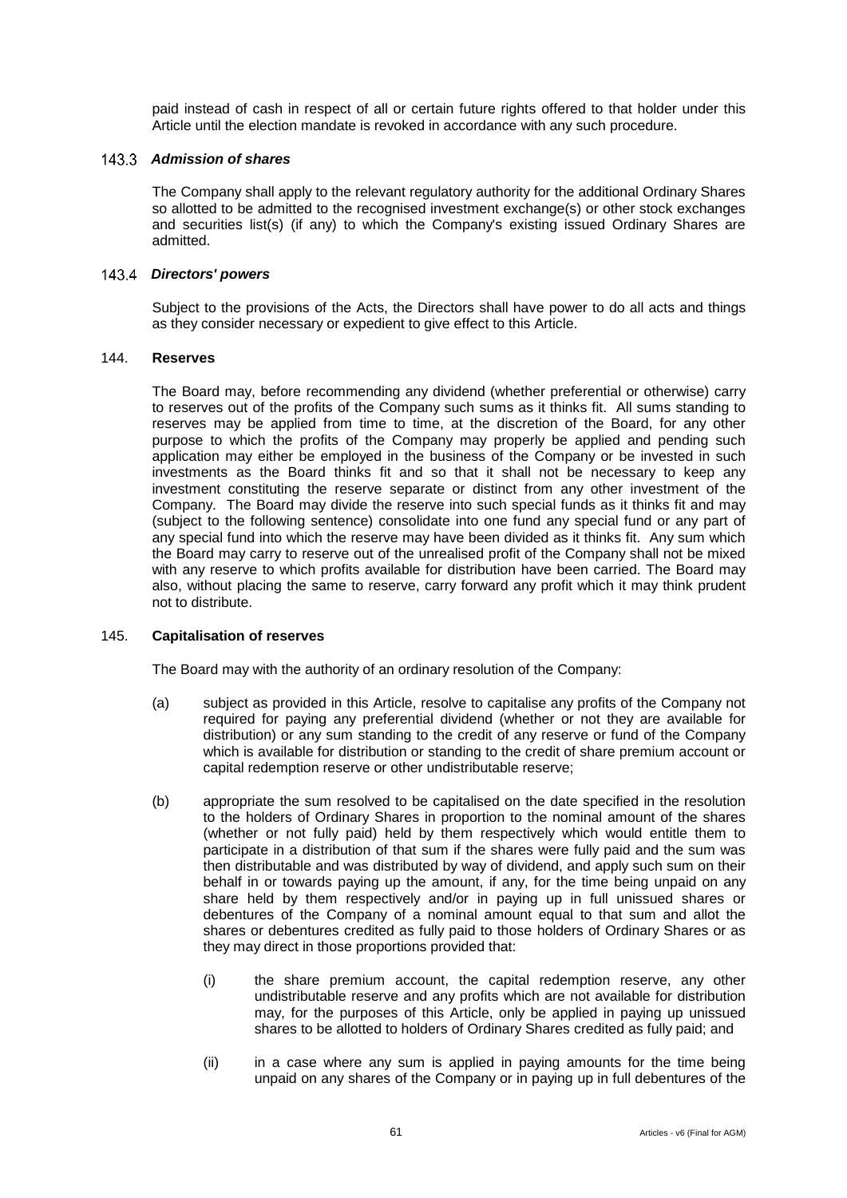paid instead of cash in respect of all or certain future rights offered to that holder under this Article until the election mandate is revoked in accordance with any such procedure.

### 143.3 *Admission of shares*

The Company shall apply to the relevant regulatory authority for the additional Ordinary Shares so allotted to be admitted to the recognised investment exchange(s) or other stock exchanges and securities list(s) (if any) to which the Company's existing issued Ordinary Shares are admitted.

### 143.4 *Directors' powers*

Subject to the provisions of the Acts, the Directors shall have power to do all acts and things as they consider necessary or expedient to give effect to this Article.

## 144. Reserves

The Board may, before recommending any dividend (whether preferential or otherwise) carry to reserves out of the profits of the Company such sums as it thinks fit. All sums standing to reserves may be applied from time to time, at the discretion of the Board, for any other purpose to which the profits of the Company may properly be applied and pending such application may either be employed in the business of the Company or be invested in such investments as the Board thinks fit and so that it shall not be necessary to keep any investment constituting the reserve separate or distinct from any other investment of the Company. The Board may divide the reserve into such special funds as it thinks fit and may (subject to the following sentence) consolidate into one fund any special fund or any part of any special fund into which the reserve may have been divided as it thinks fit. Any sum which the Board may carry to reserve out of the unrealised profit of the Company shall not be mixed with any reserve to which profits available for distribution have been carried. The Board may also, without placing the same to reserve, carry forward any profit which it may think prudent not to distribute.

## 145. Capitalisation of reserves

The Board may with the authority of an ordinary resolution of the Company:

(a) subject as provided in this Article, resolve to capitalise any profits of the Company not required for paying any preferential dividend (whether or not they are available for distribution) or any sum standing to the credit of any reserve or fund of the Company which is available for distribution or standing to the credit of share premium account or capital redemption reserve or other undistributable reserve;

(b) appropriate the sum resolved to be capitalised on the date specified in the resolution to the holders of Ordinary Shares in proportion to the nominal amount of the shares (whether or not fully paid) held by them respectively which would entitle them to participate in a distribution of that sum if the shares were fully paid and the sum was then distributable and was distributed by way of dividend, and apply such sum on their behalf in or towards paying up the amount, if any, for the time being unpaid on any share held by them respectively and/or in paying up in full unissued shares or debentures of the Company of a nominal amount equal to that sum and allot the shares or debentures credited as fully paid to those holders of Ordinary Shares or as they may direct in those proportions provided that:

   (i) the share premium account, the capital redemption reserve, any other undistributable reserve and any profits which are not available for distribution may, for the purposes of this Article, only be applied in paying up unissued shares to be allotted to holders of Ordinary Shares credited as fully paid; and

   (ii) in a case where any sum is applied in paying amounts for the time being unpaid on any shares of the Company or in paying up in full debentures of the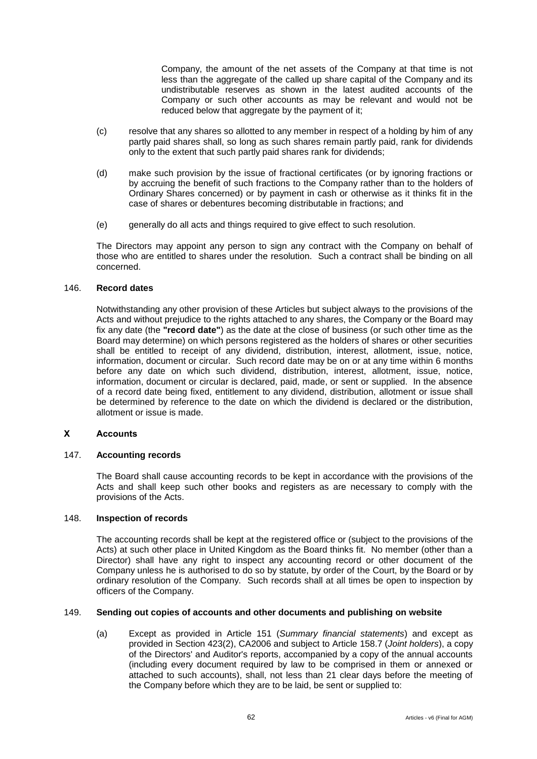Company, the amount of the net assets of the Company at that time is not less than the aggregate of the called up share capital of the Company and its undistributable reserves as shown in the latest audited accounts of the Company or such other accounts as may be relevant and would not be reduced below that aggregate by the payment of it;

(c) resolve that any shares so allotted to any member in respect of a holding by him of any partly paid shares shall, so long as such shares remain partly paid, rank for dividends only to the extent that such partly paid shares rank for dividends;

(d) make such provision by the issue of fractional certificates (or by ignoring fractions or by accruing the benefit of such fractions to the Company rather than to the holders of Ordinary Shares concerned) or by payment in cash or otherwise as it thinks fit in the case of shares or debentures becoming distributable in fractions; and

(e) generally do all acts and things required to give effect to such resolution.

The Directors may appoint any person to sign any contract with the Company on behalf of those who are entitled to shares under the resolution. Such a contract shall be binding on all concerned.

146. **Record dates**

Notwithstanding any other provision of these Articles but subject always to the provisions of the Acts and without prejudice to the rights attached to any shares, the Company or the Board may fix any date (the **"record date"**) as the date at the close of business (or such other time as the Board may determine) on which persons registered as the holders of shares or other securities shall be entitled to receipt of any dividend, distribution, interest, allotment, issue, notice, information, document or circular. Such record date may be on or at any time within 6 months before any date on which such dividend, distribution, interest, allotment, issue, notice, information, document or circular is declared, paid, made, or sent or supplied. In the absence of a record date being fixed, entitlement to any dividend, distribution, allotment or issue shall be determined by reference to the date on which the dividend is declared or the distribution, allotment or issue is made.

## X Accounts

147. **Accounting records**

The Board shall cause accounting records to be kept in accordance with the provisions of the Acts and shall keep such other books and registers as are necessary to comply with the provisions of the Acts.

148. **Inspection of records**

The accounting records shall be kept at the registered office or (subject to the provisions of the Acts) at such other place in United Kingdom as the Board thinks fit. No member (other than a Director) shall have any right to inspect any accounting record or other document of the Company unless he is authorised to do so by statute, by order of the Court, by the Board or by ordinary resolution of the Company. Such records shall at all times be open to inspection by officers of the Company.

149. **Sending out copies of accounts and other documents and publishing on website**

(a) Except as provided in Article 151 (*Summary financial statements*) and except as provided in Section 423(2), CA2006 and subject to Article 158.7 (*Joint holders*), a copy of the Directors' and Auditor's reports, accompanied by a copy of the annual accounts (including every document required by law to be comprised in them or annexed or attached to such accounts), shall, not less than 21 clear days before the meeting of the Company before which they are to be laid, be sent or supplied to: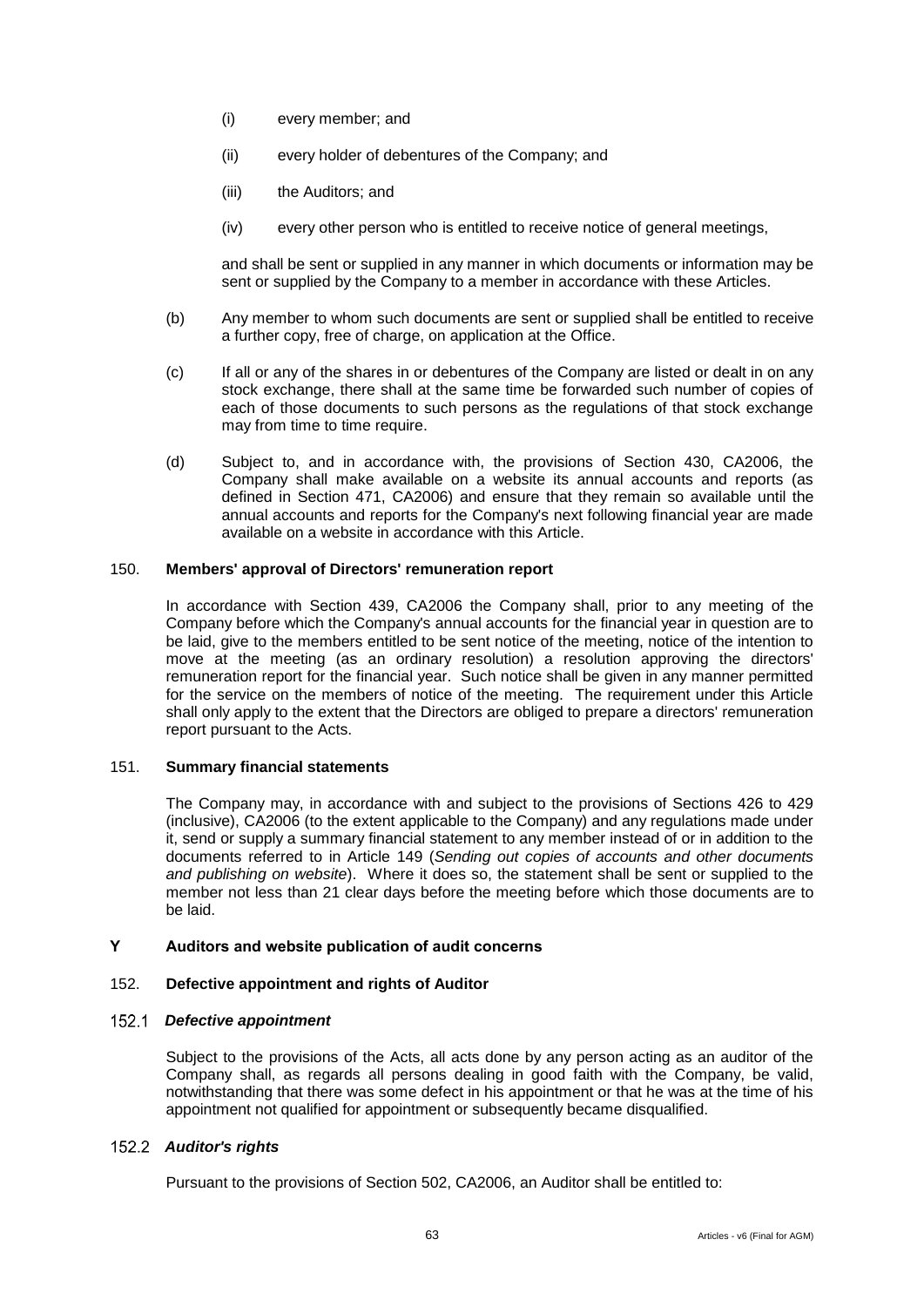(i) every member; and

(ii) every holder of debentures of the Company; and

(iii) the Auditors; and

(iv) every other person who is entitled to receive notice of general meetings,

and shall be sent or supplied in any manner in which documents or information may be sent or supplied by the Company to a member in accordance with these Articles.

(b) Any member to whom such documents are sent or supplied shall be entitled to receive a further copy, free of charge, on application at the Office.

(c) If all or any of the shares in or debentures of the Company are listed or dealt in on any stock exchange, there shall at the same time be forwarded such number of copies of each of those documents to such persons as the regulations of that stock exchange may from time to time require.

(d) Subject to, and in accordance with, the provisions of Section 430, CA2006, the Company shall make available on a website its annual accounts and reports (as defined in Section 471, CA2006) and ensure that they remain so available until the annual accounts and reports for the Company's next following financial year are made available on a website in accordance with this Article.

### 150. Members' approval of Directors' remuneration report

In accordance with Section 439, CA2006 the Company shall, prior to any meeting of the Company before which the Company's annual accounts for the financial year in question are to be laid, give to the members entitled to be sent notice of the meeting, notice of the intention to move at the meeting (as an ordinary resolution) a resolution approving the directors' remuneration report for the financial year. Such notice shall be given in any manner permitted for the service on the members of notice of the meeting. The requirement under this Article shall only apply to the extent that the Directors are obliged to prepare a directors' remuneration report pursuant to the Acts.

### 151. Summary financial statements

The Company may, in accordance with and subject to the provisions of Sections 426 to 429 (inclusive), CA2006 (to the extent applicable to the Company) and any regulations made under it, send or supply a summary financial statement to any member instead of or in addition to the documents referred to in Article 149 (*Sending out copies of accounts and other documents and publishing on website*). Where it does so, the statement shall be sent or supplied to the member not less than 21 clear days before the meeting before which those documents are to be laid.

## Y Auditors and website publication of audit concerns

### 152. Defective appointment and rights of Auditor

#### 152.1 *Defective appointment*

Subject to the provisions of the Acts, all acts done by any person acting as an auditor of the Company shall, as regards all persons dealing in good faith with the Company, be valid, notwithstanding that there was some defect in his appointment or that he was at the time of his appointment not qualified for appointment or subsequently became disqualified.

#### 152.2 *Auditor's rights*

Pursuant to the provisions of Section 502, CA2006, an Auditor shall be entitled to: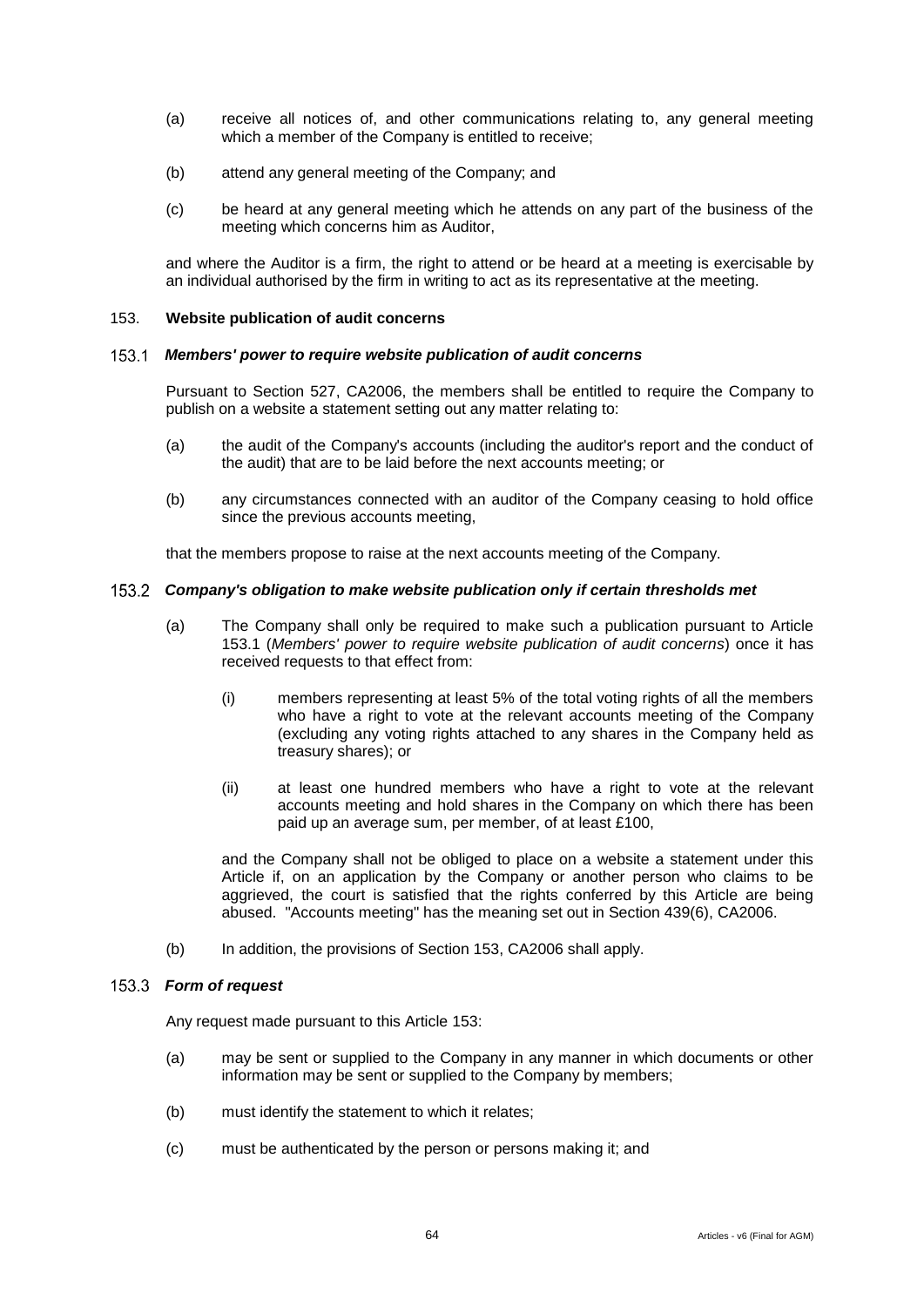(a) receive all notices of, and other communications relating to, any general meeting which a member of the Company is entitled to receive;

(b) attend any general meeting of the Company; and

(c) be heard at any general meeting which he attends on any part of the business of the meeting which concerns him as Auditor,

and where the Auditor is a firm, the right to attend or be heard at a meeting is exercisable by an individual authorised by the firm in writing to act as its representative at the meeting.

## 153. Website publication of audit concerns

### 153.1 *Members' power to require website publication of audit concerns*

Pursuant to Section 527, CA2006, the members shall be entitled to require the Company to publish on a website a statement setting out any matter relating to:

(a) the audit of the Company's accounts (including the auditor's report and the conduct of the audit) that are to be laid before the next accounts meeting; or

(b) any circumstances connected with an auditor of the Company ceasing to hold office since the previous accounts meeting,

that the members propose to raise at the next accounts meeting of the Company.

### 153.2 *Company's obligation to make website publication only if certain thresholds met*

(a) The Company shall only be required to make such a publication pursuant to Article 153.1 (*Members' power to require website publication of audit concerns*) once it has received requests to that effect from:

(i) members representing at least 5% of the total voting rights of all the members who have a right to vote at the relevant accounts meeting of the Company (excluding any voting rights attached to any shares in the Company held as treasury shares); or

(ii) at least one hundred members who have a right to vote at the relevant accounts meeting and hold shares in the Company on which there has been paid up an average sum, per member, of at least £100,

and the Company shall not be obliged to place on a website a statement under this Article if, on an application by the Company or another person who claims to be aggrieved, the court is satisfied that the rights conferred by this Article are being abused. "Accounts meeting" has the meaning set out in Section 439(6), CA2006.

(b) In addition, the provisions of Section 153, CA2006 shall apply.

### 153.3 *Form of request*

Any request made pursuant to this Article 153:

(a) may be sent or supplied to the Company in any manner in which documents or other information may be sent or supplied to the Company by members;

(b) must identify the statement to which it relates;

(c) must be authenticated by the person or persons making it; and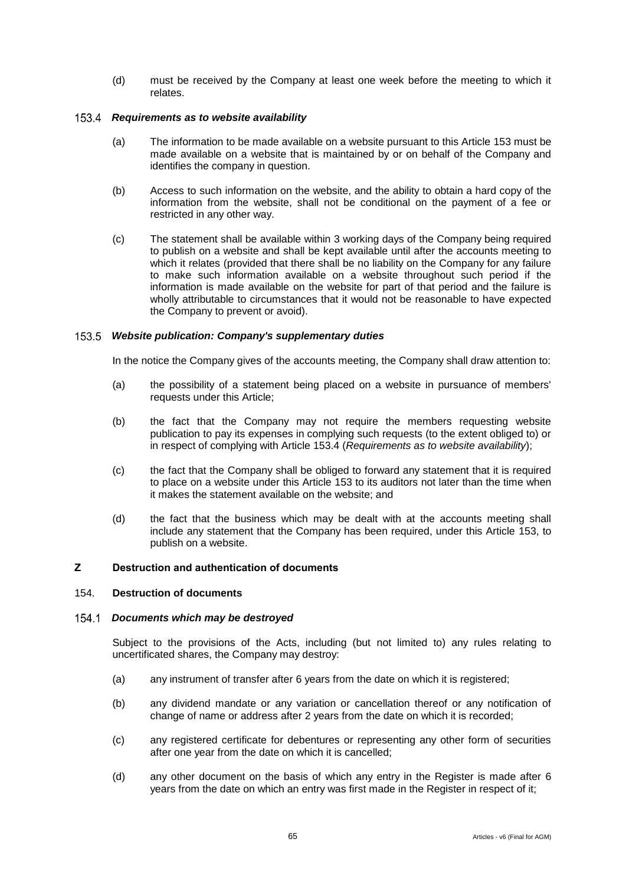(d) must be received by the Company at least one week before the meeting to which it relates.

### 153.4 *Requirements as to website availability*

(a) The information to be made available on a website pursuant to this Article 153 must be made available on a website that is maintained by or on behalf of the Company and identifies the company in question.

(b) Access to such information on the website, and the ability to obtain a hard copy of the information from the website, shall not be conditional on the payment of a fee or restricted in any other way.

(c) The statement shall be available within 3 working days of the Company being required to publish on a website and shall be kept available until after the accounts meeting to which it relates (provided that there shall be no liability on the Company for any failure to make such information available on a website throughout such period if the information is made available on the website for part of that period and the failure is wholly attributable to circumstances that it would not be reasonable to have expected the Company to prevent or avoid).

### 153.5 *Website publication: Company's supplementary duties*

In the notice the Company gives of the accounts meeting, the Company shall draw attention to:

(a) the possibility of a statement being placed on a website in pursuance of members' requests under this Article;

(b) the fact that the Company may not require the members requesting website publication to pay its expenses in complying such requests (to the extent obliged to) or in respect of complying with Article 153.4 (*Requirements as to website availability*);

(c) the fact that the Company shall be obliged to forward any statement that it is required to place on a website under this Article 153 to its auditors not later than the time when it makes the statement available on the website; and

(d) the fact that the business which may be dealt with at the accounts meeting shall include any statement that the Company has been required, under this Article 153, to publish on a website.

## Z Destruction and authentication of documents

### 154. Destruction of documents

### 154.1 *Documents which may be destroyed*

Subject to the provisions of the Acts, including (but not limited to) any rules relating to uncertificated shares, the Company may destroy:

(a) any instrument of transfer after 6 years from the date on which it is registered;

(b) any dividend mandate or any variation or cancellation thereof or any notification of change of name or address after 2 years from the date on which it is recorded;

(c) any registered certificate for debentures or representing any other form of securities after one year from the date on which it is cancelled;

(d) any other document on the basis of which any entry in the Register is made after 6 years from the date on which an entry was first made in the Register in respect of it;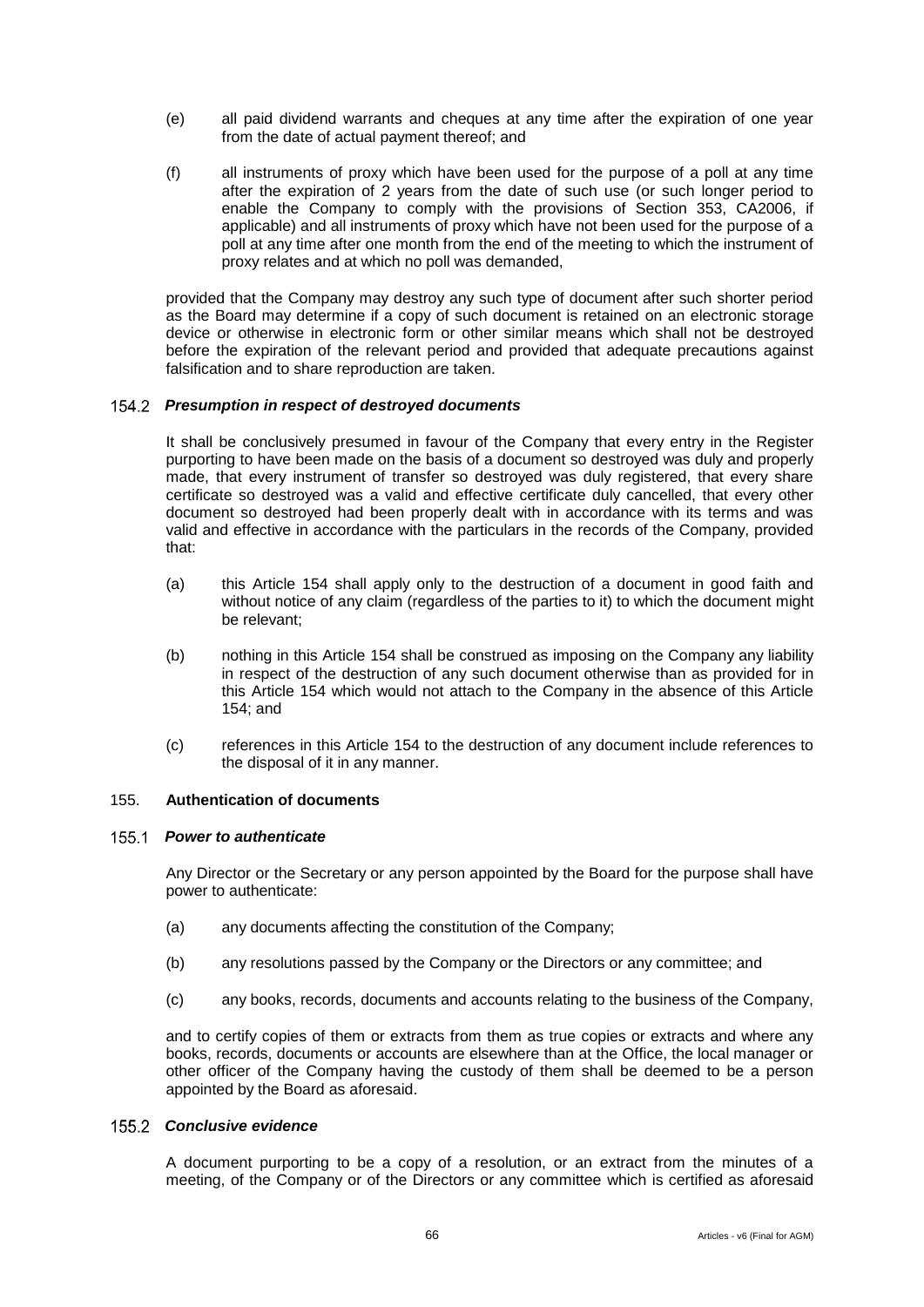(e) all paid dividend warrants and cheques at any time after the expiration of one year from the date of actual payment thereof; and

(f) all instruments of proxy which have been used for the purpose of a poll at any time after the expiration of 2 years from the date of such use (or such longer period to enable the Company to comply with the provisions of Section 353, CA2006, if applicable) and all instruments of proxy which have not been used for the purpose of a poll at any time after one month from the end of the meeting to which the instrument of proxy relates and at which no poll was demanded,

provided that the Company may destroy any such type of document after such shorter period as the Board may determine if a copy of such document is retained on an electronic storage device or otherwise in electronic form or other similar means which shall not be destroyed before the expiration of the relevant period and provided that adequate precautions against falsification and to share reproduction are taken.

### 154.2 *Presumption in respect of destroyed documents*

It shall be conclusively presumed in favour of the Company that every entry in the Register purporting to have been made on the basis of a document so destroyed was duly and properly made, that every instrument of transfer so destroyed was duly registered, that every share certificate so destroyed was a valid and effective certificate duly cancelled, that every other document so destroyed had been properly dealt with in accordance with its terms and was valid and effective in accordance with the particulars in the records of the Company, provided that:

(a) this Article 154 shall apply only to the destruction of a document in good faith and without notice of any claim (regardless of the parties to it) to which the document might be relevant;

(b) nothing in this Article 154 shall be construed as imposing on the Company any liability in respect of the destruction of any such document otherwise than as provided for in this Article 154 which would not attach to the Company in the absence of this Article 154; and

(c) references in this Article 154 to the destruction of any document include references to the disposal of it in any manner.

## 155. **Authentication of documents**

### 155.1 *Power to authenticate*

Any Director or the Secretary or any person appointed by the Board for the purpose shall have power to authenticate:

(a) any documents affecting the constitution of the Company;

(b) any resolutions passed by the Company or the Directors or any committee; and

(c) any books, records, documents and accounts relating to the business of the Company,

and to certify copies of them or extracts from them as true copies or extracts and where any books, records, documents or accounts are elsewhere than at the Office, the local manager or other officer of the Company having the custody of them shall be deemed to be a person appointed by the Board as aforesaid.

### 155.2 *Conclusive evidence*

A document purporting to be a copy of a resolution, or an extract from the minutes of a meeting, of the Company or of the Directors or any committee which is certified as aforesaid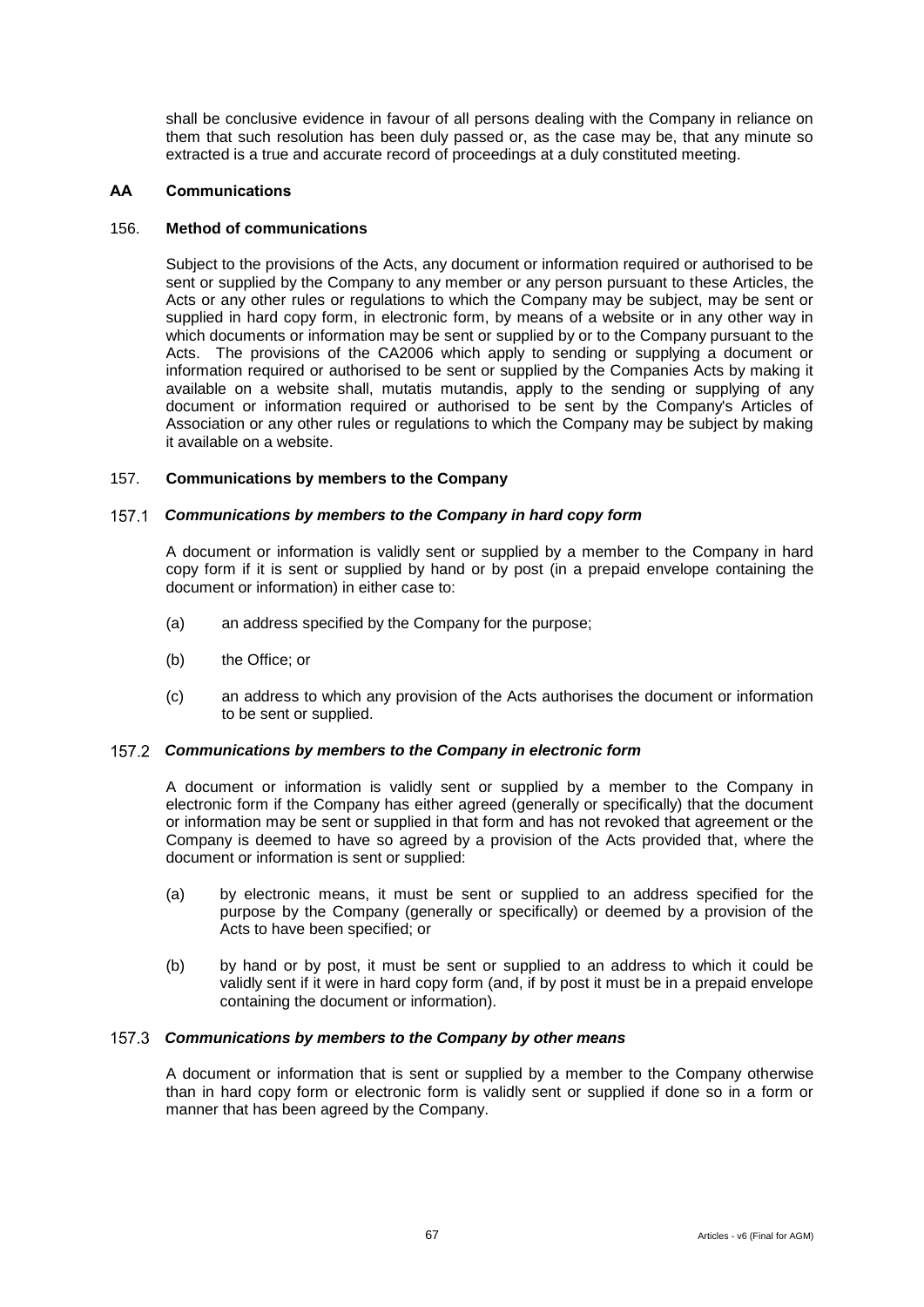shall be conclusive evidence in favour of all persons dealing with the Company in reliance on them that such resolution has been duly passed or, as the case may be, that any minute so extracted is a true and accurate record of proceedings at a duly constituted meeting.

## AA Communications

### 156. Method of communications

Subject to the provisions of the Acts, any document or information required or authorised to be sent or supplied by the Company to any member or any person pursuant to these Articles, the Acts or any other rules or regulations to which the Company may be subject, may be sent or supplied in hard copy form, in electronic form, by means of a website or in any other way in which documents or information may be sent or supplied by or to the Company pursuant to the Acts. The provisions of the CA2006 which apply to sending or supplying a document or information required or authorised to be sent or supplied by the Companies Acts by making it available on a website shall, mutatis mutandis, apply to the sending or supplying of any document or information required or authorised to be sent by the Company's Articles of Association or any other rules or regulations to which the Company may be subject by making it available on a website.

### 157. Communications by members to the Company

#### 157.1 *Communications by members to the Company in hard copy form*

A document or information is validly sent or supplied by a member to the Company in hard copy form if it is sent or supplied by hand or by post (in a prepaid envelope containing the document or information) in either case to:

(a) an address specified by the Company for the purpose;

(b) the Office; or

(c) an address to which any provision of the Acts authorises the document or information to be sent or supplied.

#### 157.2 *Communications by members to the Company in electronic form*

A document or information is validly sent or supplied by a member to the Company in electronic form if the Company has either agreed (generally or specifically) that the document or information may be sent or supplied in that form and has not revoked that agreement or the Company is deemed to have so agreed by a provision of the Acts provided that, where the document or information is sent or supplied:

(a) by electronic means, it must be sent or supplied to an address specified for the purpose by the Company (generally or specifically) or deemed by a provision of the Acts to have been specified; or

(b) by hand or by post, it must be sent or supplied to an address to which it could be validly sent if it were in hard copy form (and, if by post it must be in a prepaid envelope containing the document or information).

#### 157.3 *Communications by members to the Company by other means*

A document or information that is sent or supplied by a member to the Company otherwise than in hard copy form or electronic form is validly sent or supplied if done so in a form or manner that has been agreed by the Company.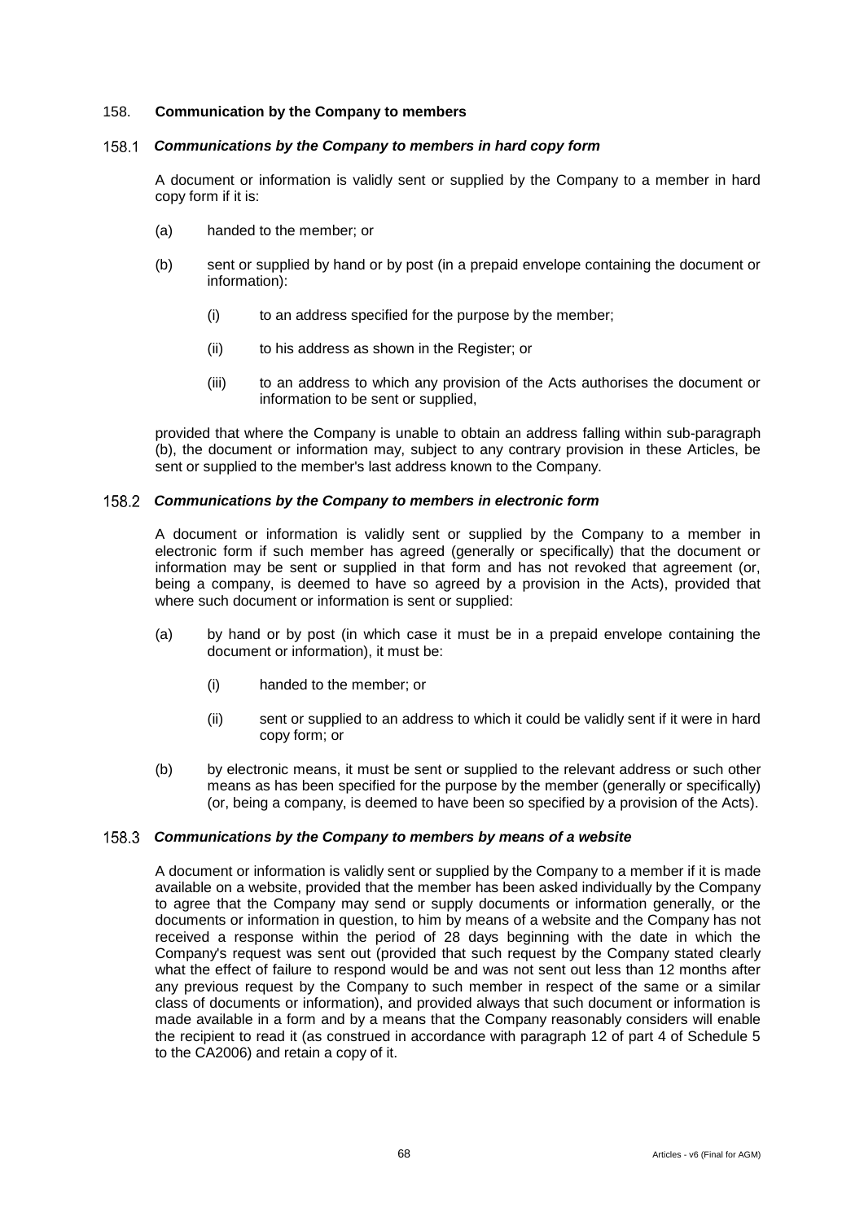## 158. **Communication by the Company to members**

### 158.1 ***Communications by the Company to members in hard copy form***

A document or information is validly sent or supplied by the Company to a member in hard copy form if it is:

(a) handed to the member; or

(b) sent or supplied by hand or by post (in a prepaid envelope containing the document or information):

  (i) to an address specified for the purpose by the member;

  (ii) to his address as shown in the Register; or

  (iii) to an address to which any provision of the Acts authorises the document or information to be sent or supplied,

provided that where the Company is unable to obtain an address falling within sub-paragraph (b), the document or information may, subject to any contrary provision in these Articles, be sent or supplied to the member's last address known to the Company.

### 158.2 ***Communications by the Company to members in electronic form***

A document or information is validly sent or supplied by the Company to a member in electronic form if such member has agreed (generally or specifically) that the document or information may be sent or supplied in that form and has not revoked that agreement (or, being a company, is deemed to have so agreed by a provision in the Acts), provided that where such document or information is sent or supplied:

(a) by hand or by post (in which case it must be in a prepaid envelope containing the document or information), it must be:

  (i) handed to the member; or

  (ii) sent or supplied to an address to which it could be validly sent if it were in hard copy form; or

(b) by electronic means, it must be sent or supplied to the relevant address or such other means as has been specified for the purpose by the member (generally or specifically) (or, being a company, is deemed to have been so specified by a provision of the Acts).

### 158.3 ***Communications by the Company to members by means of a website***

A document or information is validly sent or supplied by the Company to a member if it is made available on a website, provided that the member has been asked individually by the Company to agree that the Company may send or supply documents or information generally, or the documents or information in question, to him by means of a website and the Company has not received a response within the period of 28 days beginning with the date in which the Company's request was sent out (provided that such request by the Company stated clearly what the effect of failure to respond would be and was not sent out less than 12 months after any previous request by the Company to such member in respect of the same or a similar class of documents or information), and provided always that such document or information is made available in a form and by a means that the Company reasonably considers will enable the recipient to read it (as construed in accordance with paragraph 12 of part 4 of Schedule 5 to the CA2006) and retain a copy of it.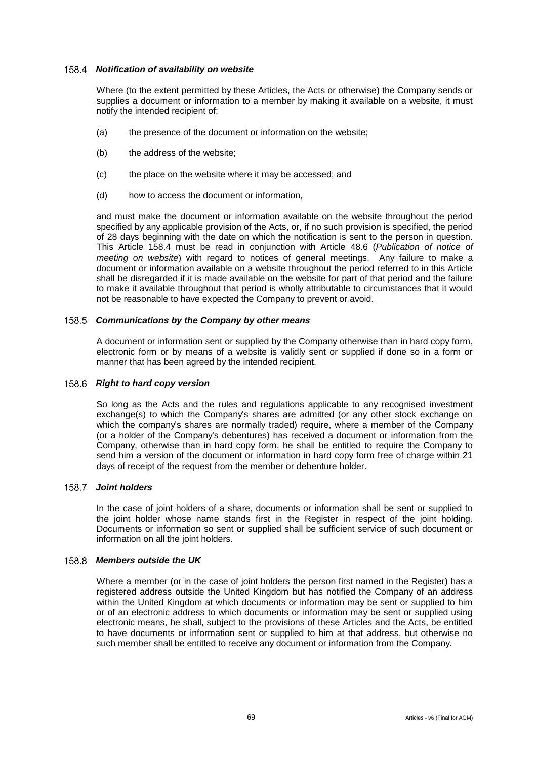### 158.4 *Notification of availability on website*

Where (to the extent permitted by these Articles, the Acts or otherwise) the Company sends or supplies a document or information to a member by making it available on a website, it must notify the intended recipient of:

(a) the presence of the document or information on the website;

(b) the address of the website;

(c) the place on the website where it may be accessed; and

(d) how to access the document or information,

and must make the document or information available on the website throughout the period specified by any applicable provision of the Acts, or, if no such provision is specified, the period of 28 days beginning with the date on which the notification is sent to the person in question. This Article 158.4 must be read in conjunction with Article 48.6 (*Publication of notice of meeting on website*) with regard to notices of general meetings. Any failure to make a document or information available on a website throughout the period referred to in this Article shall be disregarded if it is made available on the website for part of that period and the failure to make it available throughout that period is wholly attributable to circumstances that it would not be reasonable to have expected the Company to prevent or avoid.

### 158.5 *Communications by the Company by other means*

A document or information sent or supplied by the Company otherwise than in hard copy form, electronic form or by means of a website is validly sent or supplied if done so in a form or manner that has been agreed by the intended recipient.

### 158.6 *Right to hard copy version*

So long as the Acts and the rules and regulations applicable to any recognised investment exchange(s) to which the Company's shares are admitted (or any other stock exchange on which the company's shares are normally traded) require, where a member of the Company (or a holder of the Company's debentures) has received a document or information from the Company, otherwise than in hard copy form, he shall be entitled to require the Company to send him a version of the document or information in hard copy form free of charge within 21 days of receipt of the request from the member or debenture holder.

### 158.7 *Joint holders*

In the case of joint holders of a share, documents or information shall be sent or supplied to the joint holder whose name stands first in the Register in respect of the joint holding. Documents or information so sent or supplied shall be sufficient service of such document or information on all the joint holders.

### 158.8 *Members outside the UK*

Where a member (or in the case of joint holders the person first named in the Register) has a registered address outside the United Kingdom but has notified the Company of an address within the United Kingdom at which documents or information may be sent or supplied to him or of an electronic address to which documents or information may be sent or supplied using electronic means, he shall, subject to the provisions of these Articles and the Acts, be entitled to have documents or information sent or supplied to him at that address, but otherwise no such member shall be entitled to receive any document or information from the Company.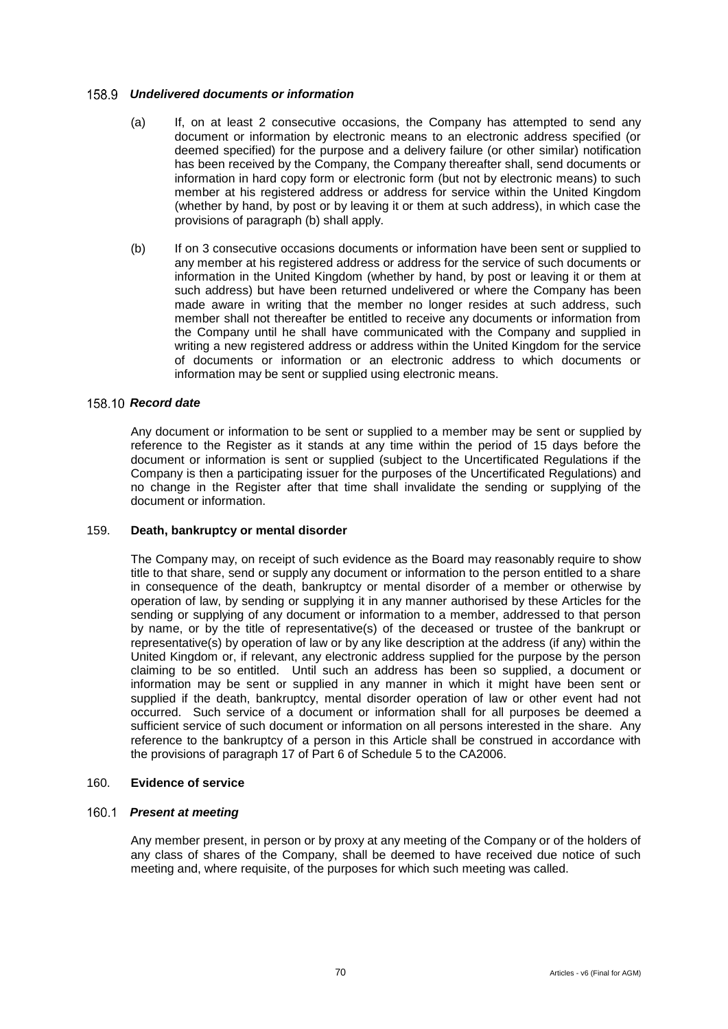#### 158.9 *Undelivered documents or information*

(a) If, on at least 2 consecutive occasions, the Company has attempted to send any document or information by electronic means to an electronic address specified (or deemed specified) for the purpose and a delivery failure (or other similar) notification has been received by the Company, the Company thereafter shall, send documents or information in hard copy form or electronic form (but not by electronic means) to such member at his registered address or address for service within the United Kingdom (whether by hand, by post or by leaving it or them at such address), in which case the provisions of paragraph (b) shall apply.

(b) If on 3 consecutive occasions documents or information have been sent or supplied to any member at his registered address or address for the service of such documents or information in the United Kingdom (whether by hand, by post or leaving it or them at such address) but have been returned undelivered or where the Company has been made aware in writing that the member no longer resides at such address, such member shall not thereafter be entitled to receive any documents or information from the Company until he shall have communicated with the Company and supplied in writing a new registered address or address within the United Kingdom for the service of documents or information or an electronic address to which documents or information may be sent or supplied using electronic means.

#### 158.10 *Record date*

Any document or information to be sent or supplied to a member may be sent or supplied by reference to the Register as it stands at any time within the period of 15 days before the document or information is sent or supplied (subject to the Uncertificated Regulations if the Company is then a participating issuer for the purposes of the Uncertificated Regulations) and no change in the Register after that time shall invalidate the sending or supplying of the document or information.

### 159. Death, bankruptcy or mental disorder

The Company may, on receipt of such evidence as the Board may reasonably require to show title to that share, send or supply any document or information to the person entitled to a share in consequence of the death, bankruptcy or mental disorder of a member or otherwise by operation of law, by sending or supplying it in any manner authorised by these Articles for the sending or supplying of any document or information to a member, addressed to that person by name, or by the title of representative(s) of the deceased or trustee of the bankrupt or representative(s) by operation of law or by any like description at the address (if any) within the United Kingdom or, if relevant, any electronic address supplied for the purpose by the person claiming to be so entitled. Until such an address has been so supplied, a document or information may be sent or supplied in any manner in which it might have been sent or supplied if the death, bankruptcy, mental disorder operation of law or other event had not occurred. Such service of a document or information shall for all purposes be deemed a sufficient service of such document or information on all persons interested in the share. Any reference to the bankruptcy of a person in this Article shall be construed in accordance with the provisions of paragraph 17 of Part 6 of Schedule 5 to the CA2006.

### 160. Evidence of service

#### 160.1 *Present at meeting*

Any member present, in person or by proxy at any meeting of the Company or of the holders of any class of shares of the Company, shall be deemed to have received due notice of such meeting and, where requisite, of the purposes for which such meeting was called.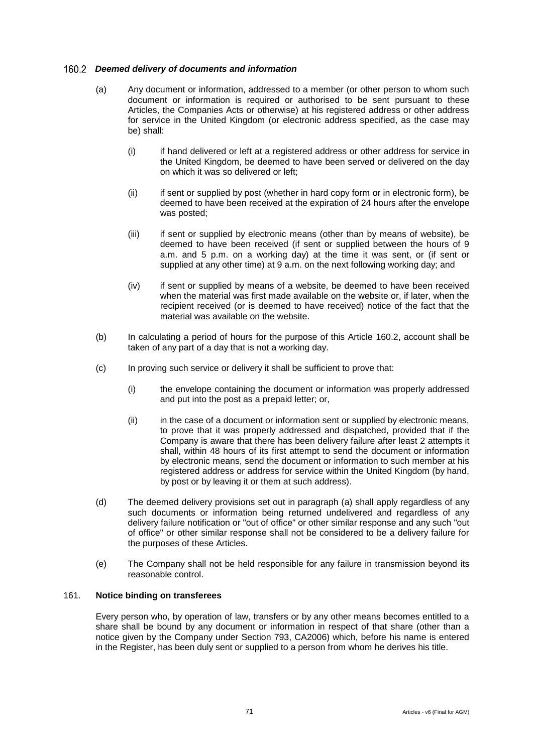### 160.2 *Deemed delivery of documents and information*

(a) Any document or information, addressed to a member (or other person to whom such document or information is required or authorised to be sent pursuant to these Articles, the Companies Acts or otherwise) at his registered address or other address for service in the United Kingdom (or electronic address specified, as the case may be) shall:

(i) if hand delivered or left at a registered address or other address for service in the United Kingdom, be deemed to have been served or delivered on the day on which it was so delivered or left;

(ii) if sent or supplied by post (whether in hard copy form or in electronic form), be deemed to have been received at the expiration of 24 hours after the envelope was posted;

(iii) if sent or supplied by electronic means (other than by means of website), be deemed to have been received (if sent or supplied between the hours of 9 a.m. and 5 p.m. on a working day) at the time it was sent, or (if sent or supplied at any other time) at 9 a.m. on the next following working day; and

(iv) if sent or supplied by means of a website, be deemed to have been received when the material was first made available on the website or, if later, when the recipient received (or is deemed to have received) notice of the fact that the material was available on the website.

(b) In calculating a period of hours for the purpose of this Article 160.2, account shall be taken of any part of a day that is not a working day.

(c) In proving such service or delivery it shall be sufficient to prove that:

(i) the envelope containing the document or information was properly addressed and put into the post as a prepaid letter; or,

(ii) in the case of a document or information sent or supplied by electronic means, to prove that it was properly addressed and dispatched, provided that if the Company is aware that there has been delivery failure after least 2 attempts it shall, within 48 hours of its first attempt to send the document or information by electronic means, send the document or information to such member at his registered address or address for service within the United Kingdom (by hand, by post or by leaving it or them at such address).

(d) The deemed delivery provisions set out in paragraph (a) shall apply regardless of any such documents or information being returned undelivered and regardless of any delivery failure notification or "out of office" or other similar response and any such "out of office" or other similar response shall not be considered to be a delivery failure for the purposes of these Articles.

(e) The Company shall not be held responsible for any failure in transmission beyond its reasonable control.

### 161. **Notice binding on transferees**

Every person who, by operation of law, transfers or by any other means becomes entitled to a share shall be bound by any document or information in respect of that share (other than a notice given by the Company under Section 793, CA2006) which, before his name is entered in the Register, has been duly sent or supplied to a person from whom he derives his title.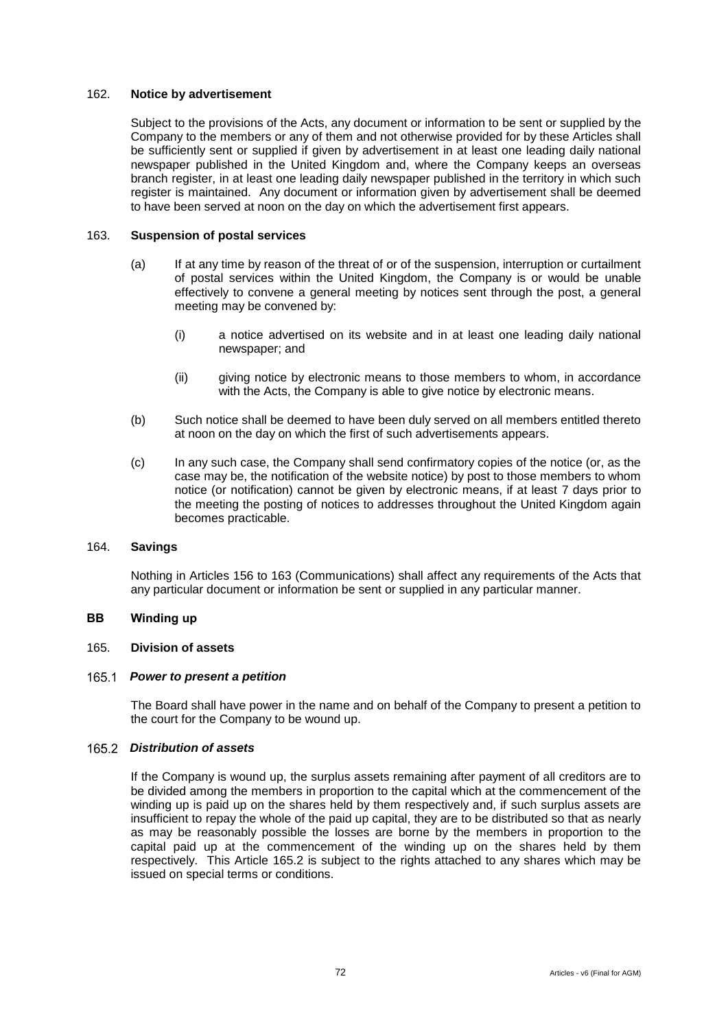162. **Notice by advertisement**

Subject to the provisions of the Acts, any document or information to be sent or supplied by the Company to the members or any of them and not otherwise provided for by these Articles shall be sufficiently sent or supplied if given by advertisement in at least one leading daily national newspaper published in the United Kingdom and, where the Company keeps an overseas branch register, in at least one leading daily newspaper published in the territory in which such register is maintained. Any document or information given by advertisement shall be deemed to have been served at noon on the day on which the advertisement first appears.

163. **Suspension of postal services**

(a) If at any time by reason of the threat of or of the suspension, interruption or curtailment of postal services within the United Kingdom, the Company is or would be unable effectively to convene a general meeting by notices sent through the post, a general meeting may be convened by:

(i) a notice advertised on its website and in at least one leading daily national newspaper; and

(ii) giving notice by electronic means to those members to whom, in accordance with the Acts, the Company is able to give notice by electronic means.

(b) Such notice shall be deemed to have been duly served on all members entitled thereto at noon on the day on which the first of such advertisements appears.

(c) In any such case, the Company shall send confirmatory copies of the notice (or, as the case may be, the notification of the website notice) by post to those members to whom notice (or notification) cannot be given by electronic means, if at least 7 days prior to the meeting the posting of notices to addresses throughout the United Kingdom again becomes practicable.

164. **Savings**

Nothing in Articles 156 to 163 (Communications) shall affect any requirements of the Acts that any particular document or information be sent or supplied in any particular manner.

## BB Winding up

165. **Division of assets**

### 165.1 *Power to present a petition*

The Board shall have power in the name and on behalf of the Company to present a petition to the court for the Company to be wound up.

### 165.2 *Distribution of assets*

If the Company is wound up, the surplus assets remaining after payment of all creditors are to be divided among the members in proportion to the capital which at the commencement of the winding up is paid up on the shares held by them respectively and, if such surplus assets are insufficient to repay the whole of the paid up capital, they are to be distributed so that as nearly as may be reasonably possible the losses are borne by the members in proportion to the capital paid up at the commencement of the winding up on the shares held by them respectively. This Article 165.2 is subject to the rights attached to any shares which may be issued on special terms or conditions.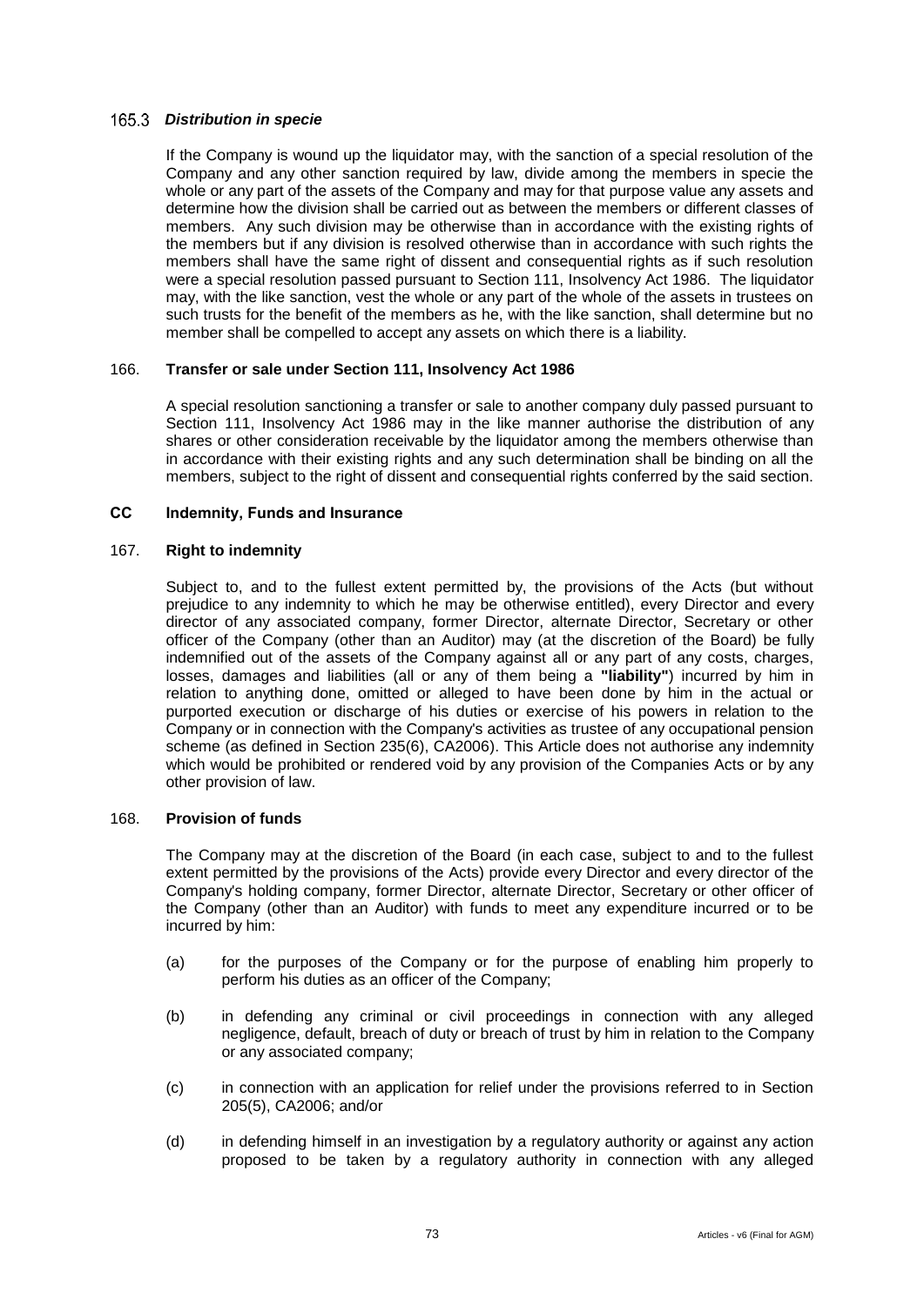### 165.3 *Distribution in specie*

If the Company is wound up the liquidator may, with the sanction of a special resolution of the Company and any other sanction required by law, divide among the members in specie the whole or any part of the assets of the Company and may for that purpose value any assets and determine how the division shall be carried out as between the members or different classes of members. Any such division may be otherwise than in accordance with the existing rights of the members but if any division is resolved otherwise than in accordance with such rights the members shall have the same right of dissent and consequential rights as if such resolution were a special resolution passed pursuant to Section 111, Insolvency Act 1986. The liquidator may, with the like sanction, vest the whole or any part of the whole of the assets in trustees on such trusts for the benefit of the members as he, with the like sanction, shall determine but no member shall be compelled to accept any assets on which there is a liability.

### 166. **Transfer or sale under Section 111, Insolvency Act 1986**

A special resolution sanctioning a transfer or sale to another company duly passed pursuant to Section 111, Insolvency Act 1986 may in the like manner authorise the distribution of any shares or other consideration receivable by the liquidator among the members otherwise than in accordance with their existing rights and any such determination shall be binding on all the members, subject to the right of dissent and consequential rights conferred by the said section.

## CC Indemnity, Funds and Insurance

### 167. **Right to indemnity**

Subject to, and to the fullest extent permitted by, the provisions of the Acts (but without prejudice to any indemnity to which he may be otherwise entitled), every Director and every director of any associated company, former Director, alternate Director, Secretary or other officer of the Company (other than an Auditor) may (at the discretion of the Board) be fully indemnified out of the assets of the Company against all or any part of any costs, charges, losses, damages and liabilities (all or any of them being a **"liability"**) incurred by him in relation to anything done, omitted or alleged to have been done by him in the actual or purported execution or discharge of his duties or exercise of his powers in relation to the Company or in connection with the Company's activities as trustee of any occupational pension scheme (as defined in Section 235(6), CA2006). This Article does not authorise any indemnity which would be prohibited or rendered void by any provision of the Companies Acts or by any other provision of law.

### 168. **Provision of funds**

The Company may at the discretion of the Board (in each case, subject to and to the fullest extent permitted by the provisions of the Acts) provide every Director and every director of the Company's holding company, former Director, alternate Director, Secretary or other officer of the Company (other than an Auditor) with funds to meet any expenditure incurred or to be incurred by him:

(a) for the purposes of the Company or for the purpose of enabling him properly to perform his duties as an officer of the Company;

(b) in defending any criminal or civil proceedings in connection with any alleged negligence, default, breach of duty or breach of trust by him in relation to the Company or any associated company;

(c) in connection with an application for relief under the provisions referred to in Section 205(5), CA2006; and/or

(d) in defending himself in an investigation by a regulatory authority or against any action proposed to be taken by a regulatory authority in connection with any alleged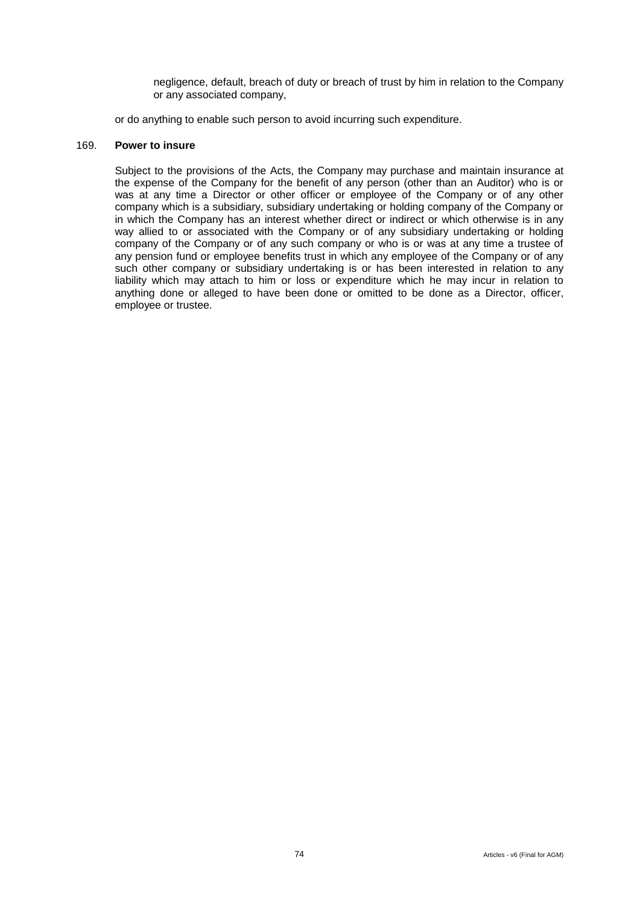negligence, default, breach of duty or breach of trust by him in relation to the Company or any associated company,

or do anything to enable such person to avoid incurring such expenditure.

## 169. **Power to insure**

Subject to the provisions of the Acts, the Company may purchase and maintain insurance at the expense of the Company for the benefit of any person (other than an Auditor) who is or was at any time a Director or other officer or employee of the Company or of any other company which is a subsidiary, subsidiary undertaking or holding company of the Company or in which the Company has an interest whether direct or indirect or which otherwise is in any way allied to or associated with the Company or of any subsidiary undertaking or holding company of the Company or of any such company or who is or was at any time a trustee of any pension fund or employee benefits trust in which any employee of the Company or of any such other company or subsidiary undertaking is or has been interested in relation to any liability which may attach to him or loss or expenditure which he may incur in relation to anything done or alleged to have been done or omitted to be done as a Director, officer, employee or trustee.